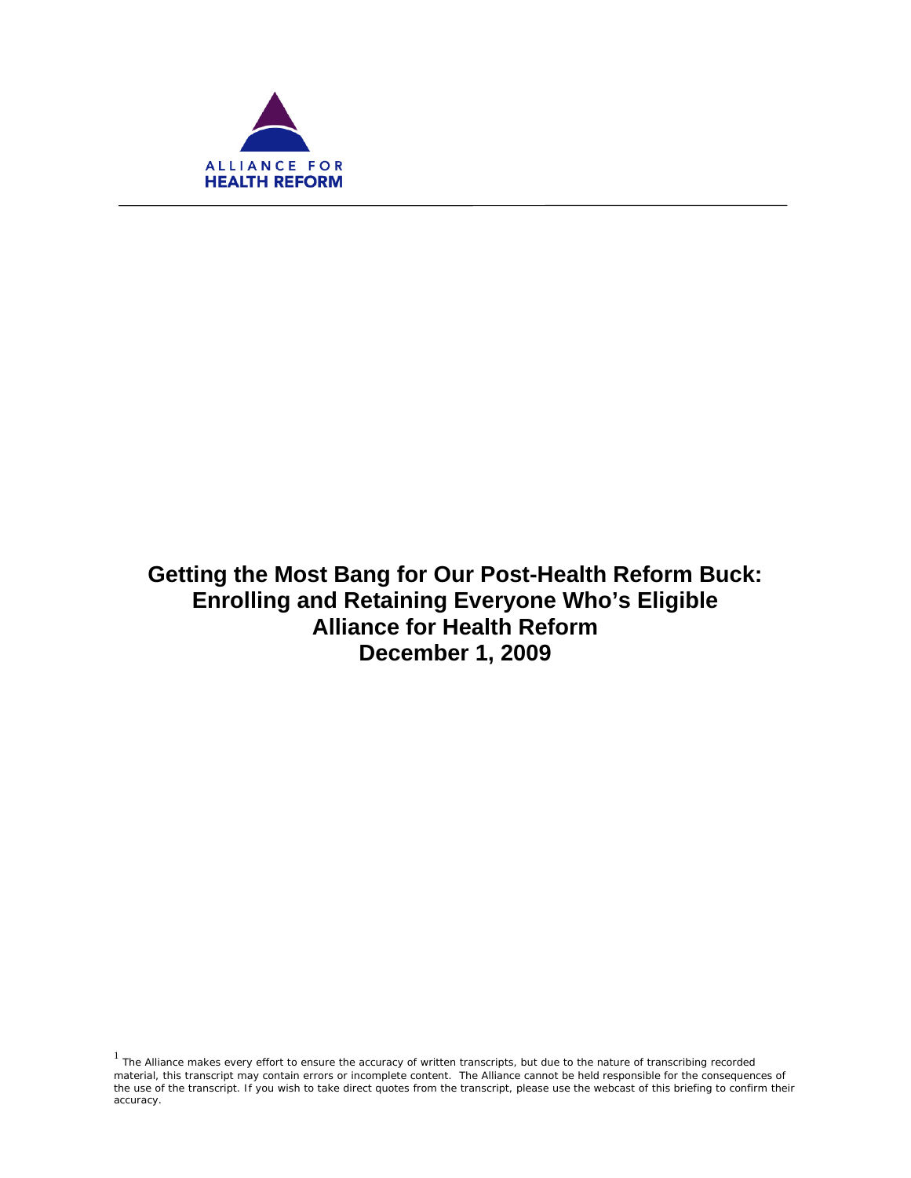ALLIANCE FOR
HEALTH REFORM

# Getting the Most Bang for Our Post-Health Reform Buck: Enrolling and Retaining Everyone Who's Eligible
# Alliance for Health Reform
# December 1, 2009

[1] The Alliance makes every effort to ensure the accuracy of written transcripts, but due to the nature of transcribing recorded material, this transcript may contain errors or incomplete content. The Alliance cannot be held responsible for the consequences of the use of the transcript. If you wish to take direct quotes from the transcript, please use the webcast of this briefing to confirm their accuracy.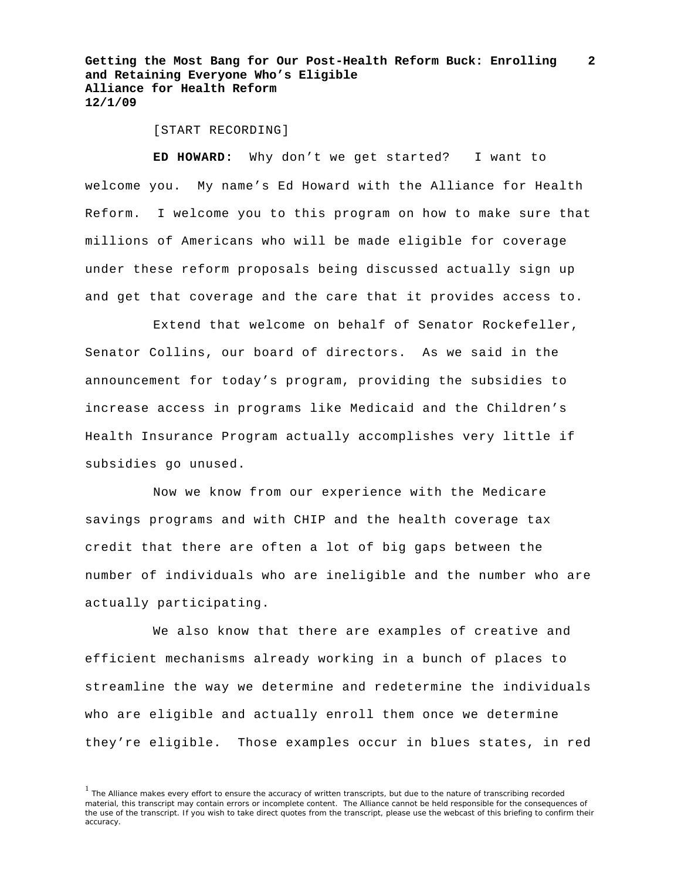[START RECORDING]

**ED HOWARD:** Why don't we get started? I want to welcome you. My name's Ed Howard with the Alliance for Health Reform. I welcome you to this program on how to make sure that millions of Americans who will be made eligible for coverage under these reform proposals being discussed actually sign up and get that coverage and the care that it provides access to.

Extend that welcome on behalf of Senator Rockefeller, Senator Collins, our board of directors. As we said in the announcement for today's program, providing the subsidies to increase access in programs like Medicaid and the Children's Health Insurance Program actually accomplishes very little if subsidies go unused.

Now we know from our experience with the Medicare savings programs and with CHIP and the health coverage tax credit that there are often a lot of big gaps between the number of individuals who are ineligible and the number who are actually participating.

We also know that there are examples of creative and efficient mechanisms already working in a bunch of places to streamline the way we determine and redetermine the individuals who are eligible and actually enroll them once we determine they're eligible. Those examples occur in blues states, in red

[1] The Alliance makes every effort to ensure the accuracy of written transcripts, but due to the nature of transcribing recorded material, this transcript may contain errors or incomplete content. The Alliance cannot be held responsible for the consequences of the use of the transcript. If you wish to take direct quotes from the transcript, please use the webcast of this briefing to confirm their accuracy.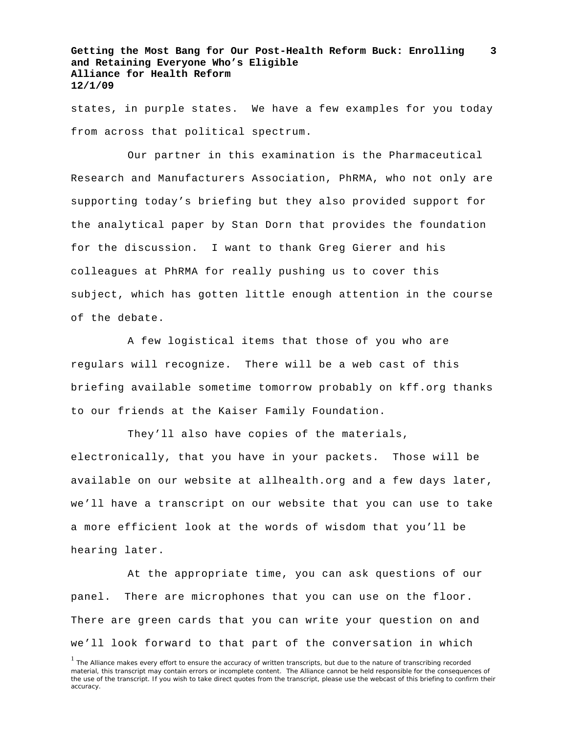states, in purple states. We have a few examples for you today from across that political spectrum.

Our partner in this examination is the Pharmaceutical Research and Manufacturers Association, PhRMA, who not only are supporting today's briefing but they also provided support for the analytical paper by Stan Dorn that provides the foundation for the discussion. I want to thank Greg Gierer and his colleagues at PhRMA for really pushing us to cover this subject, which has gotten little enough attention in the course of the debate.

A few logistical items that those of you who are regulars will recognize. There will be a web cast of this briefing available sometime tomorrow probably on kff.org thanks to our friends at the Kaiser Family Foundation.

They'll also have copies of the materials, electronically, that you have in your packets. Those will be available on our website at allhealth.org and a few days later, we'll have a transcript on our website that you can use to take a more efficient look at the words of wisdom that you'll be hearing later.

At the appropriate time, you can ask questions of our panel. There are microphones that you can use on the floor. There are green cards that you can write your question on and we'll look forward to that part of the conversation in which

[1] The Alliance makes every effort to ensure the accuracy of written transcripts, but due to the nature of transcribing recorded material, this transcript may contain errors or incomplete content. The Alliance cannot be held responsible for the consequences of the use of the transcript. If you wish to take direct quotes from the transcript, please use the webcast of this briefing to confirm their accuracy.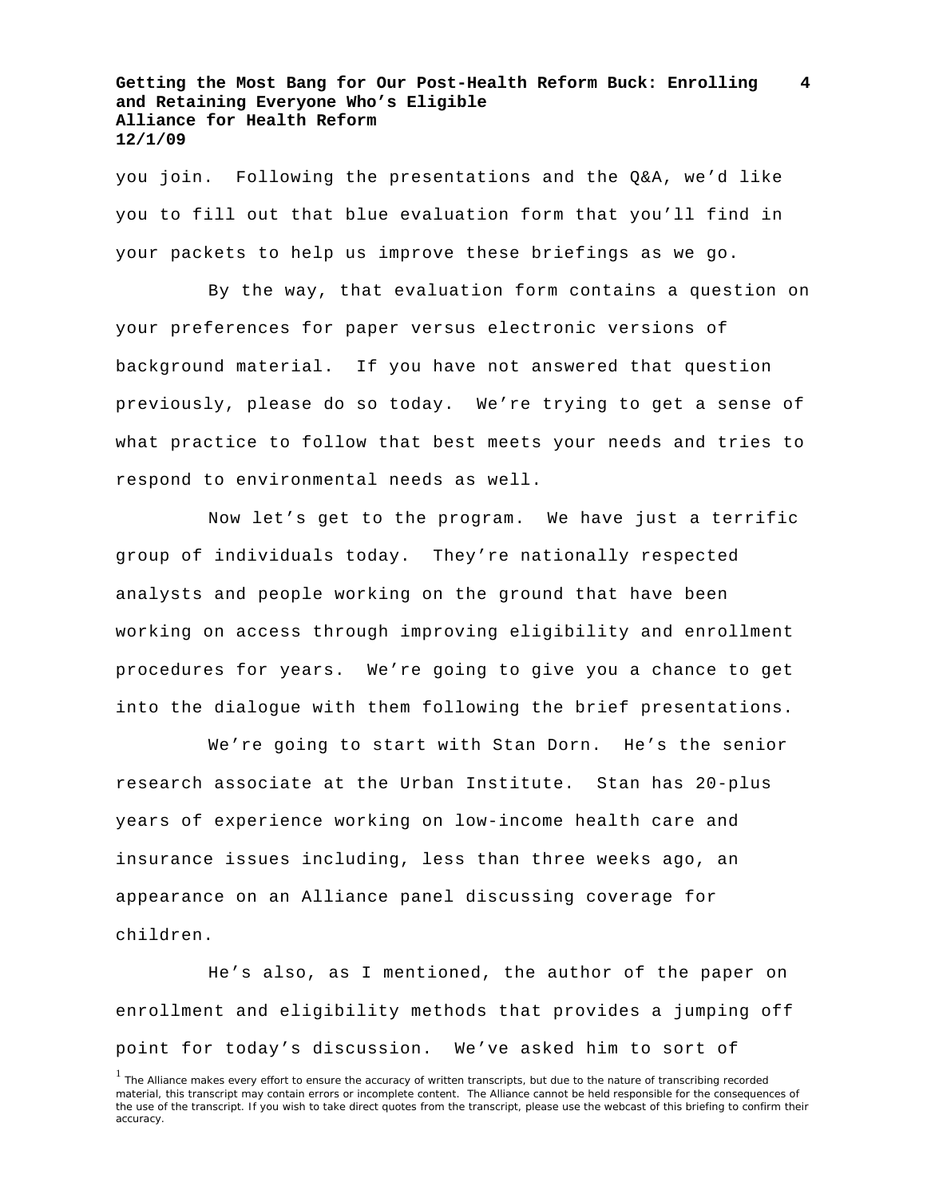you join. Following the presentations and the Q&A, we'd like you to fill out that blue evaluation form that you'll find in your packets to help us improve these briefings as we go.

By the way, that evaluation form contains a question on your preferences for paper versus electronic versions of background material. If you have not answered that question previously, please do so today. We're trying to get a sense of what practice to follow that best meets your needs and tries to respond to environmental needs as well.

Now let's get to the program. We have just a terrific group of individuals today. They're nationally respected analysts and people working on the ground that have been working on access through improving eligibility and enrollment procedures for years. We're going to give you a chance to get into the dialogue with them following the brief presentations.

We're going to start with Stan Dorn. He's the senior research associate at the Urban Institute. Stan has 20-plus years of experience working on low-income health care and insurance issues including, less than three weeks ago, an appearance on an Alliance panel discussing coverage for children.

He's also, as I mentioned, the author of the paper on enrollment and eligibility methods that provides a jumping off point for today's discussion. We've asked him to sort of

[1] The Alliance makes every effort to ensure the accuracy of written transcripts, but due to the nature of transcribing recorded material, this transcript may contain errors or incomplete content. The Alliance cannot be held responsible for the consequences of the use of the transcript. If you wish to take direct quotes from the transcript, please use the webcast of this briefing to confirm their accuracy.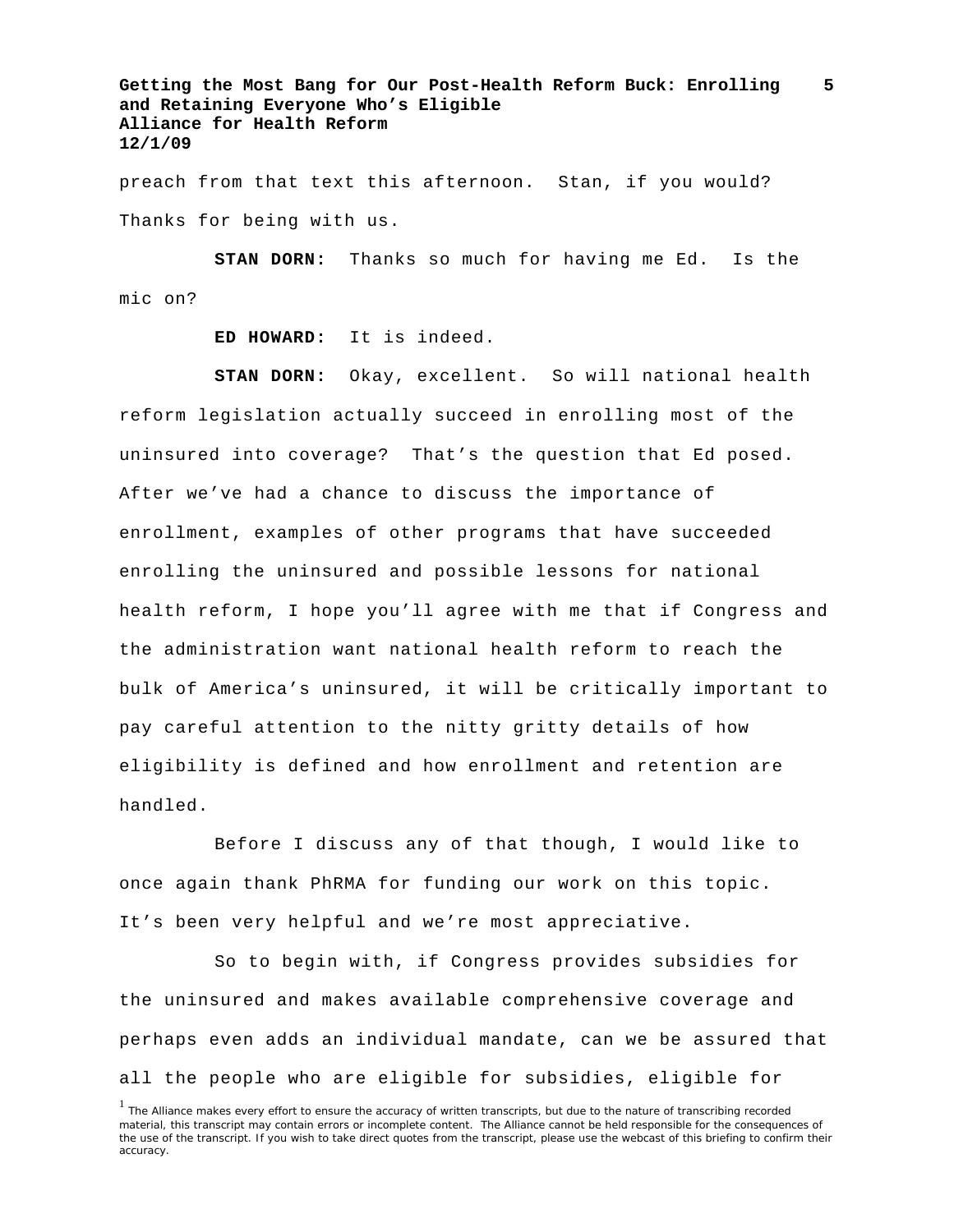preach from that text this afternoon. Stan, if you would? Thanks for being with us.

**STAN DORN:** Thanks so much for having me Ed. Is the mic on?

**ED HOWARD:** It is indeed.

**STAN DORN:** Okay, excellent. So will national health reform legislation actually succeed in enrolling most of the uninsured into coverage? That's the question that Ed posed. After we've had a chance to discuss the importance of enrollment, examples of other programs that have succeeded enrolling the uninsured and possible lessons for national health reform, I hope you'll agree with me that if Congress and the administration want national health reform to reach the bulk of America's uninsured, it will be critically important to pay careful attention to the nitty gritty details of how eligibility is defined and how enrollment and retention are handled.

Before I discuss any of that though, I would like to once again thank PhRMA for funding our work on this topic. It's been very helpful and we're most appreciative.

So to begin with, if Congress provides subsidies for the uninsured and makes available comprehensive coverage and perhaps even adds an individual mandate, can we be assured that all the people who are eligible for subsidies, eligible for

[1] The Alliance makes every effort to ensure the accuracy of written transcripts, but due to the nature of transcribing recorded material, this transcript may contain errors or incomplete content. The Alliance cannot be held responsible for the consequences of the use of the transcript. If you wish to take direct quotes from the transcript, please use the webcast of this briefing to confirm their accuracy.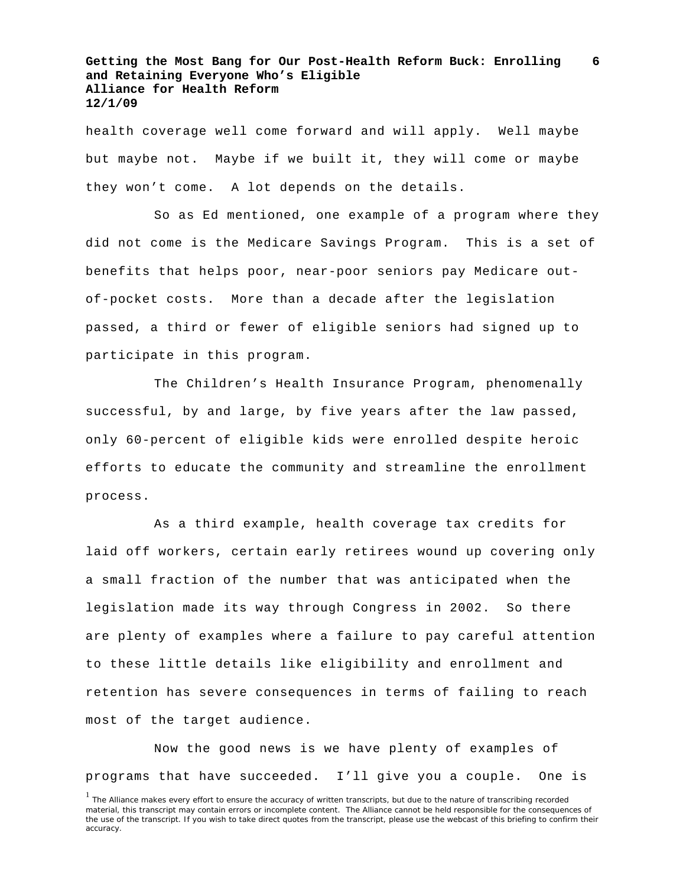health coverage well come forward and will apply. Well maybe but maybe not. Maybe if we built it, they will come or maybe they won't come. A lot depends on the details.

So as Ed mentioned, one example of a program where they did not come is the Medicare Savings Program. This is a set of benefits that helps poor, near-poor seniors pay Medicare out-of-pocket costs. More than a decade after the legislation passed, a third or fewer of eligible seniors had signed up to participate in this program.

The Children's Health Insurance Program, phenomenally successful, by and large, by five years after the law passed, only 60-percent of eligible kids were enrolled despite heroic efforts to educate the community and streamline the enrollment process.

As a third example, health coverage tax credits for laid off workers, certain early retirees wound up covering only a small fraction of the number that was anticipated when the legislation made its way through Congress in 2002. So there are plenty of examples where a failure to pay careful attention to these little details like eligibility and enrollment and retention has severe consequences in terms of failing to reach most of the target audience.

Now the good news is we have plenty of examples of programs that have succeeded. I'll give you a couple. One is

[1] The Alliance makes every effort to ensure the accuracy of written transcripts, but due to the nature of transcribing recorded material, this transcript may contain errors or incomplete content. The Alliance cannot be held responsible for the consequences of the use of the transcript. If you wish to take direct quotes from the transcript, please use the webcast of this briefing to confirm their accuracy.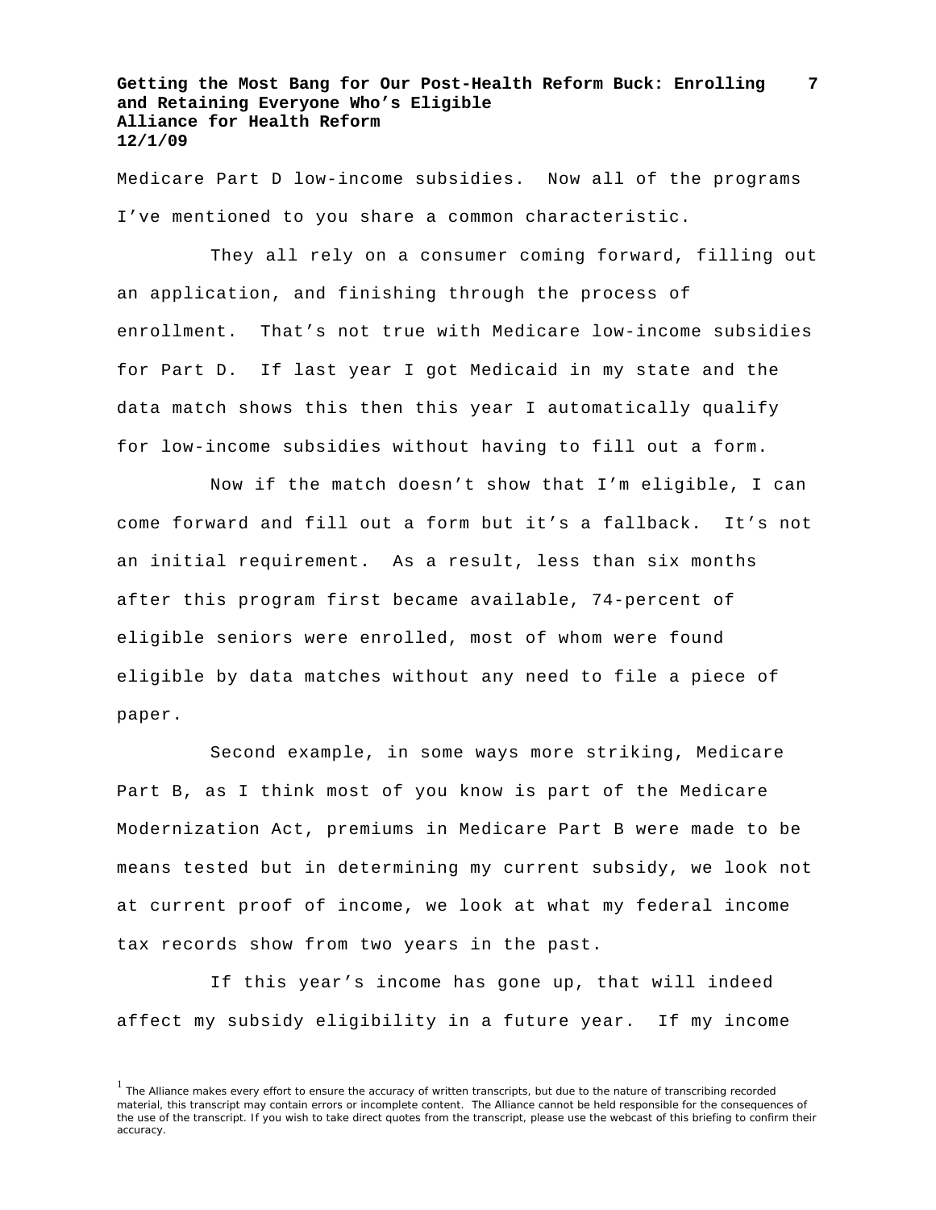Medicare Part D low-income subsidies. Now all of the programs I've mentioned to you share a common characteristic.

They all rely on a consumer coming forward, filling out an application, and finishing through the process of enrollment. That's not true with Medicare low-income subsidies for Part D. If last year I got Medicaid in my state and the data match shows this then this year I automatically qualify for low-income subsidies without having to fill out a form.

Now if the match doesn't show that I'm eligible, I can come forward and fill out a form but it's a fallback. It's not an initial requirement. As a result, less than six months after this program first became available, 74-percent of eligible seniors were enrolled, most of whom were found eligible by data matches without any need to file a piece of paper.

Second example, in some ways more striking, Medicare Part B, as I think most of you know is part of the Medicare Modernization Act, premiums in Medicare Part B were made to be means tested but in determining my current subsidy, we look not at current proof of income, we look at what my federal income tax records show from two years in the past.

If this year's income has gone up, that will indeed affect my subsidy eligibility in a future year. If my income

[1] The Alliance makes every effort to ensure the accuracy of written transcripts, but due to the nature of transcribing recorded material, this transcript may contain errors or incomplete content. The Alliance cannot be held responsible for the consequences of the use of the transcript. If you wish to take direct quotes from the transcript, please use the webcast of this briefing to confirm their accuracy.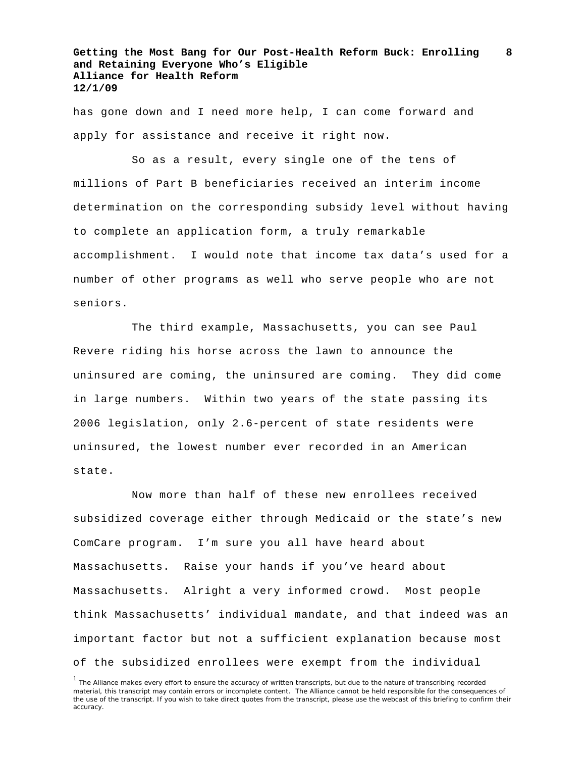has gone down and I need more help, I can come forward and apply for assistance and receive it right now.

So as a result, every single one of the tens of millions of Part B beneficiaries received an interim income determination on the corresponding subsidy level without having to complete an application form, a truly remarkable accomplishment. I would note that income tax data's used for a number of other programs as well who serve people who are not seniors.

The third example, Massachusetts, you can see Paul Revere riding his horse across the lawn to announce the uninsured are coming, the uninsured are coming. They did come in large numbers. Within two years of the state passing its 2006 legislation, only 2.6-percent of state residents were uninsured, the lowest number ever recorded in an American state.

Now more than half of these new enrollees received subsidized coverage either through Medicaid or the state's new ComCare program. I'm sure you all have heard about Massachusetts. Raise your hands if you've heard about Massachusetts. Alright a very informed crowd. Most people think Massachusetts' individual mandate, and that indeed was an important factor but not a sufficient explanation because most of the subsidized enrollees were exempt from the individual

[1] The Alliance makes every effort to ensure the accuracy of written transcripts, but due to the nature of transcribing recorded material, this transcript may contain errors or incomplete content. The Alliance cannot be held responsible for the consequences of the use of the transcript. If you wish to take direct quotes from the transcript, please use the webcast of this briefing to confirm their accuracy.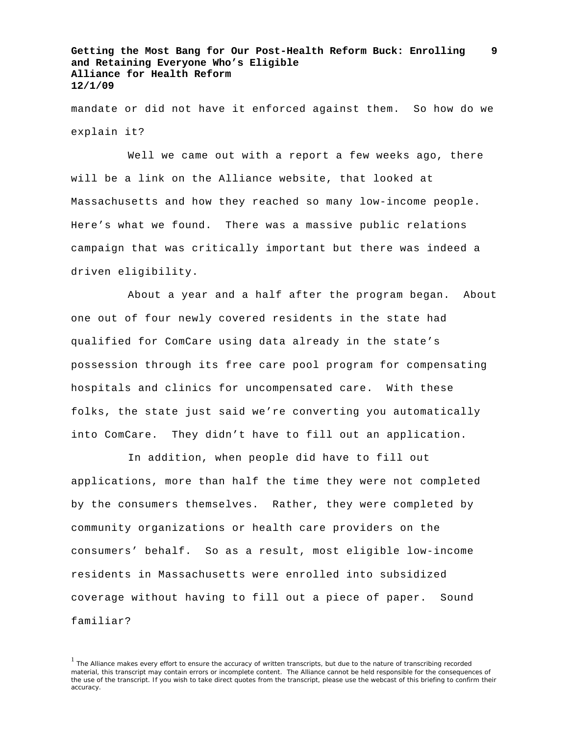mandate or did not have it enforced against them. So how do we explain it?

Well we came out with a report a few weeks ago, there will be a link on the Alliance website, that looked at Massachusetts and how they reached so many low-income people. Here's what we found. There was a massive public relations campaign that was critically important but there was indeed a driven eligibility.

About a year and a half after the program began. About one out of four newly covered residents in the state had qualified for ComCare using data already in the state's possession through its free care pool program for compensating hospitals and clinics for uncompensated care. With these folks, the state just said we're converting you automatically into ComCare. They didn't have to fill out an application.

In addition, when people did have to fill out applications, more than half the time they were not completed by the consumers themselves. Rather, they were completed by community organizations or health care providers on the consumers' behalf. So as a result, most eligible low-income residents in Massachusetts were enrolled into subsidized coverage without having to fill out a piece of paper. Sound familiar?

[1] The Alliance makes every effort to ensure the accuracy of written transcripts, but due to the nature of transcribing recorded material, this transcript may contain errors or incomplete content. The Alliance cannot be held responsible for the consequences of the use of the transcript. If you wish to take direct quotes from the transcript, please use the webcast of this briefing to confirm their accuracy.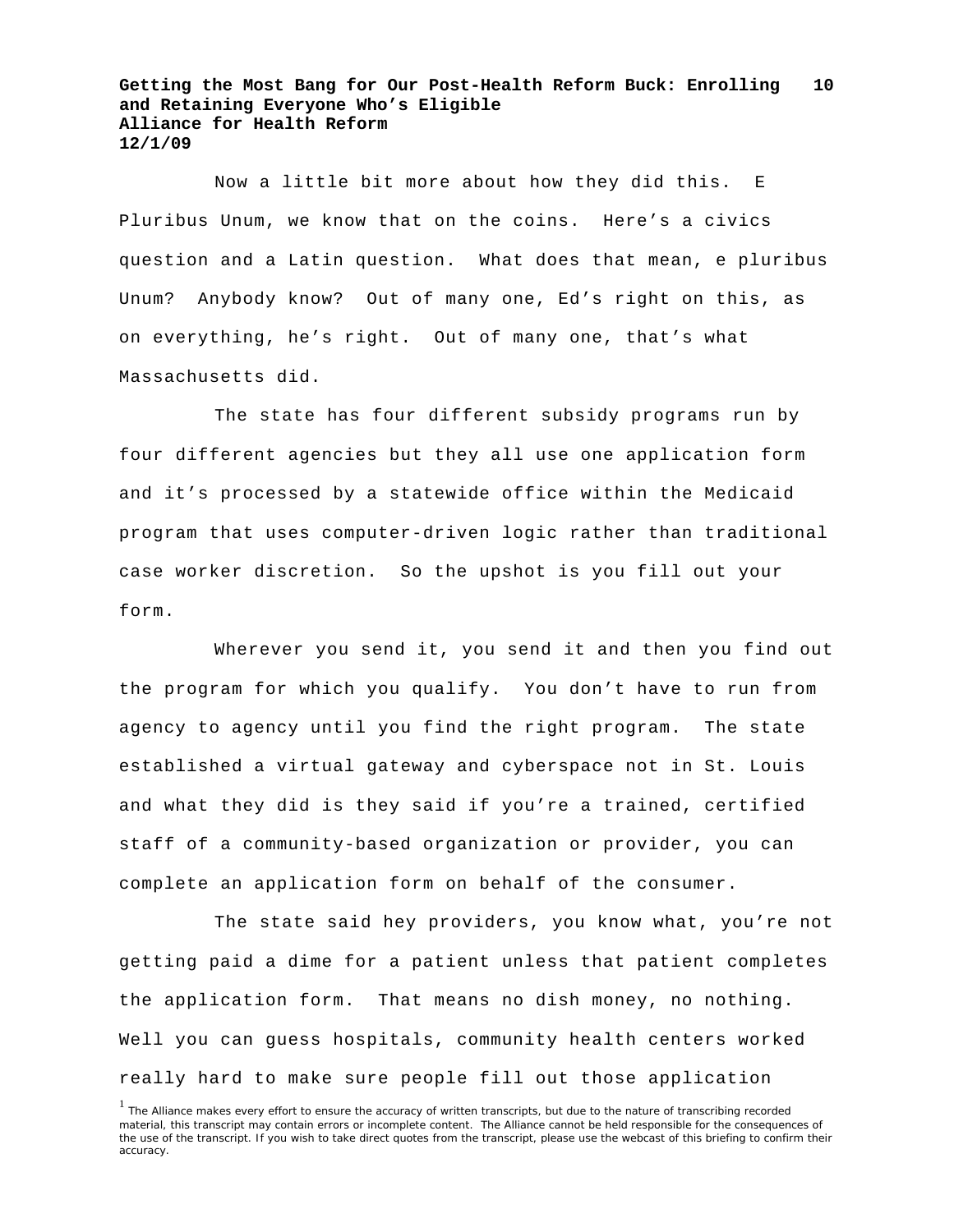Now a little bit more about how they did this. E Pluribus Unum, we know that on the coins. Here's a civics question and a Latin question. What does that mean, e pluribus Unum? Anybody know? Out of many one, Ed's right on this, as on everything, he's right. Out of many one, that's what Massachusetts did.

The state has four different subsidy programs run by four different agencies but they all use one application form and it's processed by a statewide office within the Medicaid program that uses computer-driven logic rather than traditional case worker discretion. So the upshot is you fill out your form.

Wherever you send it, you send it and then you find out the program for which you qualify. You don't have to run from agency to agency until you find the right program. The state established a virtual gateway and cyberspace not in St. Louis and what they did is they said if you're a trained, certified staff of a community-based organization or provider, you can complete an application form on behalf of the consumer.

The state said hey providers, you know what, you're not getting paid a dime for a patient unless that patient completes the application form. That means no dish money, no nothing. Well you can guess hospitals, community health centers worked really hard to make sure people fill out those application

[1] The Alliance makes every effort to ensure the accuracy of written transcripts, but due to the nature of transcribing recorded material, this transcript may contain errors or incomplete content. The Alliance cannot be held responsible for the consequences of the use of the transcript. If you wish to take direct quotes from the transcript, please use the webcast of this briefing to confirm their accuracy.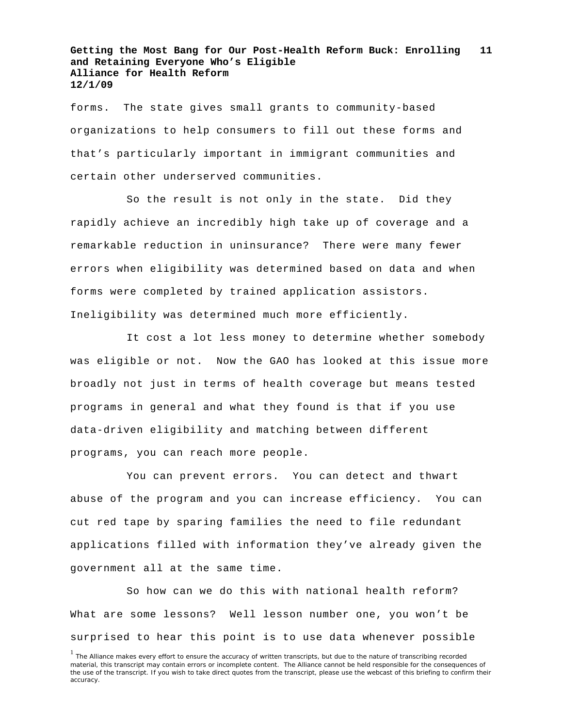forms. The state gives small grants to community-based organizations to help consumers to fill out these forms and that's particularly important in immigrant communities and certain other underserved communities.

So the result is not only in the state. Did they rapidly achieve an incredibly high take up of coverage and a remarkable reduction in uninsurance? There were many fewer errors when eligibility was determined based on data and when forms were completed by trained application assistors. Ineligibility was determined much more efficiently.

It cost a lot less money to determine whether somebody was eligible or not. Now the GAO has looked at this issue more broadly not just in terms of health coverage but means tested programs in general and what they found is that if you use data-driven eligibility and matching between different programs, you can reach more people.

You can prevent errors. You can detect and thwart abuse of the program and you can increase efficiency. You can cut red tape by sparing families the need to file redundant applications filled with information they've already given the government all at the same time.

So how can we do this with national health reform? What are some lessons? Well lesson number one, you won't be surprised to hear this point is to use data whenever possible

[1] The Alliance makes every effort to ensure the accuracy of written transcripts, but due to the nature of transcribing recorded material, this transcript may contain errors or incomplete content. The Alliance cannot be held responsible for the consequences of the use of the transcript. If you wish to take direct quotes from the transcript, please use the webcast of this briefing to confirm their accuracy.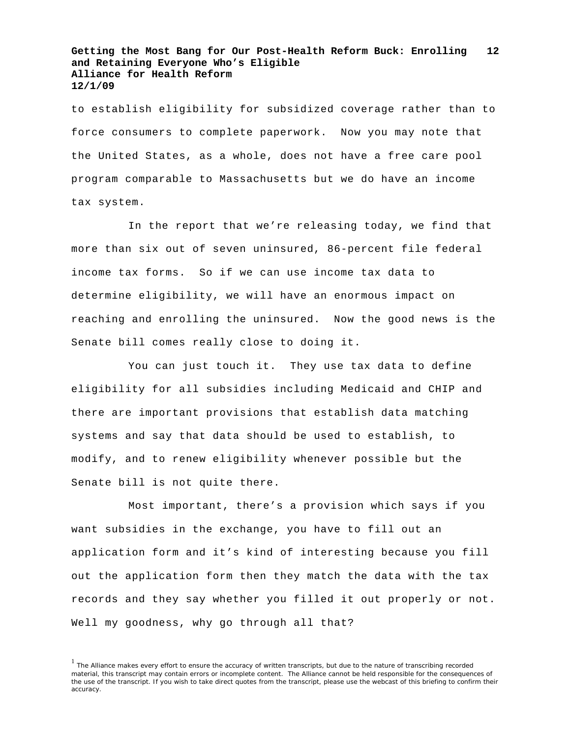to establish eligibility for subsidized coverage rather than to force consumers to complete paperwork. Now you may note that the United States, as a whole, does not have a free care pool program comparable to Massachusetts but we do have an income tax system.

In the report that we're releasing today, we find that more than six out of seven uninsured, 86-percent file federal income tax forms. So if we can use income tax data to determine eligibility, we will have an enormous impact on reaching and enrolling the uninsured. Now the good news is the Senate bill comes really close to doing it.

You can just touch it. They use tax data to define eligibility for all subsidies including Medicaid and CHIP and there are important provisions that establish data matching systems and say that data should be used to establish, to modify, and to renew eligibility whenever possible but the Senate bill is not quite there.

Most important, there's a provision which says if you want subsidies in the exchange, you have to fill out an application form and it's kind of interesting because you fill out the application form then they match the data with the tax records and they say whether you filled it out properly or not. Well my goodness, why go through all that?

[1] The Alliance makes every effort to ensure the accuracy of written transcripts, but due to the nature of transcribing recorded material, this transcript may contain errors or incomplete content. The Alliance cannot be held responsible for the consequences of the use of the transcript. If you wish to take direct quotes from the transcript, please use the webcast of this briefing to confirm their accuracy.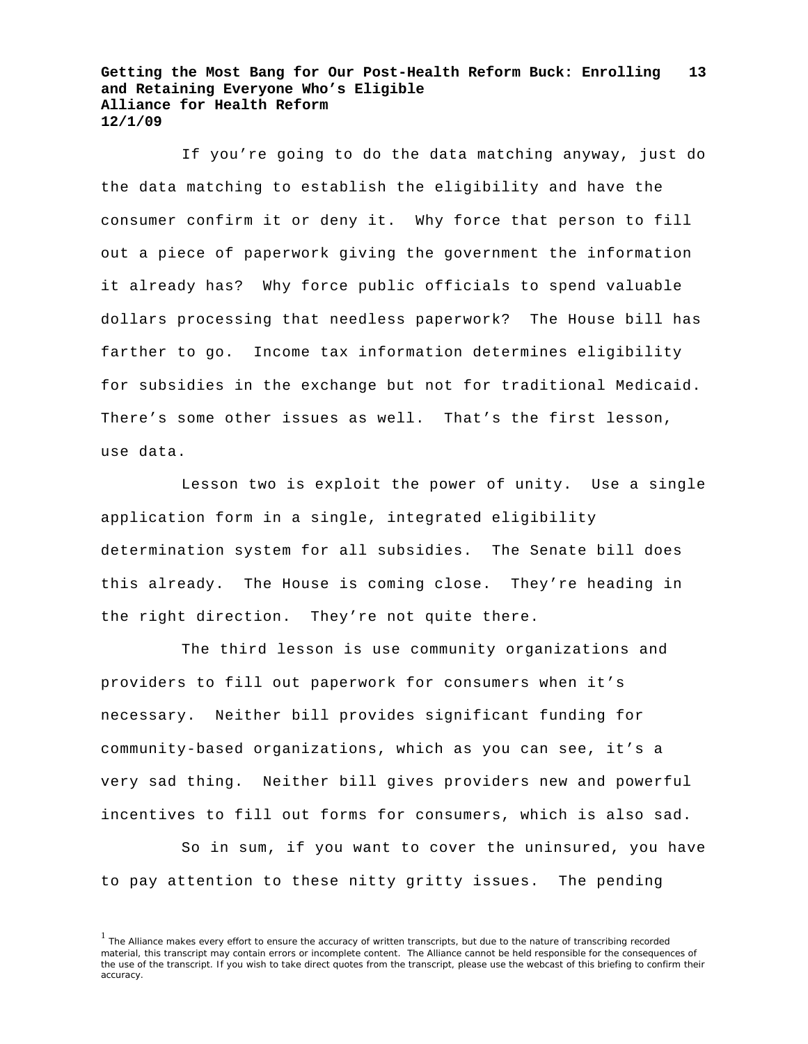If you're going to do the data matching anyway, just do the data matching to establish the eligibility and have the consumer confirm it or deny it. Why force that person to fill out a piece of paperwork giving the government the information it already has? Why force public officials to spend valuable dollars processing that needless paperwork? The House bill has farther to go. Income tax information determines eligibility for subsidies in the exchange but not for traditional Medicaid. There's some other issues as well. That's the first lesson, use data.

Lesson two is exploit the power of unity. Use a single application form in a single, integrated eligibility determination system for all subsidies. The Senate bill does this already. The House is coming close. They're heading in the right direction. They're not quite there.

The third lesson is use community organizations and providers to fill out paperwork for consumers when it's necessary. Neither bill provides significant funding for community-based organizations, which as you can see, it's a very sad thing. Neither bill gives providers new and powerful incentives to fill out forms for consumers, which is also sad.

So in sum, if you want to cover the uninsured, you have to pay attention to these nitty gritty issues. The pending

[1] The Alliance makes every effort to ensure the accuracy of written transcripts, but due to the nature of transcribing recorded material, this transcript may contain errors or incomplete content. The Alliance cannot be held responsible for the consequences of the use of the transcript. If you wish to take direct quotes from the transcript, please use the webcast of this briefing to confirm their accuracy.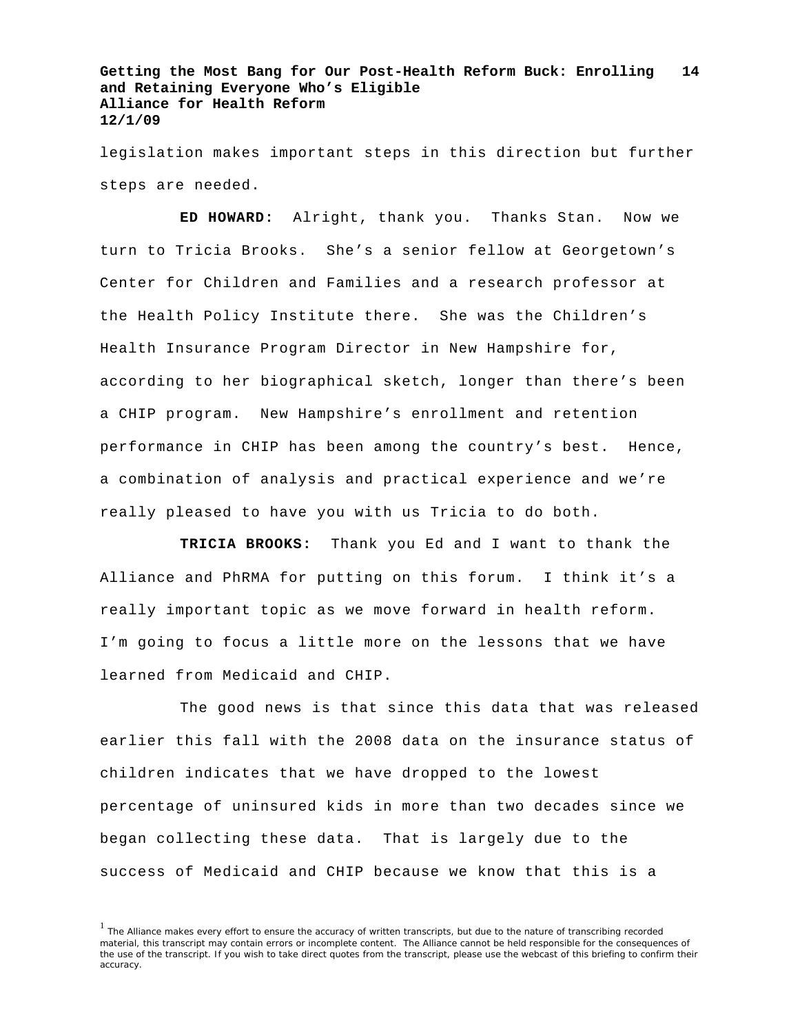legislation makes important steps in this direction but further steps are needed.

**ED HOWARD:** Alright, thank you. Thanks Stan. Now we turn to Tricia Brooks. She's a senior fellow at Georgetown's Center for Children and Families and a research professor at the Health Policy Institute there. She was the Children's Health Insurance Program Director in New Hampshire for, according to her biographical sketch, longer than there's been a CHIP program. New Hampshire's enrollment and retention performance in CHIP has been among the country's best. Hence, a combination of analysis and practical experience and we're really pleased to have you with us Tricia to do both.

**TRICIA BROOKS:** Thank you Ed and I want to thank the Alliance and PhRMA for putting on this forum. I think it's a really important topic as we move forward in health reform. I'm going to focus a little more on the lessons that we have learned from Medicaid and CHIP.

The good news is that since this data that was released earlier this fall with the 2008 data on the insurance status of children indicates that we have dropped to the lowest percentage of uninsured kids in more than two decades since we began collecting these data. That is largely due to the success of Medicaid and CHIP because we know that this is a

[1] The Alliance makes every effort to ensure the accuracy of written transcripts, but due to the nature of transcribing recorded material, this transcript may contain errors or incomplete content. The Alliance cannot be held responsible for the consequences of the use of the transcript. If you wish to take direct quotes from the transcript, please use the webcast of this briefing to confirm their accuracy.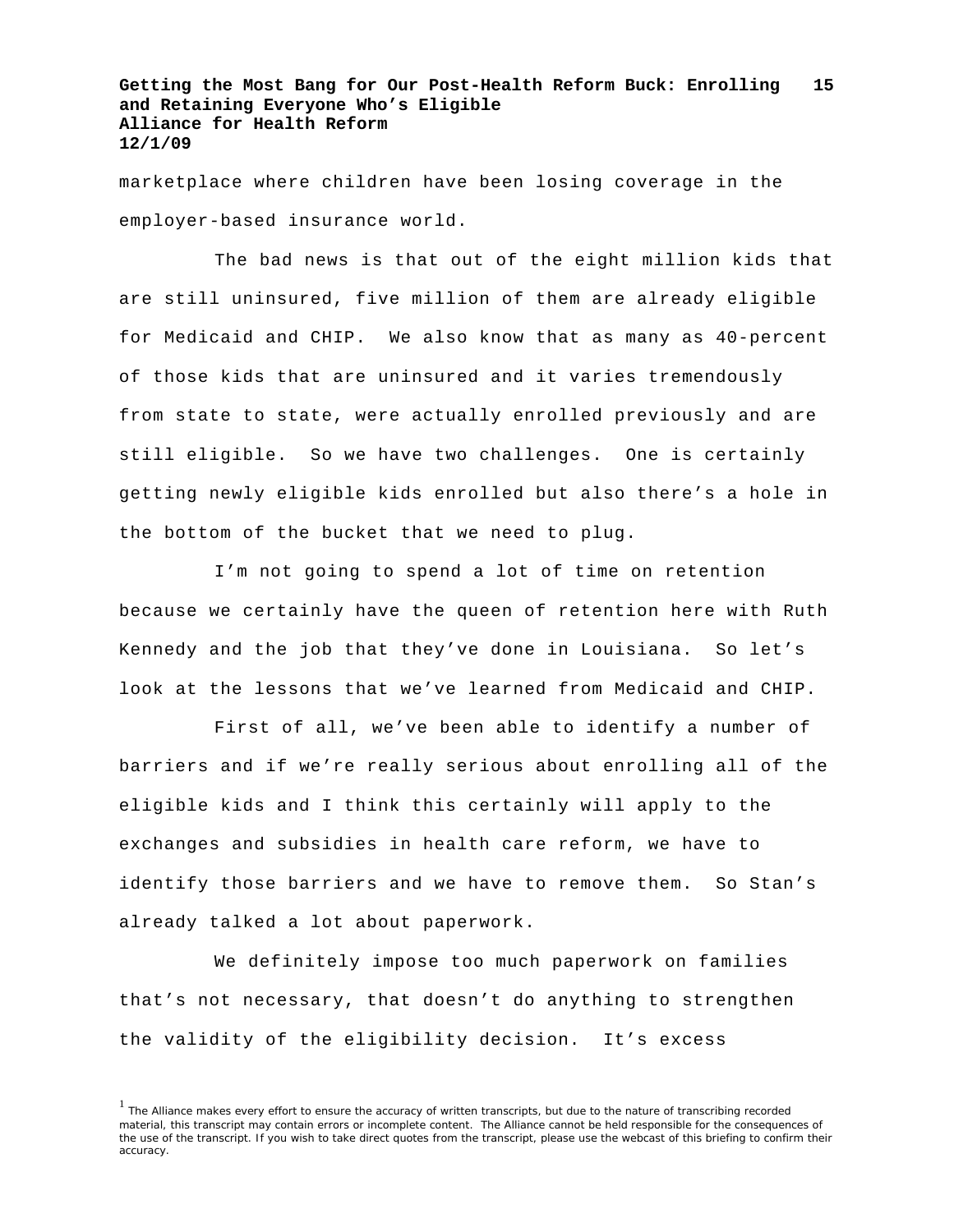marketplace where children have been losing coverage in the employer-based insurance world.

The bad news is that out of the eight million kids that are still uninsured, five million of them are already eligible for Medicaid and CHIP. We also know that as many as 40-percent of those kids that are uninsured and it varies tremendously from state to state, were actually enrolled previously and are still eligible. So we have two challenges. One is certainly getting newly eligible kids enrolled but also there's a hole in the bottom of the bucket that we need to plug.

I'm not going to spend a lot of time on retention because we certainly have the queen of retention here with Ruth Kennedy and the job that they've done in Louisiana. So let's look at the lessons that we've learned from Medicaid and CHIP.

First of all, we've been able to identify a number of barriers and if we're really serious about enrolling all of the eligible kids and I think this certainly will apply to the exchanges and subsidies in health care reform, we have to identify those barriers and we have to remove them. So Stan's already talked a lot about paperwork.

We definitely impose too much paperwork on families that's not necessary, that doesn't do anything to strengthen the validity of the eligibility decision. It's excess

[1] The Alliance makes every effort to ensure the accuracy of written transcripts, but due to the nature of transcribing recorded material, this transcript may contain errors or incomplete content. The Alliance cannot be held responsible for the consequences of the use of the transcript. If you wish to take direct quotes from the transcript, please use the webcast of this briefing to confirm their accuracy.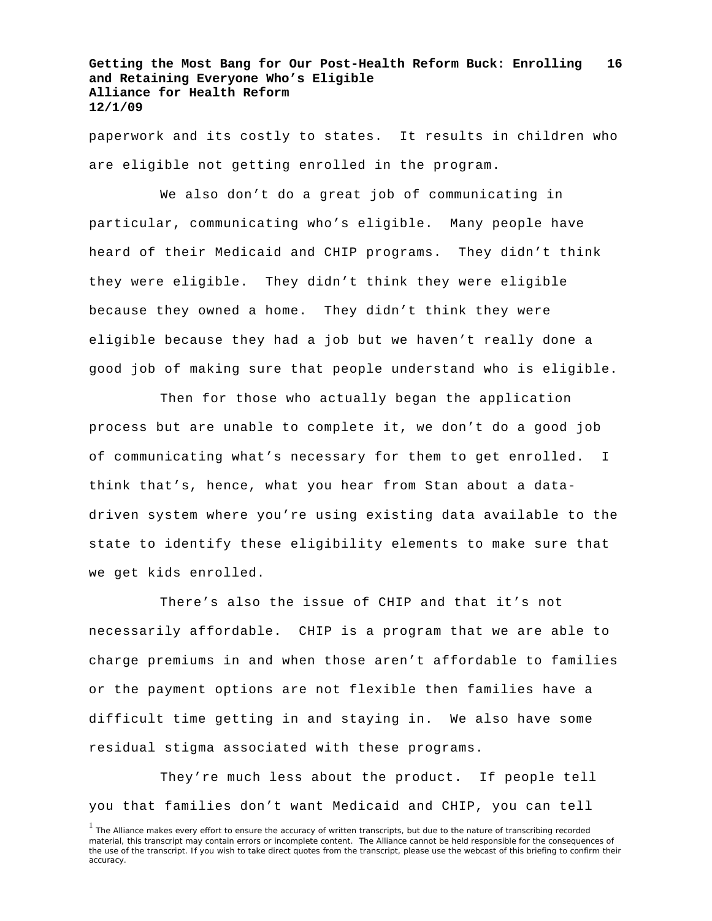paperwork and its costly to states. It results in children who are eligible not getting enrolled in the program.

We also don't do a great job of communicating in particular, communicating who's eligible. Many people have heard of their Medicaid and CHIP programs. They didn't think they were eligible. They didn't think they were eligible because they owned a home. They didn't think they were eligible because they had a job but we haven't really done a good job of making sure that people understand who is eligible.

Then for those who actually began the application process but are unable to complete it, we don't do a good job of communicating what's necessary for them to get enrolled. I think that's, hence, what you hear from Stan about a data-driven system where you're using existing data available to the state to identify these eligibility elements to make sure that we get kids enrolled.

There's also the issue of CHIP and that it's not necessarily affordable. CHIP is a program that we are able to charge premiums in and when those aren't affordable to families or the payment options are not flexible then families have a difficult time getting in and staying in. We also have some residual stigma associated with these programs.

They're much less about the product. If people tell you that families don't want Medicaid and CHIP, you can tell

[1] The Alliance makes every effort to ensure the accuracy of written transcripts, but due to the nature of transcribing recorded material, this transcript may contain errors or incomplete content. The Alliance cannot be held responsible for the consequences of the use of the transcript. If you wish to take direct quotes from the transcript, please use the webcast of this briefing to confirm their accuracy.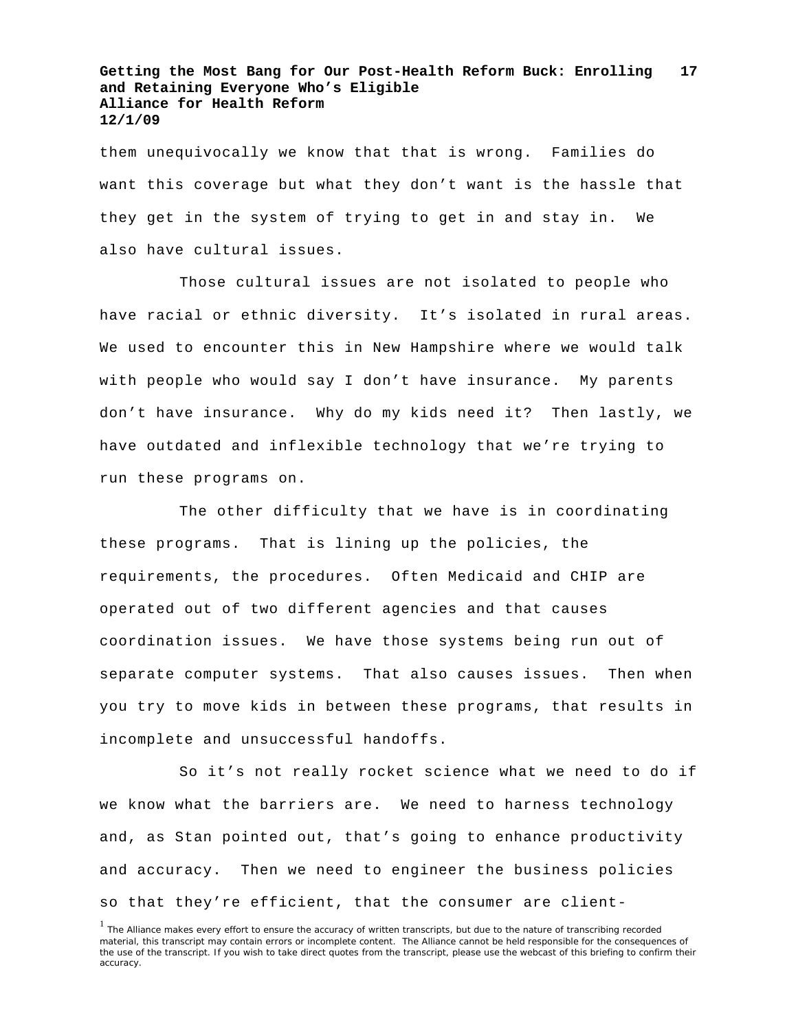them unequivocally we know that that is wrong. Families do want this coverage but what they don't want is the hassle that they get in the system of trying to get in and stay in. We also have cultural issues.

Those cultural issues are not isolated to people who have racial or ethnic diversity. It's isolated in rural areas. We used to encounter this in New Hampshire where we would talk with people who would say I don't have insurance. My parents don't have insurance. Why do my kids need it? Then lastly, we have outdated and inflexible technology that we're trying to run these programs on.

The other difficulty that we have is in coordinating these programs. That is lining up the policies, the requirements, the procedures. Often Medicaid and CHIP are operated out of two different agencies and that causes coordination issues. We have those systems being run out of separate computer systems. That also causes issues. Then when you try to move kids in between these programs, that results in incomplete and unsuccessful handoffs.

So it's not really rocket science what we need to do if we know what the barriers are. We need to harness technology and, as Stan pointed out, that's going to enhance productivity and accuracy. Then we need to engineer the business policies so that they're efficient, that the consumer are client-

[1] The Alliance makes every effort to ensure the accuracy of written transcripts, but due to the nature of transcribing recorded material, this transcript may contain errors or incomplete content. The Alliance cannot be held responsible for the consequences of the use of the transcript. If you wish to take direct quotes from the transcript, please use the webcast of this briefing to confirm their accuracy.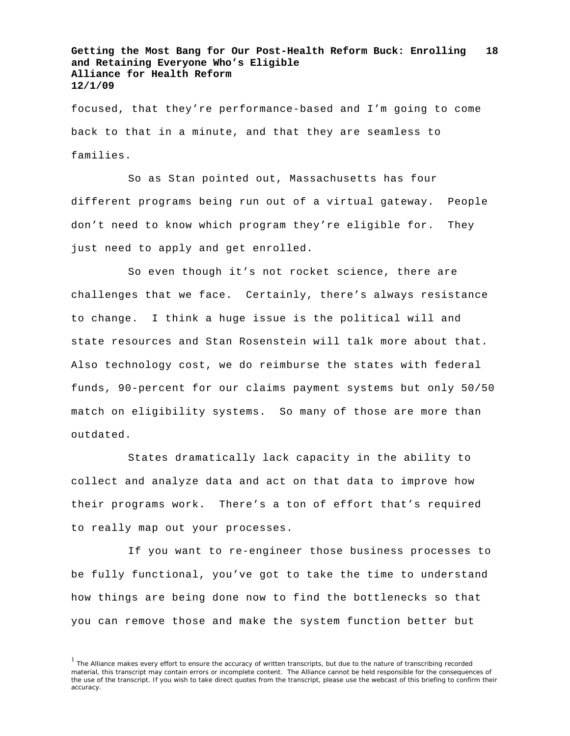focused, that they're performance-based and I'm going to come back to that in a minute, and that they are seamless to families.

So as Stan pointed out, Massachusetts has four different programs being run out of a virtual gateway. People don't need to know which program they're eligible for. They just need to apply and get enrolled.

So even though it's not rocket science, there are challenges that we face. Certainly, there's always resistance to change. I think a huge issue is the political will and state resources and Stan Rosenstein will talk more about that. Also technology cost, we do reimburse the states with federal funds, 90-percent for our claims payment systems but only 50/50 match on eligibility systems. So many of those are more than outdated.

States dramatically lack capacity in the ability to collect and analyze data and act on that data to improve how their programs work. There's a ton of effort that's required to really map out your processes.

If you want to re-engineer those business processes to be fully functional, you've got to take the time to understand how things are being done now to find the bottlenecks so that you can remove those and make the system function better but

[1] The Alliance makes every effort to ensure the accuracy of written transcripts, but due to the nature of transcribing recorded material, this transcript may contain errors or incomplete content. The Alliance cannot be held responsible for the consequences of the use of the transcript. If you wish to take direct quotes from the transcript, please use the webcast of this briefing to confirm their accuracy.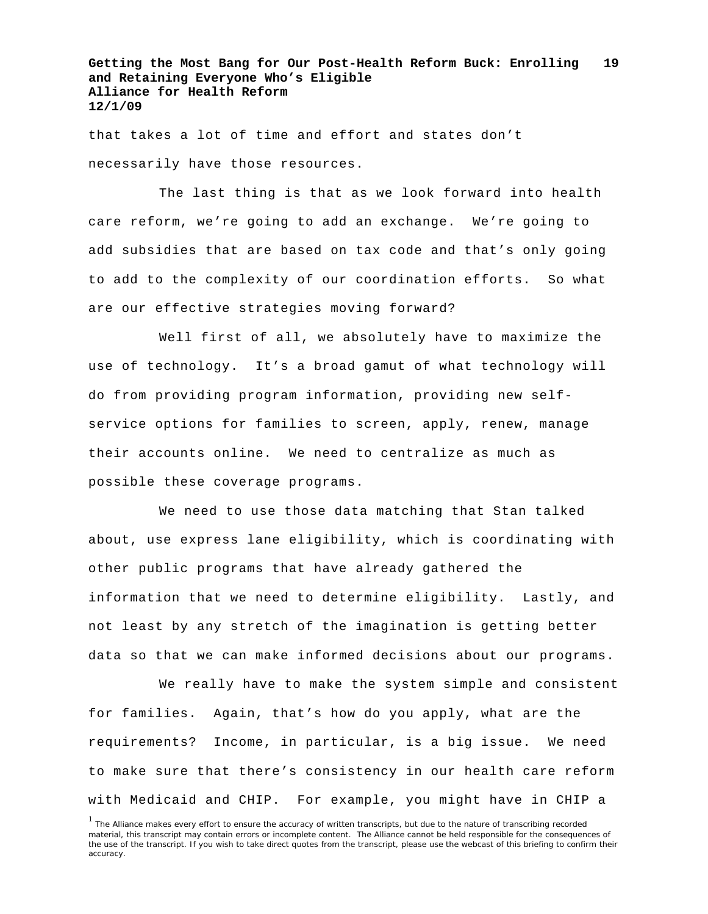that takes a lot of time and effort and states don't necessarily have those resources.

The last thing is that as we look forward into health care reform, we're going to add an exchange. We're going to add subsidies that are based on tax code and that's only going to add to the complexity of our coordination efforts. So what are our effective strategies moving forward?

Well first of all, we absolutely have to maximize the use of technology. It's a broad gamut of what technology will do from providing program information, providing new self-service options for families to screen, apply, renew, manage their accounts online. We need to centralize as much as possible these coverage programs.

We need to use those data matching that Stan talked about, use express lane eligibility, which is coordinating with other public programs that have already gathered the information that we need to determine eligibility. Lastly, and not least by any stretch of the imagination is getting better data so that we can make informed decisions about our programs.

We really have to make the system simple and consistent for families. Again, that's how do you apply, what are the requirements? Income, in particular, is a big issue. We need to make sure that there's consistency in our health care reform with Medicaid and CHIP. For example, you might have in CHIP a

[1] The Alliance makes every effort to ensure the accuracy of written transcripts, but due to the nature of transcribing recorded material, this transcript may contain errors or incomplete content. The Alliance cannot be held responsible for the consequences of the use of the transcript. If you wish to take direct quotes from the transcript, please use the webcast of this briefing to confirm their accuracy.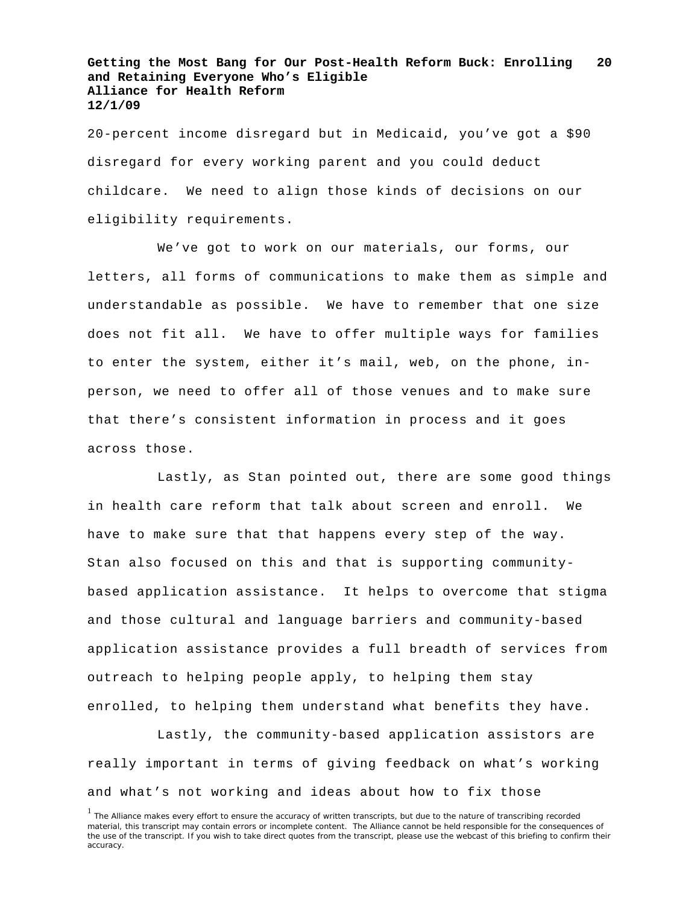20-percent income disregard but in Medicaid, you've got a $90 disregard for every working parent and you could deduct childcare. We need to align those kinds of decisions on our eligibility requirements.

We've got to work on our materials, our forms, our letters, all forms of communications to make them as simple and understandable as possible. We have to remember that one size does not fit all. We have to offer multiple ways for families to enter the system, either it's mail, web, on the phone, in-person, we need to offer all of those venues and to make sure that there's consistent information in process and it goes across those.

Lastly, as Stan pointed out, there are some good things in health care reform that talk about screen and enroll. We have to make sure that that happens every step of the way. Stan also focused on this and that is supporting community-based application assistance. It helps to overcome that stigma and those cultural and language barriers and community-based application assistance provides a full breadth of services from outreach to helping people apply, to helping them stay enrolled, to helping them understand what benefits they have.

Lastly, the community-based application assistors are really important in terms of giving feedback on what's working and what's not working and ideas about how to fix those

[1] The Alliance makes every effort to ensure the accuracy of written transcripts, but due to the nature of transcribing recorded material, this transcript may contain errors or incomplete content. The Alliance cannot be held responsible for the consequences of the use of the transcript. If you wish to take direct quotes from the transcript, please use the webcast of this briefing to confirm their accuracy.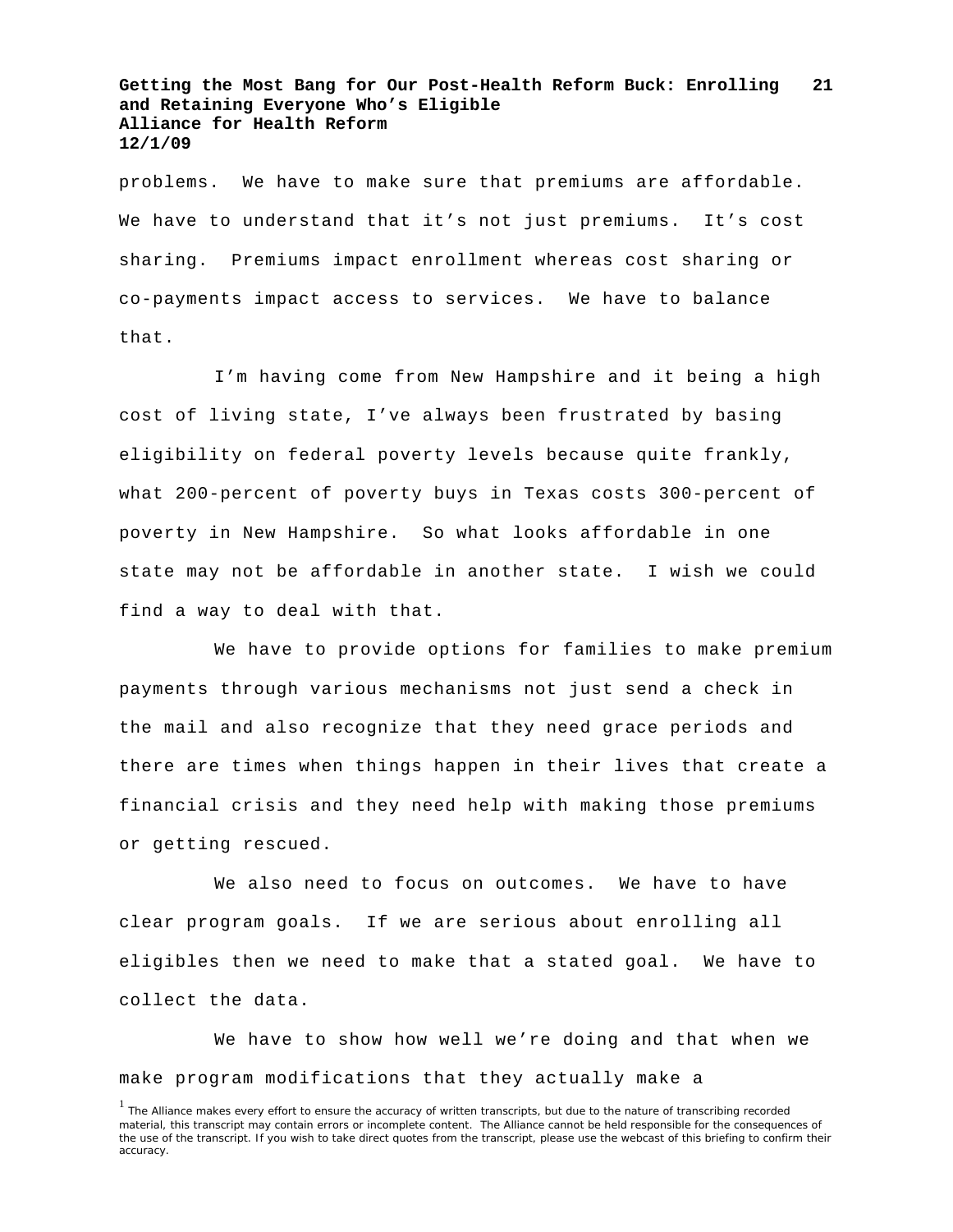problems. We have to make sure that premiums are affordable. We have to understand that it's not just premiums. It's cost sharing. Premiums impact enrollment whereas cost sharing or co-payments impact access to services. We have to balance that.

I'm having come from New Hampshire and it being a high cost of living state, I've always been frustrated by basing eligibility on federal poverty levels because quite frankly, what 200-percent of poverty buys in Texas costs 300-percent of poverty in New Hampshire. So what looks affordable in one state may not be affordable in another state. I wish we could find a way to deal with that.

We have to provide options for families to make premium payments through various mechanisms not just send a check in the mail and also recognize that they need grace periods and there are times when things happen in their lives that create a financial crisis and they need help with making those premiums or getting rescued.

We also need to focus on outcomes. We have to have clear program goals. If we are serious about enrolling all eligibles then we need to make that a stated goal. We have to collect the data.

We have to show how well we're doing and that when we make program modifications that they actually make a

[1] The Alliance makes every effort to ensure the accuracy of written transcripts, but due to the nature of transcribing recorded material, this transcript may contain errors or incomplete content. The Alliance cannot be held responsible for the consequences of the use of the transcript. If you wish to take direct quotes from the transcript, please use the webcast of this briefing to confirm their accuracy.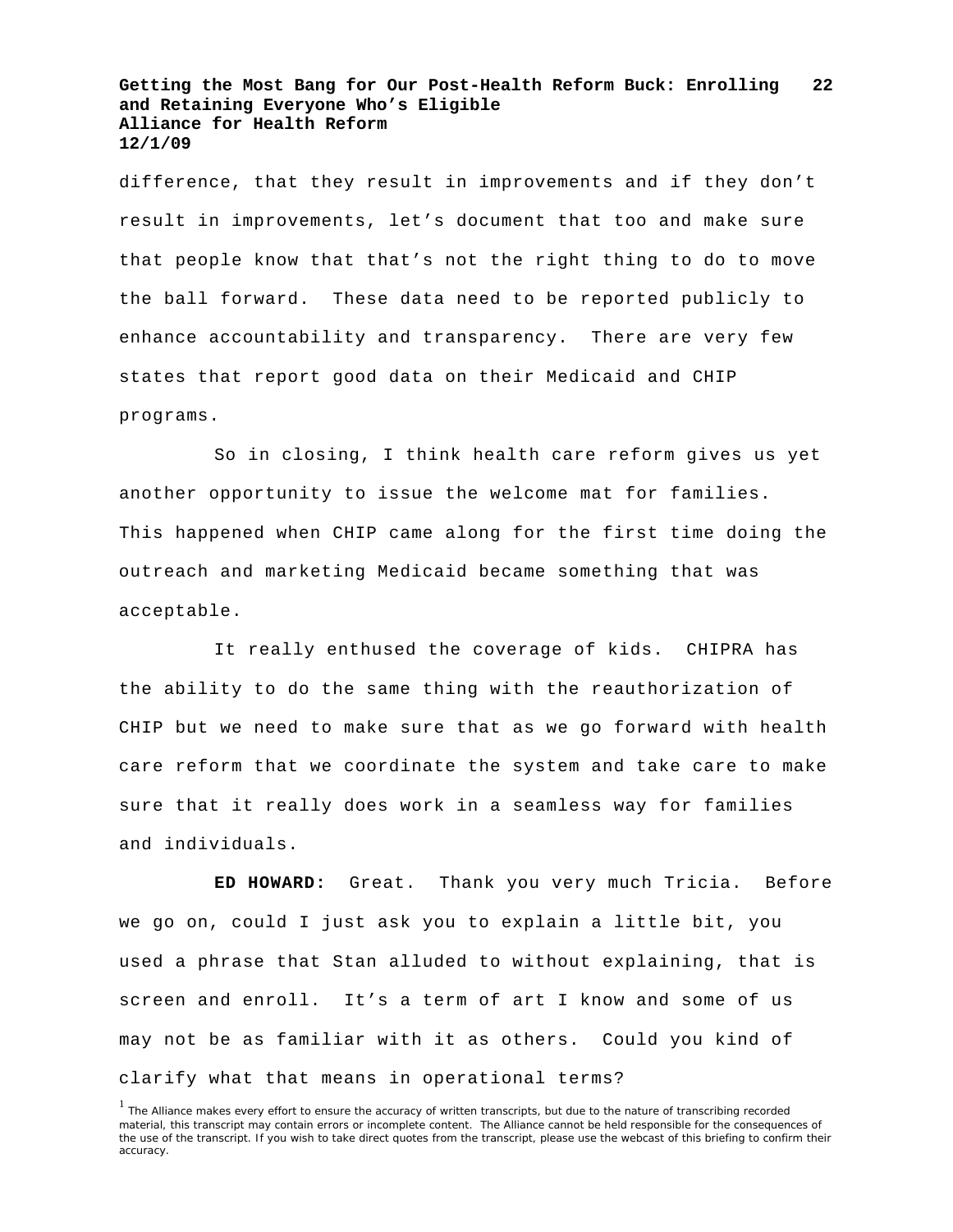difference, that they result in improvements and if they don't result in improvements, let's document that too and make sure that people know that that's not the right thing to do to move the ball forward. These data need to be reported publicly to enhance accountability and transparency. There are very few states that report good data on their Medicaid and CHIP programs.

So in closing, I think health care reform gives us yet another opportunity to issue the welcome mat for families. This happened when CHIP came along for the first time doing the outreach and marketing Medicaid became something that was acceptable.

It really enthused the coverage of kids. CHIPRA has the ability to do the same thing with the reauthorization of CHIP but we need to make sure that as we go forward with health care reform that we coordinate the system and take care to make sure that it really does work in a seamless way for families and individuals.

**ED HOWARD:** Great. Thank you very much Tricia. Before we go on, could I just ask you to explain a little bit, you used a phrase that Stan alluded to without explaining, that is screen and enroll. It's a term of art I know and some of us may not be as familiar with it as others. Could you kind of clarify what that means in operational terms?

[1] The Alliance makes every effort to ensure the accuracy of written transcripts, but due to the nature of transcribing recorded material, this transcript may contain errors or incomplete content. The Alliance cannot be held responsible for the consequences of the use of the transcript. If you wish to take direct quotes from the transcript, please use the webcast of this briefing to confirm their accuracy.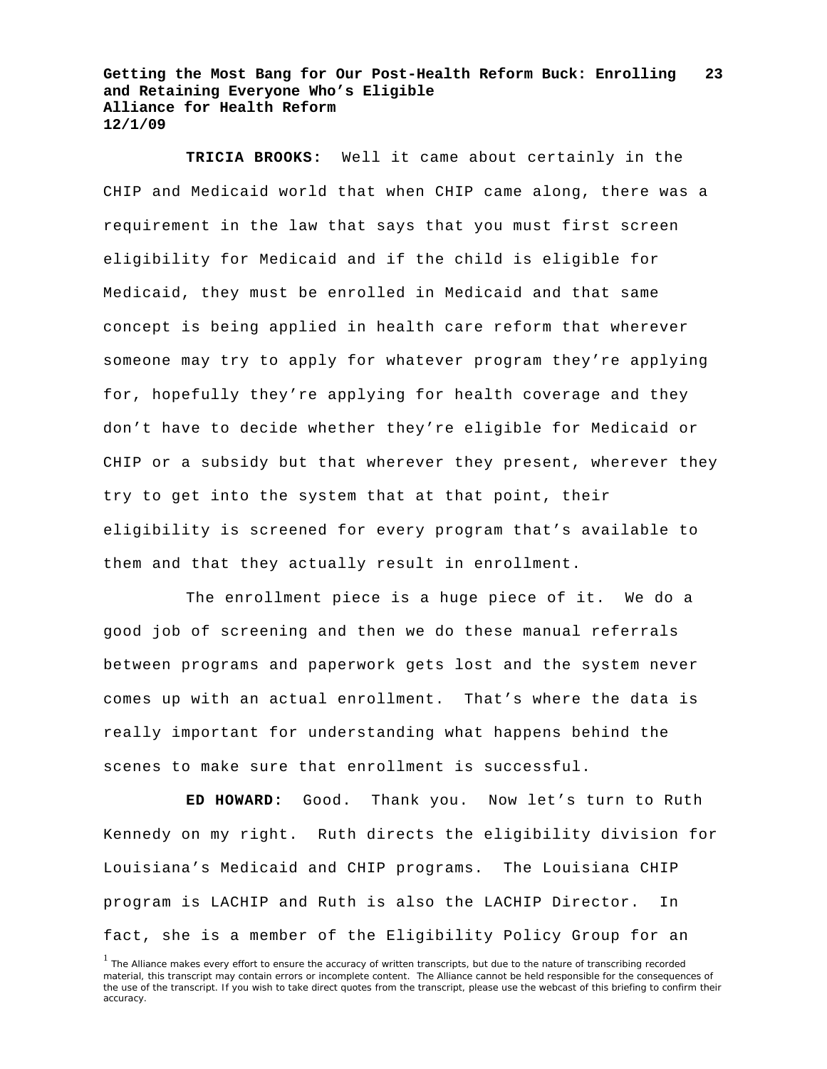**TRICIA BROOKS:** Well it came about certainly in the CHIP and Medicaid world that when CHIP came along, there was a requirement in the law that says that you must first screen eligibility for Medicaid and if the child is eligible for Medicaid, they must be enrolled in Medicaid and that same concept is being applied in health care reform that wherever someone may try to apply for whatever program they're applying for, hopefully they're applying for health coverage and they don't have to decide whether they're eligible for Medicaid or CHIP or a subsidy but that wherever they present, wherever they try to get into the system that at that point, their eligibility is screened for every program that's available to them and that they actually result in enrollment.

The enrollment piece is a huge piece of it. We do a good job of screening and then we do these manual referrals between programs and paperwork gets lost and the system never comes up with an actual enrollment. That's where the data is really important for understanding what happens behind the scenes to make sure that enrollment is successful.

**ED HOWARD:** Good. Thank you. Now let's turn to Ruth Kennedy on my right. Ruth directs the eligibility division for Louisiana's Medicaid and CHIP programs. The Louisiana CHIP program is LACHIP and Ruth is also the LACHIP Director. In fact, she is a member of the Eligibility Policy Group for an

[1] The Alliance makes every effort to ensure the accuracy of written transcripts, but due to the nature of transcribing recorded material, this transcript may contain errors or incomplete content. The Alliance cannot be held responsible for the consequences of the use of the transcript. If you wish to take direct quotes from the transcript, please use the webcast of this briefing to confirm their accuracy.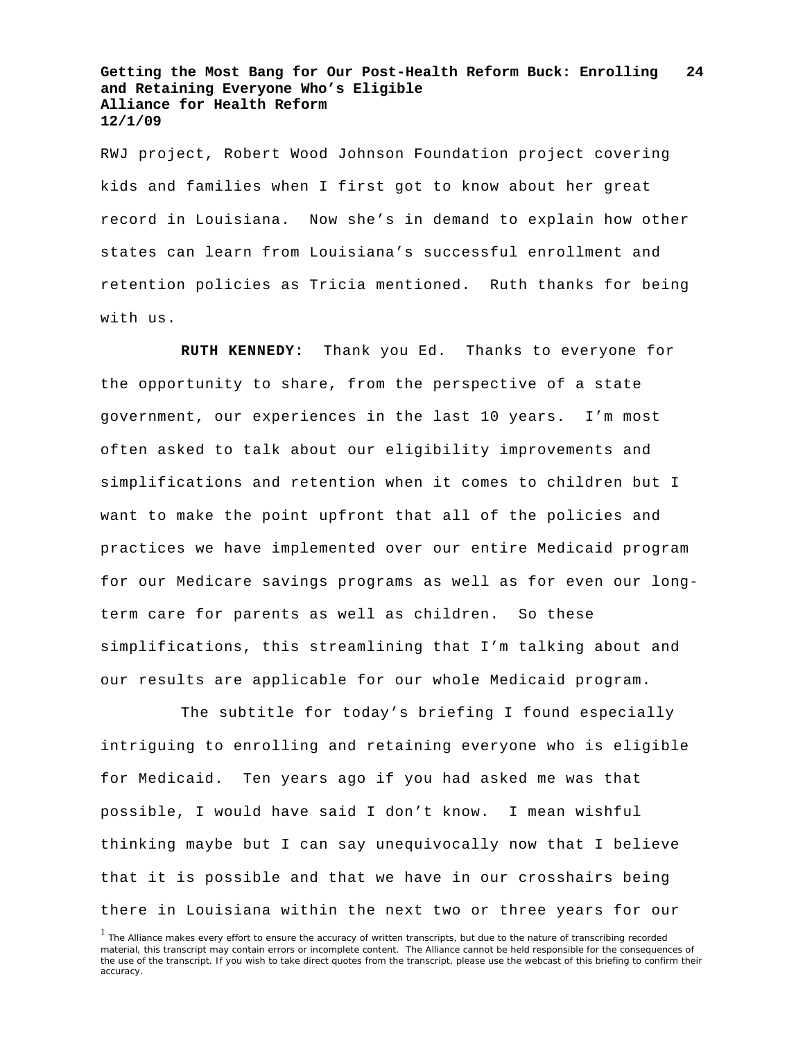RWJ project, Robert Wood Johnson Foundation project covering kids and families when I first got to know about her great record in Louisiana. Now she's in demand to explain how other states can learn from Louisiana's successful enrollment and retention policies as Tricia mentioned. Ruth thanks for being with us.

**RUTH KENNEDY:** Thank you Ed. Thanks to everyone for the opportunity to share, from the perspective of a state government, our experiences in the last 10 years. I'm most often asked to talk about our eligibility improvements and simplifications and retention when it comes to children but I want to make the point upfront that all of the policies and practices we have implemented over our entire Medicaid program for our Medicare savings programs as well as for even our long-term care for parents as well as children. So these simplifications, this streamlining that I'm talking about and our results are applicable for our whole Medicaid program.

The subtitle for today's briefing I found especially intriguing to enrolling and retaining everyone who is eligible for Medicaid. Ten years ago if you had asked me was that possible, I would have said I don't know. I mean wishful thinking maybe but I can say unequivocally now that I believe that it is possible and that we have in our crosshairs being there in Louisiana within the next two or three years for our

[1] The Alliance makes every effort to ensure the accuracy of written transcripts, but due to the nature of transcribing recorded material, this transcript may contain errors or incomplete content. The Alliance cannot be held responsible for the consequences of the use of the transcript. If you wish to take direct quotes from the transcript, please use the webcast of this briefing to confirm their accuracy.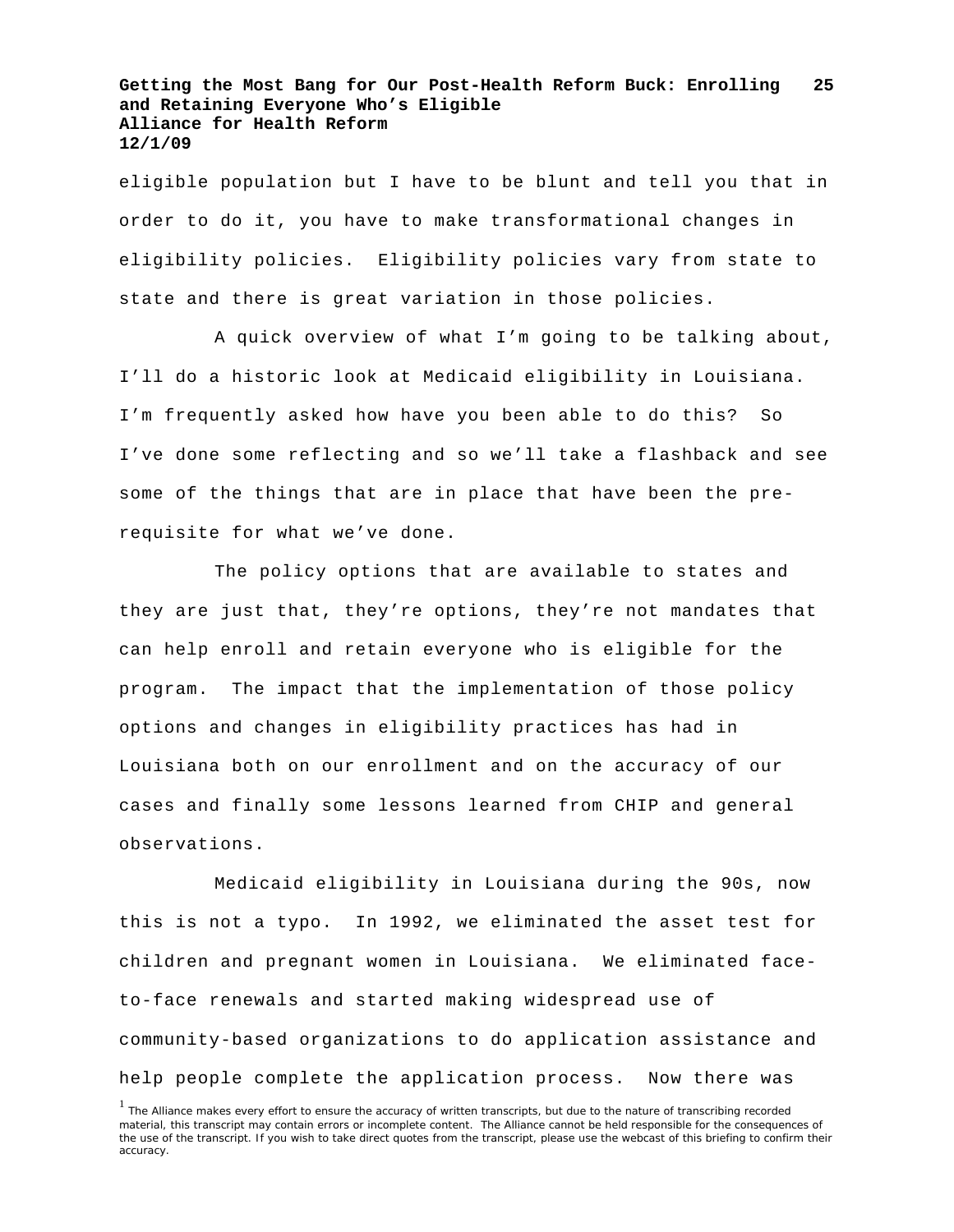eligible population but I have to be blunt and tell you that in order to do it, you have to make transformational changes in eligibility policies. Eligibility policies vary from state to state and there is great variation in those policies.

A quick overview of what I'm going to be talking about, I'll do a historic look at Medicaid eligibility in Louisiana. I'm frequently asked how have you been able to do this? So I've done some reflecting and so we'll take a flashback and see some of the things that are in place that have been the pre-requisite for what we've done.

The policy options that are available to states and they are just that, they're options, they're not mandates that can help enroll and retain everyone who is eligible for the program. The impact that the implementation of those policy options and changes in eligibility practices has had in Louisiana both on our enrollment and on the accuracy of our cases and finally some lessons learned from CHIP and general observations.

Medicaid eligibility in Louisiana during the 90s, now this is not a typo. In 1992, we eliminated the asset test for children and pregnant women in Louisiana. We eliminated face-to-face renewals and started making widespread use of community-based organizations to do application assistance and help people complete the application process. Now there was

[1] The Alliance makes every effort to ensure the accuracy of written transcripts, but due to the nature of transcribing recorded material, this transcript may contain errors or incomplete content. The Alliance cannot be held responsible for the consequences of the use of the transcript. If you wish to take direct quotes from the transcript, please use the webcast of this briefing to confirm their accuracy.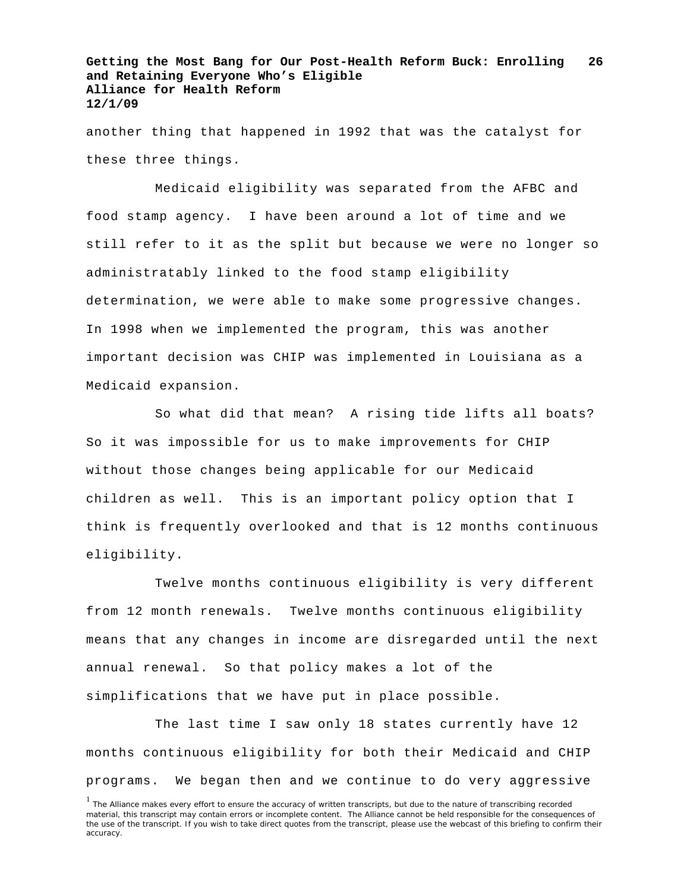another thing that happened in 1992 that was the catalyst for these three things.

Medicaid eligibility was separated from the AFBC and food stamp agency. I have been around a lot of time and we still refer to it as the split but because we were no longer so administratably linked to the food stamp eligibility determination, we were able to make some progressive changes. In 1998 when we implemented the program, this was another important decision was CHIP was implemented in Louisiana as a Medicaid expansion.

So what did that mean? A rising tide lifts all boats? So it was impossible for us to make improvements for CHIP without those changes being applicable for our Medicaid children as well. This is an important policy option that I think is frequently overlooked and that is 12 months continuous eligibility.

Twelve months continuous eligibility is very different from 12 month renewals. Twelve months continuous eligibility means that any changes in income are disregarded until the next annual renewal. So that policy makes a lot of the simplifications that we have put in place possible.

The last time I saw only 18 states currently have 12 months continuous eligibility for both their Medicaid and CHIP programs. We began then and we continue to do very aggressive

[1] The Alliance makes every effort to ensure the accuracy of written transcripts, but due to the nature of transcribing recorded material, this transcript may contain errors or incomplete content. The Alliance cannot be held responsible for the consequences of the use of the transcript. If you wish to take direct quotes from the transcript, please use the webcast of this briefing to confirm their accuracy.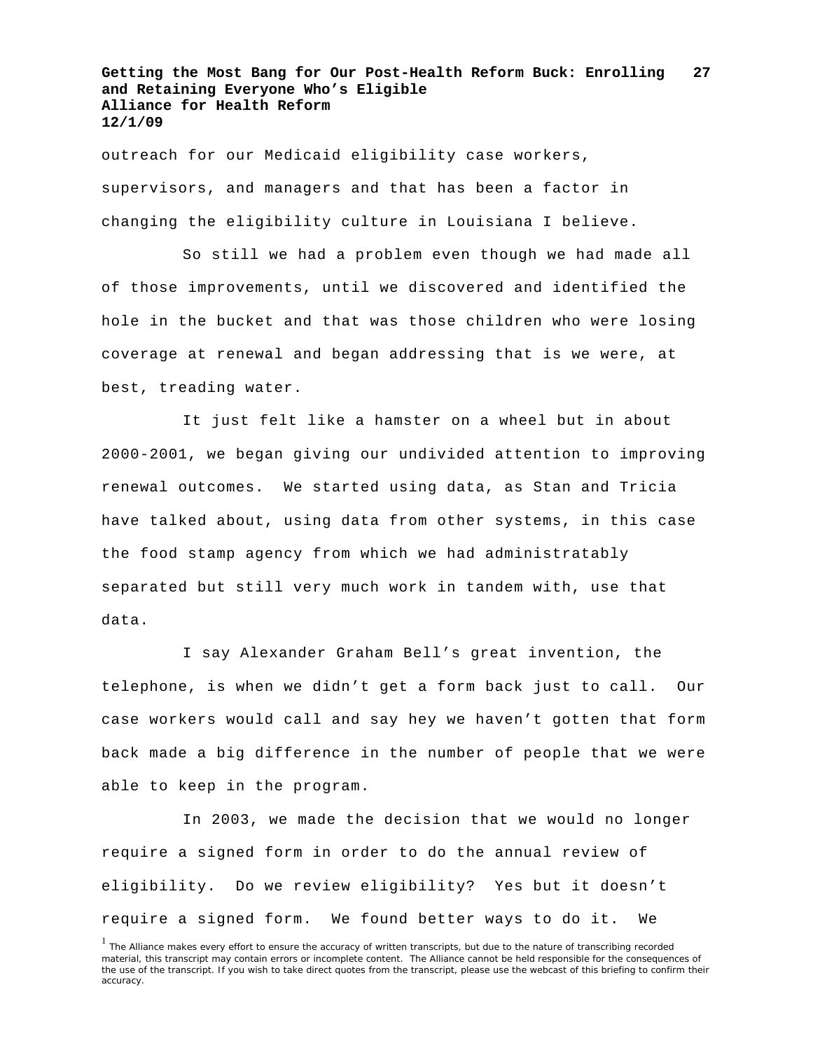outreach for our Medicaid eligibility case workers, supervisors, and managers and that has been a factor in changing the eligibility culture in Louisiana I believe.

So still we had a problem even though we had made all of those improvements, until we discovered and identified the hole in the bucket and that was those children who were losing coverage at renewal and began addressing that is we were, at best, treading water.

It just felt like a hamster on a wheel but in about 2000-2001, we began giving our undivided attention to improving renewal outcomes. We started using data, as Stan and Tricia have talked about, using data from other systems, in this case the food stamp agency from which we had administratably separated but still very much work in tandem with, use that data.

I say Alexander Graham Bell's great invention, the telephone, is when we didn't get a form back just to call. Our case workers would call and say hey we haven't gotten that form back made a big difference in the number of people that we were able to keep in the program.

In 2003, we made the decision that we would no longer require a signed form in order to do the annual review of eligibility. Do we review eligibility? Yes but it doesn't require a signed form. We found better ways to do it. We

[1] The Alliance makes every effort to ensure the accuracy of written transcripts, but due to the nature of transcribing recorded material, this transcript may contain errors or incomplete content. The Alliance cannot be held responsible for the consequences of the use of the transcript. If you wish to take direct quotes from the transcript, please use the webcast of this briefing to confirm their accuracy.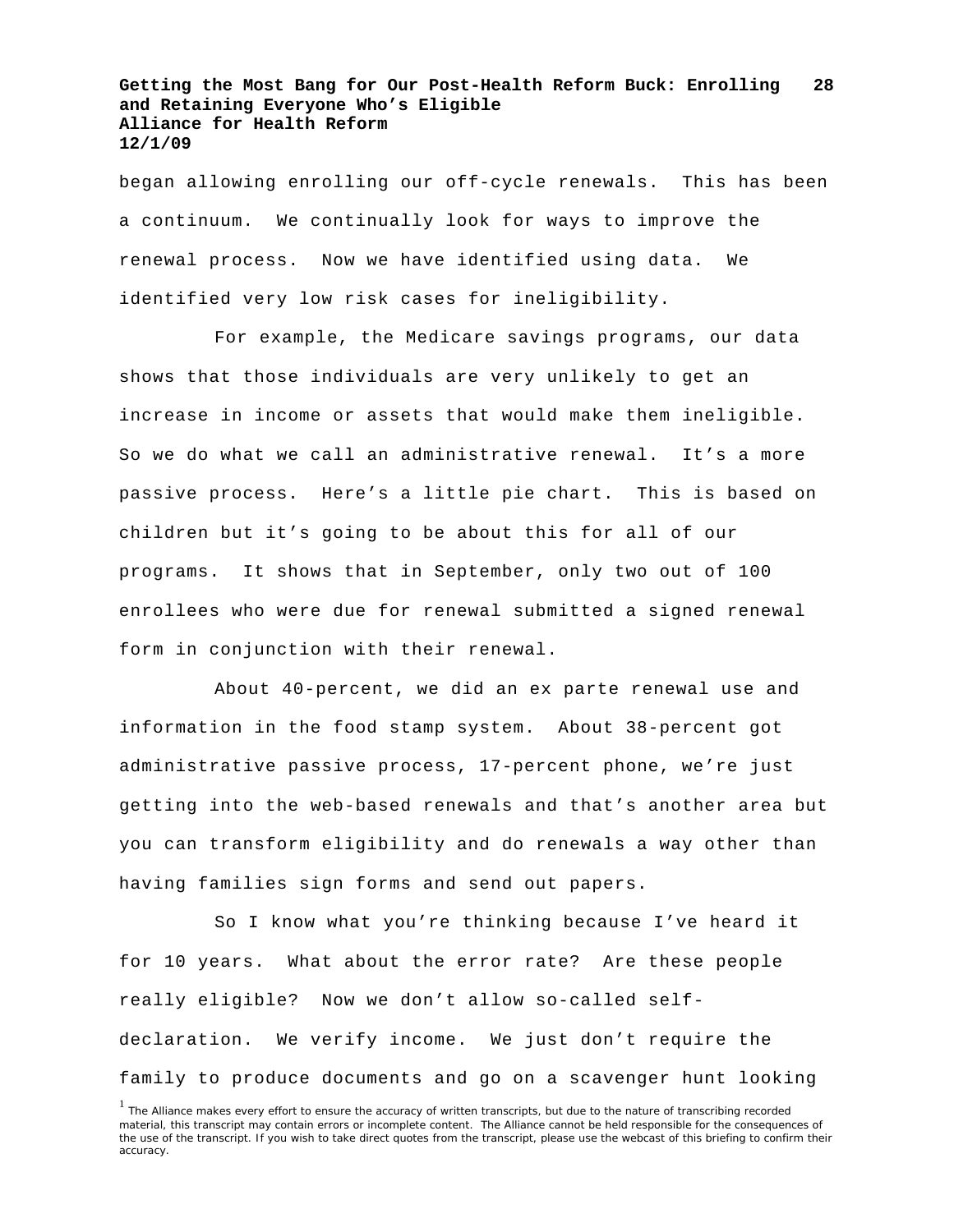began allowing enrolling our off-cycle renewals. This has been a continuum. We continually look for ways to improve the renewal process. Now we have identified using data. We identified very low risk cases for ineligibility.

For example, the Medicare savings programs, our data shows that those individuals are very unlikely to get an increase in income or assets that would make them ineligible. So we do what we call an administrative renewal. It's a more passive process. Here's a little pie chart. This is based on children but it's going to be about this for all of our programs. It shows that in September, only two out of 100 enrollees who were due for renewal submitted a signed renewal form in conjunction with their renewal.

About 40-percent, we did an ex parte renewal use and information in the food stamp system. About 38-percent got administrative passive process, 17-percent phone, we're just getting into the web-based renewals and that's another area but you can transform eligibility and do renewals a way other than having families sign forms and send out papers.

So I know what you're thinking because I've heard it for 10 years. What about the error rate? Are these people really eligible? Now we don't allow so-called self-declaration. We verify income. We just don't require the family to produce documents and go on a scavenger hunt looking

[1] The Alliance makes every effort to ensure the accuracy of written transcripts, but due to the nature of transcribing recorded material, this transcript may contain errors or incomplete content. The Alliance cannot be held responsible for the consequences of the use of the transcript. If you wish to take direct quotes from the transcript, please use the webcast of this briefing to confirm their accuracy.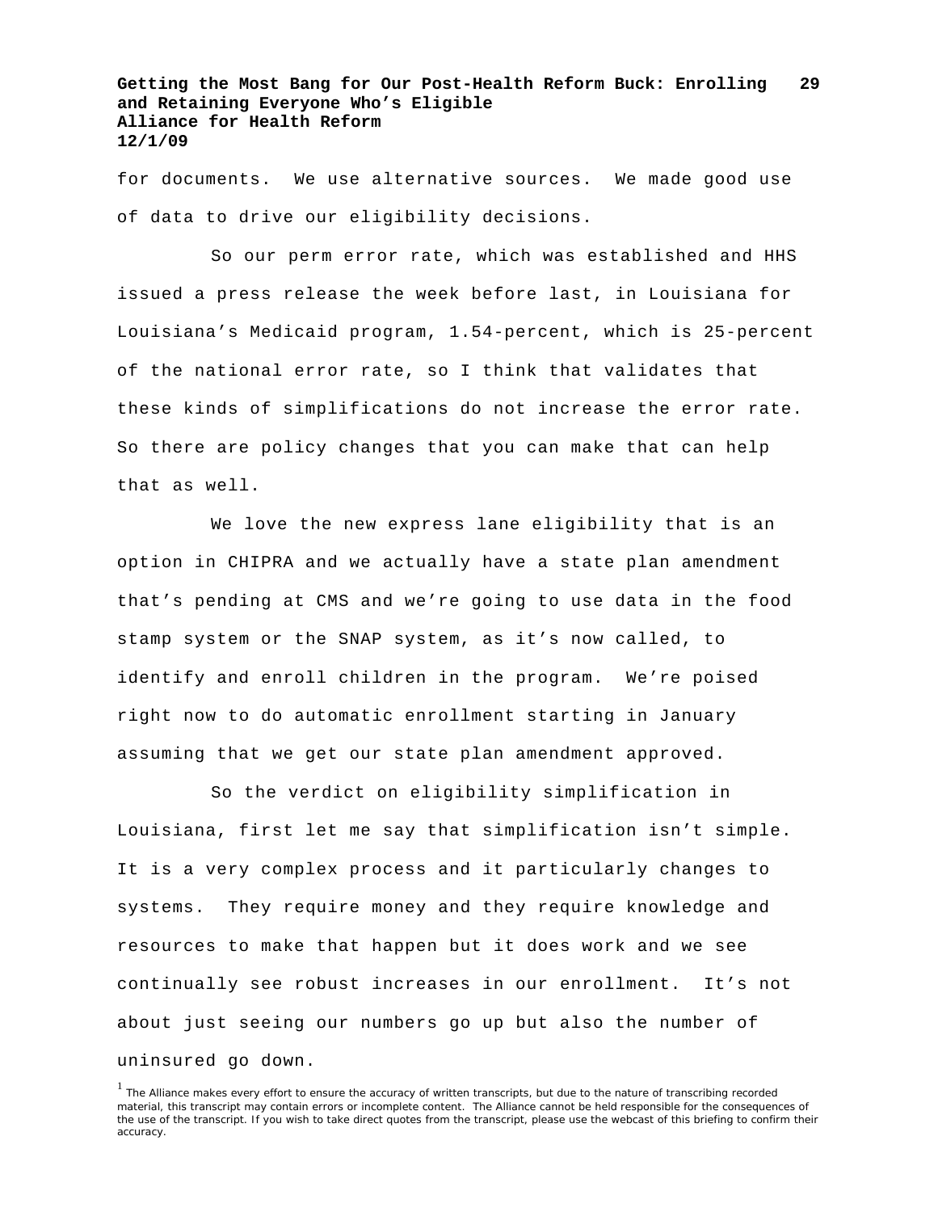for documents. We use alternative sources. We made good use of data to drive our eligibility decisions.

So our perm error rate, which was established and HHS issued a press release the week before last, in Louisiana for Louisiana’s Medicaid program, 1.54-percent, which is 25-percent of the national error rate, so I think that validates that these kinds of simplifications do not increase the error rate. So there are policy changes that you can make that can help that as well.

We love the new express lane eligibility that is an option in CHIPRA and we actually have a state plan amendment that’s pending at CMS and we’re going to use data in the food stamp system or the SNAP system, as it’s now called, to identify and enroll children in the program. We’re poised right now to do automatic enrollment starting in January assuming that we get our state plan amendment approved.

So the verdict on eligibility simplification in Louisiana, first let me say that simplification isn’t simple. It is a very complex process and it particularly changes to systems. They require money and they require knowledge and resources to make that happen but it does work and we see continually see robust increases in our enrollment. It’s not about just seeing our numbers go up but also the number of uninsured go down.

[1] The Alliance makes every effort to ensure the accuracy of written transcripts, but due to the nature of transcribing recorded material, this transcript may contain errors or incomplete content. The Alliance cannot be held responsible for the consequences of the use of the transcript. If you wish to take direct quotes from the transcript, please use the webcast of this briefing to confirm their accuracy.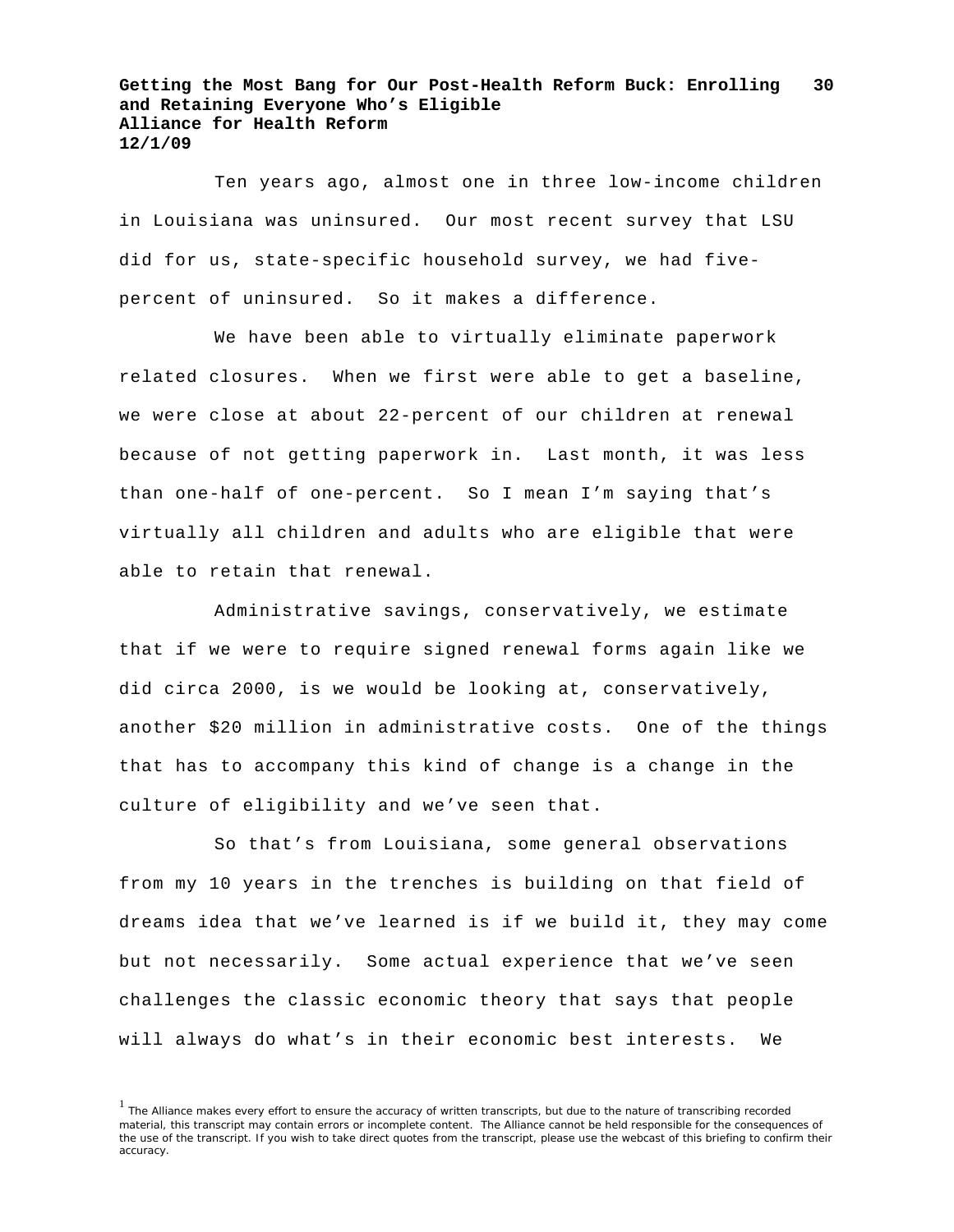Ten years ago, almost one in three low-income children in Louisiana was uninsured. Our most recent survey that LSU did for us, state-specific household survey, we had five-percent of uninsured. So it makes a difference.

We have been able to virtually eliminate paperwork related closures. When we first were able to get a baseline, we were close at about 22-percent of our children at renewal because of not getting paperwork in. Last month, it was less than one-half of one-percent. So I mean I'm saying that's virtually all children and adults who are eligible that were able to retain that renewal.

Administrative savings, conservatively, we estimate that if we were to require signed renewal forms again like we did circa 2000, is we would be looking at, conservatively, another $20 million in administrative costs. One of the things that has to accompany this kind of change is a change in the culture of eligibility and we've seen that.

So that's from Louisiana, some general observations from my 10 years in the trenches is building on that field of dreams idea that we've learned is if we build it, they may come but not necessarily. Some actual experience that we've seen challenges the classic economic theory that says that people will always do what's in their economic best interests. We

[1] The Alliance makes every effort to ensure the accuracy of written transcripts, but due to the nature of transcribing recorded material, this transcript may contain errors or incomplete content. The Alliance cannot be held responsible for the consequences of the use of the transcript. If you wish to take direct quotes from the transcript, please use the webcast of this briefing to confirm their accuracy.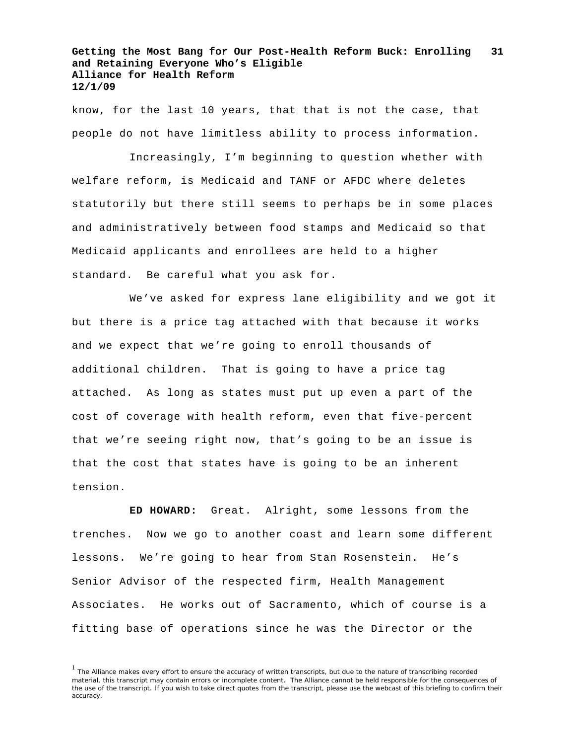know, for the last 10 years, that that is not the case, that people do not have limitless ability to process information.

Increasingly, I'm beginning to question whether with welfare reform, is Medicaid and TANF or AFDC where deletes statutorily but there still seems to perhaps be in some places and administratively between food stamps and Medicaid so that Medicaid applicants and enrollees are held to a higher standard. Be careful what you ask for.

We've asked for express lane eligibility and we got it but there is a price tag attached with that because it works and we expect that we're going to enroll thousands of additional children. That is going to have a price tag attached. As long as states must put up even a part of the cost of coverage with health reform, even that five-percent that we're seeing right now, that's going to be an issue is that the cost that states have is going to be an inherent tension.

**ED HOWARD:** Great. Alright, some lessons from the trenches. Now we go to another coast and learn some different lessons. We're going to hear from Stan Rosenstein. He's Senior Advisor of the respected firm, Health Management Associates. He works out of Sacramento, which of course is a fitting base of operations since he was the Director or the

[1] The Alliance makes every effort to ensure the accuracy of written transcripts, but due to the nature of transcribing recorded material, this transcript may contain errors or incomplete content. The Alliance cannot be held responsible for the consequences of the use of the transcript. If you wish to take direct quotes from the transcript, please use the webcast of this briefing to confirm their accuracy.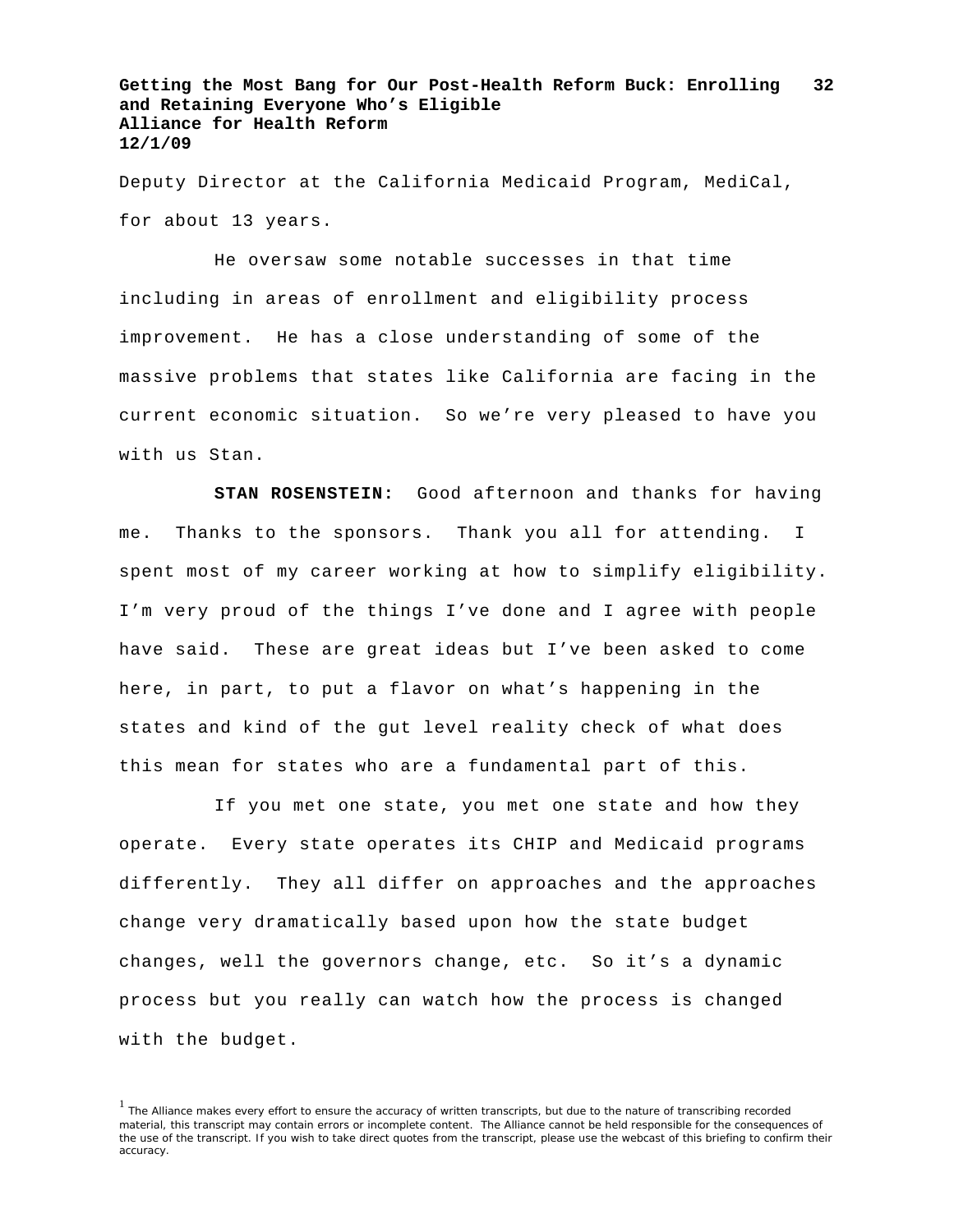Deputy Director at the California Medicaid Program, MediCal, for about 13 years.

He oversaw some notable successes in that time including in areas of enrollment and eligibility process improvement. He has a close understanding of some of the massive problems that states like California are facing in the current economic situation. So we're very pleased to have you with us Stan.

**STAN ROSENSTEIN:** Good afternoon and thanks for having me. Thanks to the sponsors. Thank you all for attending. I spent most of my career working at how to simplify eligibility. I'm very proud of the things I've done and I agree with people have said. These are great ideas but I've been asked to come here, in part, to put a flavor on what's happening in the states and kind of the gut level reality check of what does this mean for states who are a fundamental part of this.

If you met one state, you met one state and how they operate. Every state operates its CHIP and Medicaid programs differently. They all differ on approaches and the approaches change very dramatically based upon how the state budget changes, well the governors change, etc. So it's a dynamic process but you really can watch how the process is changed with the budget.

[1] The Alliance makes every effort to ensure the accuracy of written transcripts, but due to the nature of transcribing recorded material, this transcript may contain errors or incomplete content. The Alliance cannot be held responsible for the consequences of the use of the transcript. If you wish to take direct quotes from the transcript, please use the webcast of this briefing to confirm their accuracy.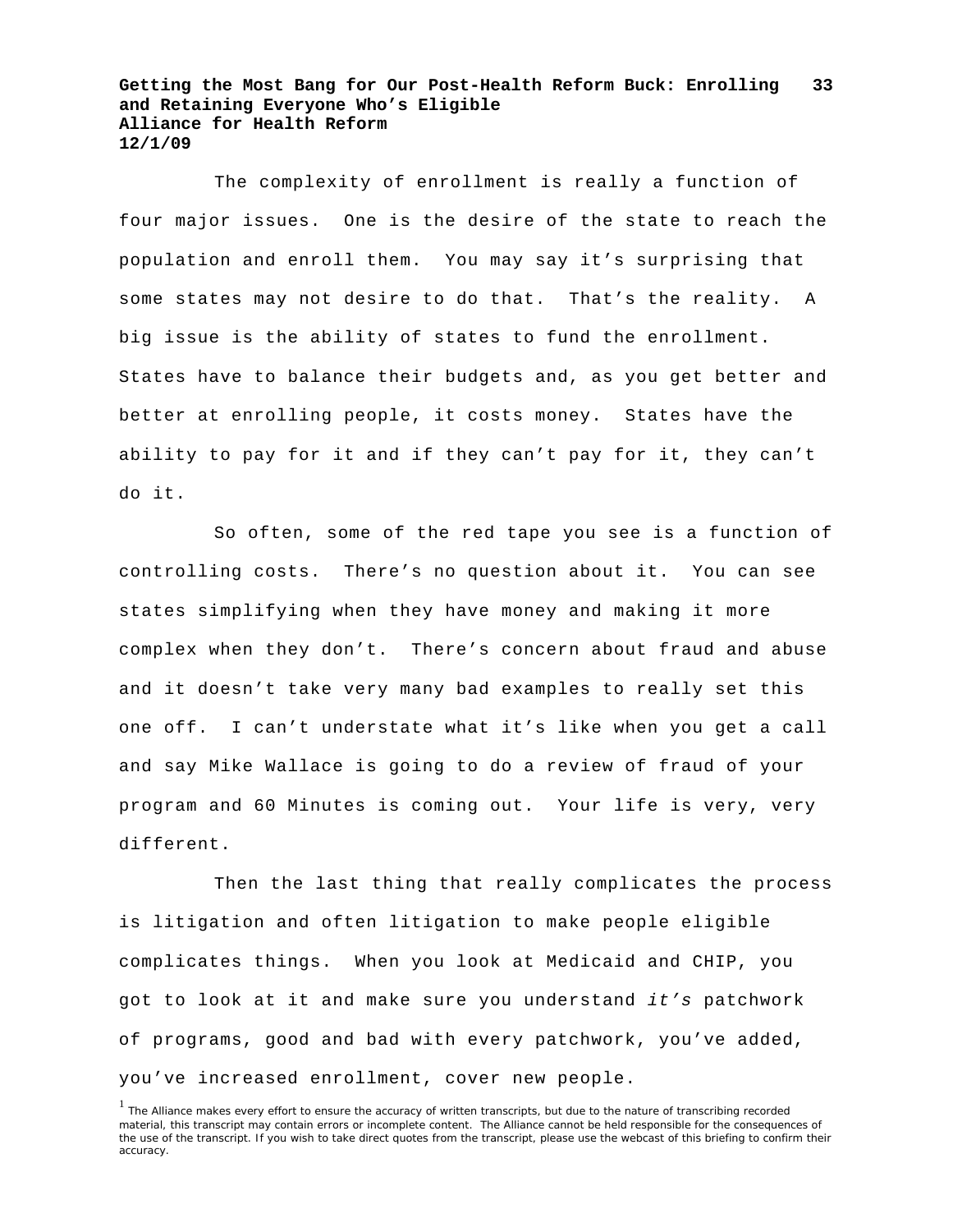The complexity of enrollment is really a function of four major issues. One is the desire of the state to reach the population and enroll them. You may say it's surprising that some states may not desire to do that. That's the reality. A big issue is the ability of states to fund the enrollment. States have to balance their budgets and, as you get better and better at enrolling people, it costs money. States have the ability to pay for it and if they can't pay for it, they can't do it.

So often, some of the red tape you see is a function of controlling costs. There's no question about it. You can see states simplifying when they have money and making it more complex when they don't. There's concern about fraud and abuse and it doesn't take very many bad examples to really set this one off. I can't understate what it's like when you get a call and say Mike Wallace is going to do a review of fraud of your program and 60 Minutes is coming out. Your life is very, very different.

Then the last thing that really complicates the process is litigation and often litigation to make people eligible complicates things. When you look at Medicaid and CHIP, you got to look at it and make sure you understand *it's* patchwork of programs, good and bad with every patchwork, you've added, you've increased enrollment, cover new people.

[1] The Alliance makes every effort to ensure the accuracy of written transcripts, but due to the nature of transcribing recorded material, this transcript may contain errors or incomplete content. The Alliance cannot be held responsible for the consequences of the use of the transcript. If you wish to take direct quotes from the transcript, please use the webcast of this briefing to confirm their accuracy.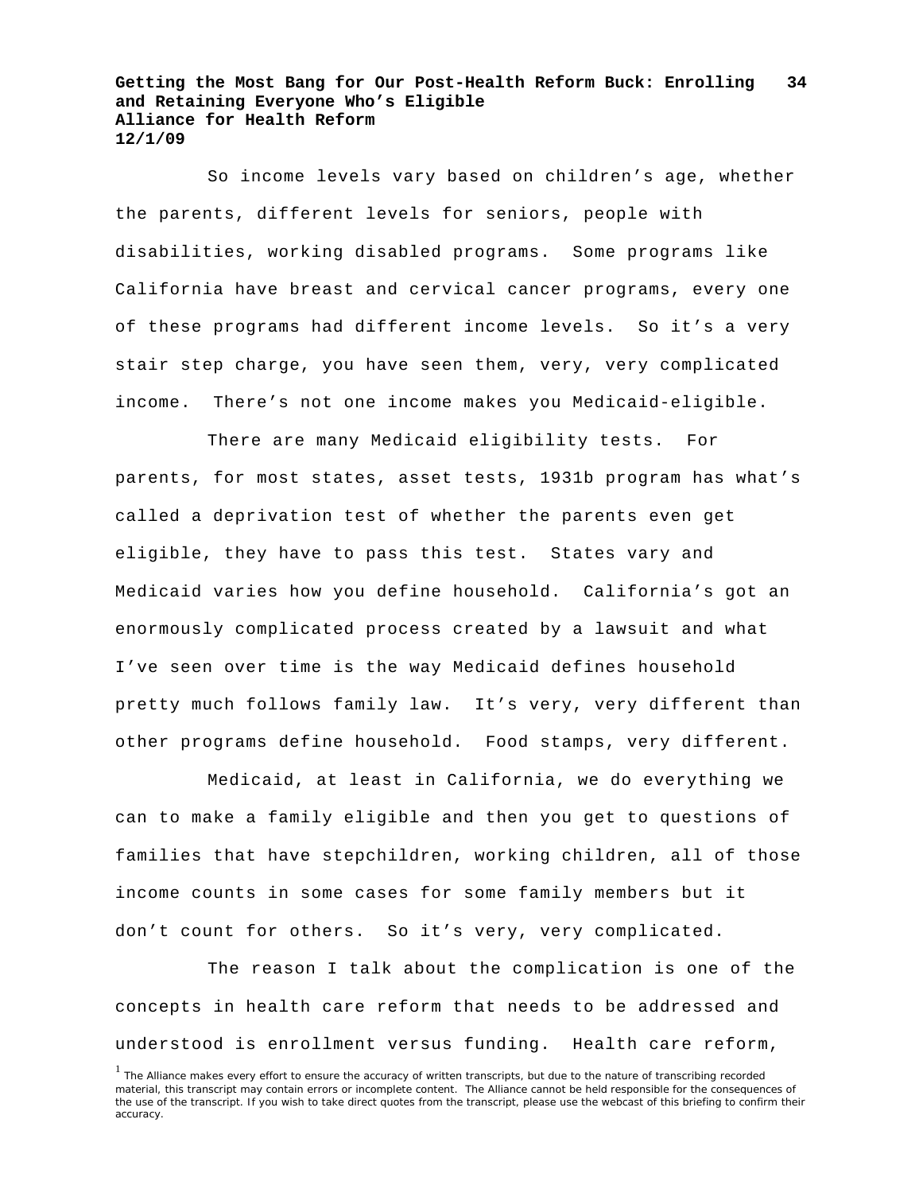So income levels vary based on children's age, whether the parents, different levels for seniors, people with disabilities, working disabled programs. Some programs like California have breast and cervical cancer programs, every one of these programs had different income levels. So it's a very stair step charge, you have seen them, very, very complicated income. There's not one income makes you Medicaid-eligible.

There are many Medicaid eligibility tests. For parents, for most states, asset tests, 1931b program has what's called a deprivation test of whether the parents even get eligible, they have to pass this test. States vary and Medicaid varies how you define household. California's got an enormously complicated process created by a lawsuit and what I've seen over time is the way Medicaid defines household pretty much follows family law. It's very, very different than other programs define household. Food stamps, very different.

Medicaid, at least in California, we do everything we can to make a family eligible and then you get to questions of families that have stepchildren, working children, all of those income counts in some cases for some family members but it don't count for others. So it's very, very complicated.

The reason I talk about the complication is one of the concepts in health care reform that needs to be addressed and understood is enrollment versus funding. Health care reform,

[1] The Alliance makes every effort to ensure the accuracy of written transcripts, but due to the nature of transcribing recorded material, this transcript may contain errors or incomplete content. The Alliance cannot be held responsible for the consequences of the use of the transcript. If you wish to take direct quotes from the transcript, please use the webcast of this briefing to confirm their accuracy.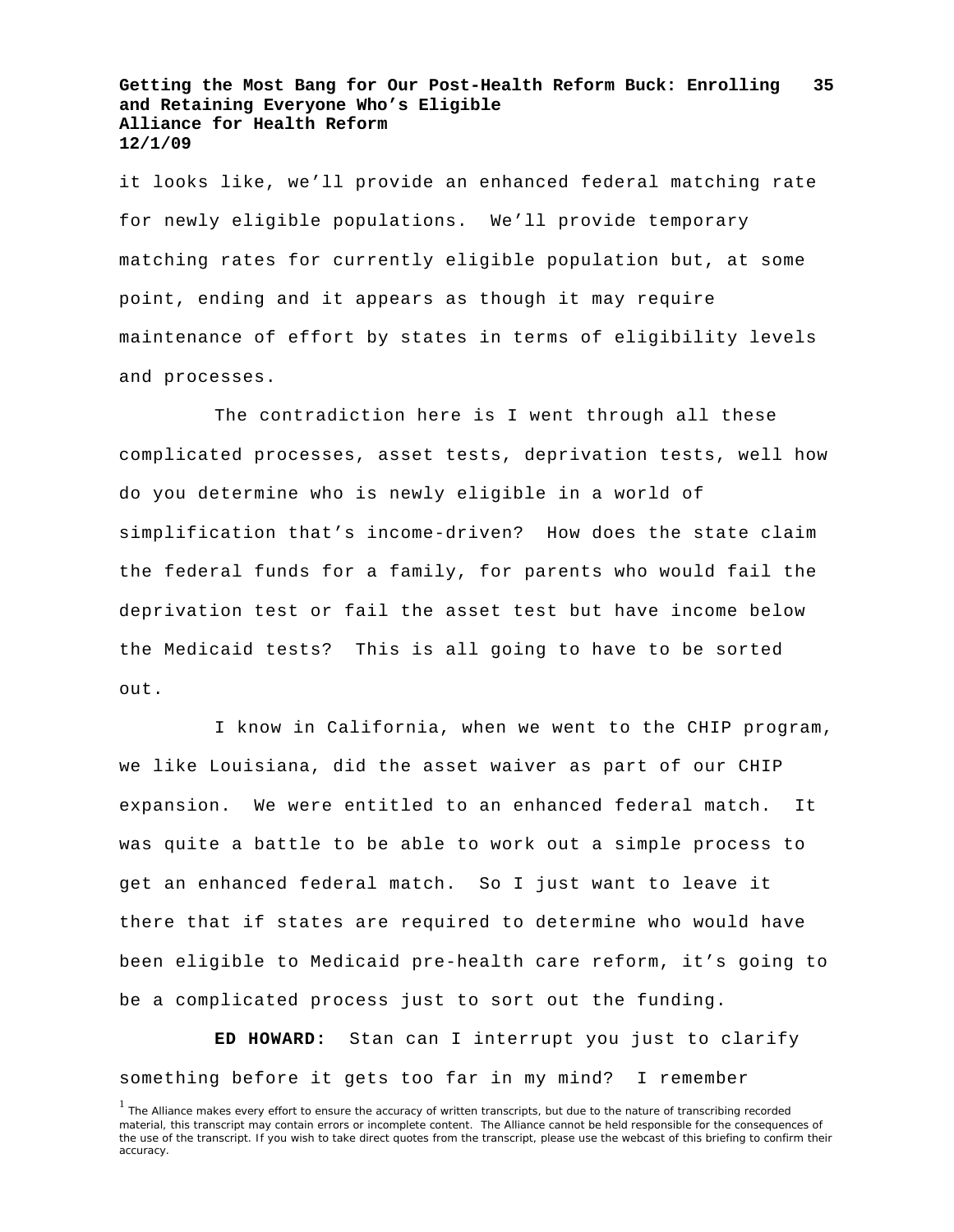it looks like, we'll provide an enhanced federal matching rate for newly eligible populations. We'll provide temporary matching rates for currently eligible population but, at some point, ending and it appears as though it may require maintenance of effort by states in terms of eligibility levels and processes.

The contradiction here is I went through all these complicated processes, asset tests, deprivation tests, well how do you determine who is newly eligible in a world of simplification that's income-driven? How does the state claim the federal funds for a family, for parents who would fail the deprivation test or fail the asset test but have income below the Medicaid tests? This is all going to have to be sorted out.

I know in California, when we went to the CHIP program, we like Louisiana, did the asset waiver as part of our CHIP expansion. We were entitled to an enhanced federal match. It was quite a battle to be able to work out a simple process to get an enhanced federal match. So I just want to leave it there that if states are required to determine who would have been eligible to Medicaid pre-health care reform, it's going to be a complicated process just to sort out the funding.

**ED HOWARD:** Stan can I interrupt you just to clarify something before it gets too far in my mind? I remember

[1] The Alliance makes every effort to ensure the accuracy of written transcripts, but due to the nature of transcribing recorded material, this transcript may contain errors or incomplete content. The Alliance cannot be held responsible for the consequences of the use of the transcript. If you wish to take direct quotes from the transcript, please use the webcast of this briefing to confirm their accuracy.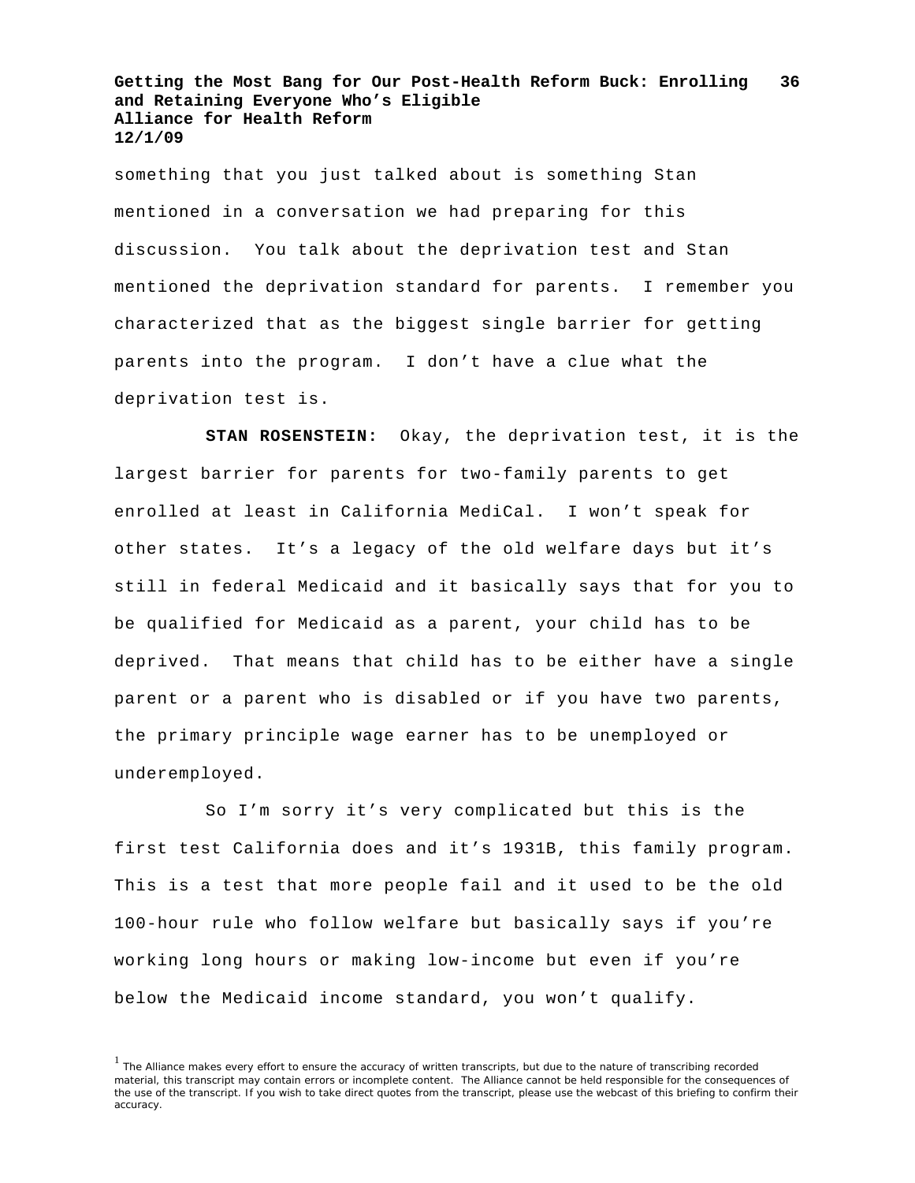something that you just talked about is something Stan mentioned in a conversation we had preparing for this discussion. You talk about the deprivation test and Stan mentioned the deprivation standard for parents. I remember you characterized that as the biggest single barrier for getting parents into the program. I don't have a clue what the deprivation test is.

**STAN ROSENSTEIN:** Okay, the deprivation test, it is the largest barrier for parents for two-family parents to get enrolled at least in California MediCal. I won't speak for other states. It's a legacy of the old welfare days but it's still in federal Medicaid and it basically says that for you to be qualified for Medicaid as a parent, your child has to be deprived. That means that child has to be either have a single parent or a parent who is disabled or if you have two parents, the primary principle wage earner has to be unemployed or underemployed.

So I'm sorry it's very complicated but this is the first test California does and it's 1931B, this family program. This is a test that more people fail and it used to be the old 100-hour rule who follow welfare but basically says if you're working long hours or making low-income but even if you're below the Medicaid income standard, you won't qualify.

[1] The Alliance makes every effort to ensure the accuracy of written transcripts, but due to the nature of transcribing recorded material, this transcript may contain errors or incomplete content. The Alliance cannot be held responsible for the consequences of the use of the transcript. If you wish to take direct quotes from the transcript, please use the webcast of this briefing to confirm their accuracy.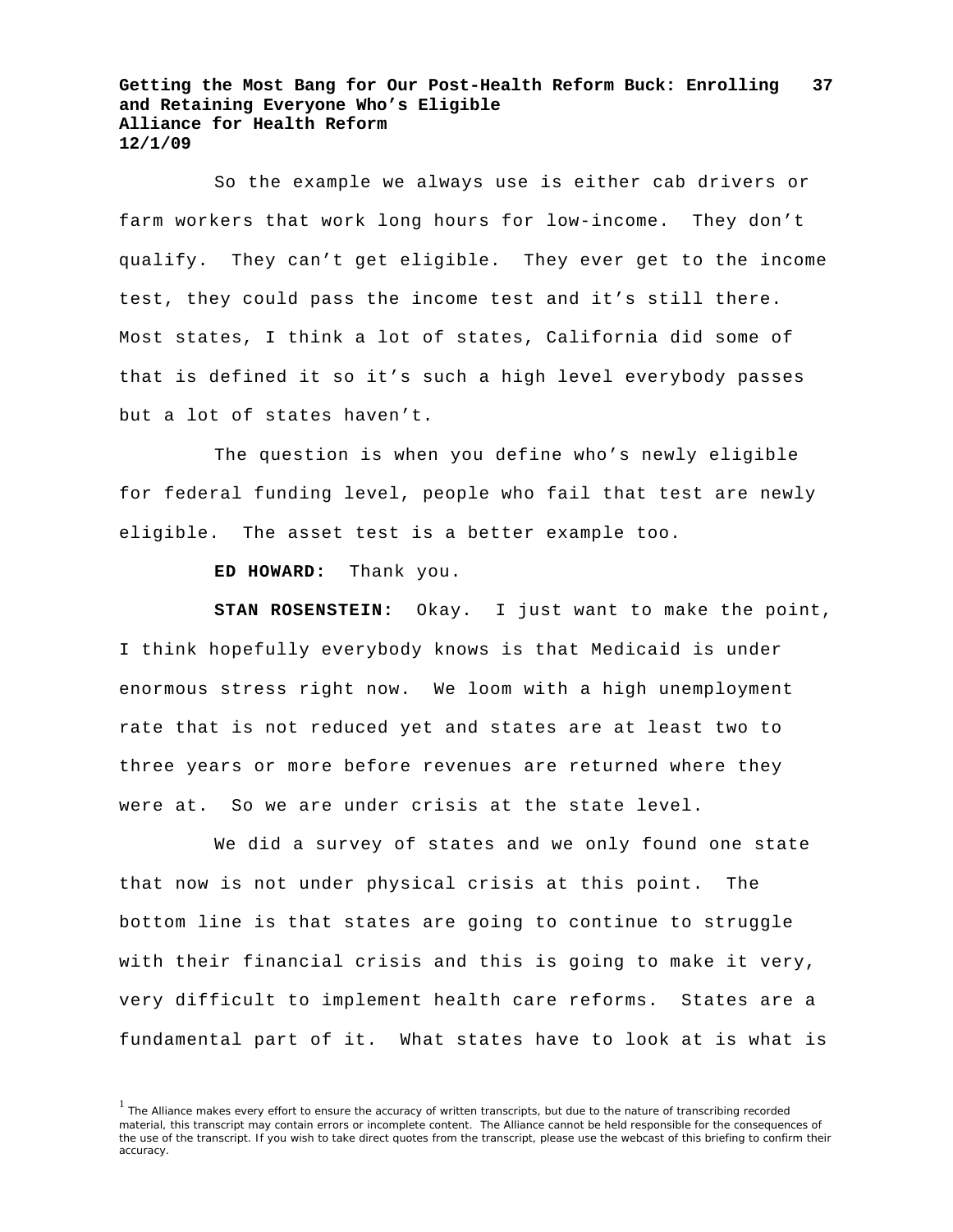So the example we always use is either cab drivers or farm workers that work long hours for low-income. They don't qualify. They can't get eligible. They ever get to the income test, they could pass the income test and it's still there. Most states, I think a lot of states, California did some of that is defined it so it's such a high level everybody passes but a lot of states haven't.

The question is when you define who's newly eligible for federal funding level, people who fail that test are newly eligible. The asset test is a better example too.

**ED HOWARD:** Thank you.

**STAN ROSENSTEIN:** Okay. I just want to make the point, I think hopefully everybody knows is that Medicaid is under enormous stress right now. We loom with a high unemployment rate that is not reduced yet and states are at least two to three years or more before revenues are returned where they were at. So we are under crisis at the state level.

We did a survey of states and we only found one state that now is not under physical crisis at this point. The bottom line is that states are going to continue to struggle with their financial crisis and this is going to make it very, very difficult to implement health care reforms. States are a fundamental part of it. What states have to look at is what is

[1] The Alliance makes every effort to ensure the accuracy of written transcripts, but due to the nature of transcribing recorded material, this transcript may contain errors or incomplete content. The Alliance cannot be held responsible for the consequences of the use of the transcript. If you wish to take direct quotes from the transcript, please use the webcast of this briefing to confirm their accuracy.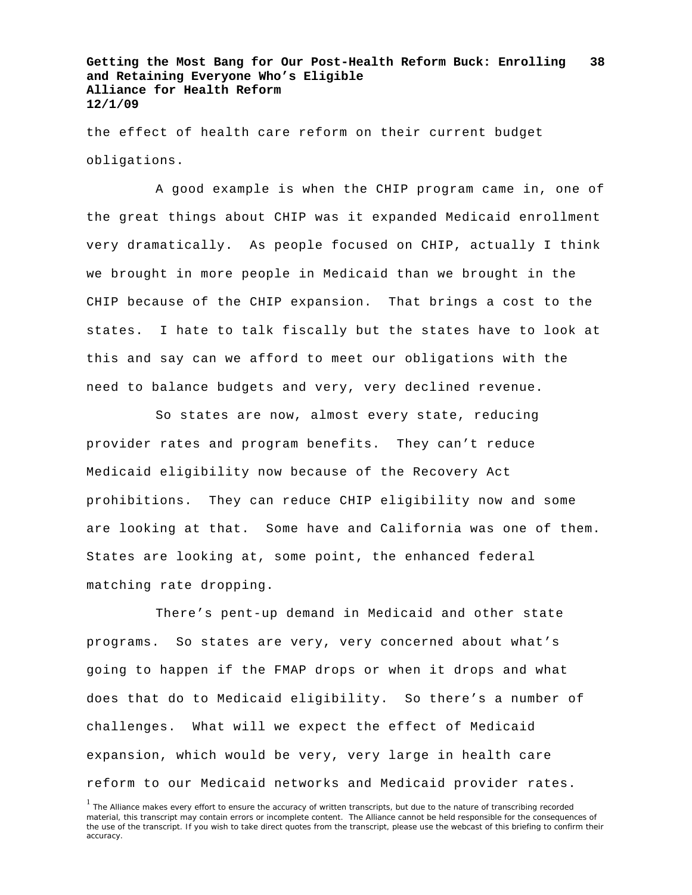the effect of health care reform on their current budget obligations.

A good example is when the CHIP program came in, one of the great things about CHIP was it expanded Medicaid enrollment very dramatically. As people focused on CHIP, actually I think we brought in more people in Medicaid than we brought in the CHIP because of the CHIP expansion. That brings a cost to the states. I hate to talk fiscally but the states have to look at this and say can we afford to meet our obligations with the need to balance budgets and very, very declined revenue.

So states are now, almost every state, reducing provider rates and program benefits. They can't reduce Medicaid eligibility now because of the Recovery Act prohibitions. They can reduce CHIP eligibility now and some are looking at that. Some have and California was one of them. States are looking at, some point, the enhanced federal matching rate dropping.

There's pent-up demand in Medicaid and other state programs. So states are very, very concerned about what's going to happen if the FMAP drops or when it drops and what does that do to Medicaid eligibility. So there's a number of challenges. What will we expect the effect of Medicaid expansion, which would be very, very large in health care reform to our Medicaid networks and Medicaid provider rates.

[1] The Alliance makes every effort to ensure the accuracy of written transcripts, but due to the nature of transcribing recorded material, this transcript may contain errors or incomplete content. The Alliance cannot be held responsible for the consequences of the use of the transcript. If you wish to take direct quotes from the transcript, please use the webcast of this briefing to confirm their accuracy.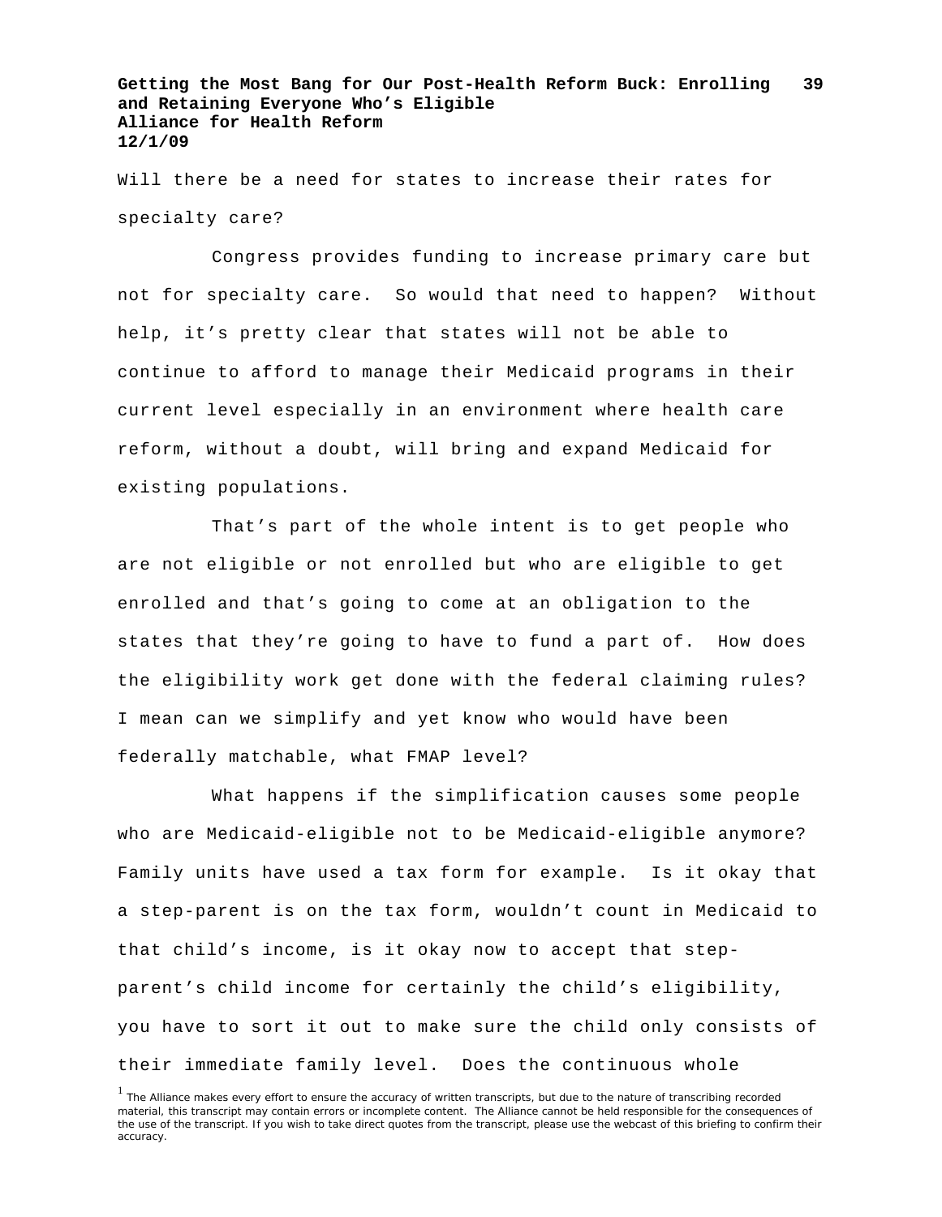Will there be a need for states to increase their rates for specialty care?

Congress provides funding to increase primary care but not for specialty care. So would that need to happen? Without help, it's pretty clear that states will not be able to continue to afford to manage their Medicaid programs in their current level especially in an environment where health care reform, without a doubt, will bring and expand Medicaid for existing populations.

That's part of the whole intent is to get people who are not eligible or not enrolled but who are eligible to get enrolled and that's going to come at an obligation to the states that they're going to have to fund a part of. How does the eligibility work get done with the federal claiming rules? I mean can we simplify and yet know who would have been federally matchable, what FMAP level?

What happens if the simplification causes some people who are Medicaid-eligible not to be Medicaid-eligible anymore? Family units have used a tax form for example. Is it okay that a step-parent is on the tax form, wouldn't count in Medicaid to that child's income, is it okay now to accept that step-parent's child income for certainly the child's eligibility, you have to sort it out to make sure the child only consists of their immediate family level. Does the continuous whole

[1] The Alliance makes every effort to ensure the accuracy of written transcripts, but due to the nature of transcribing recorded material, this transcript may contain errors or incomplete content. The Alliance cannot be held responsible for the consequences of the use of the transcript. If you wish to take direct quotes from the transcript, please use the webcast of this briefing to confirm their accuracy.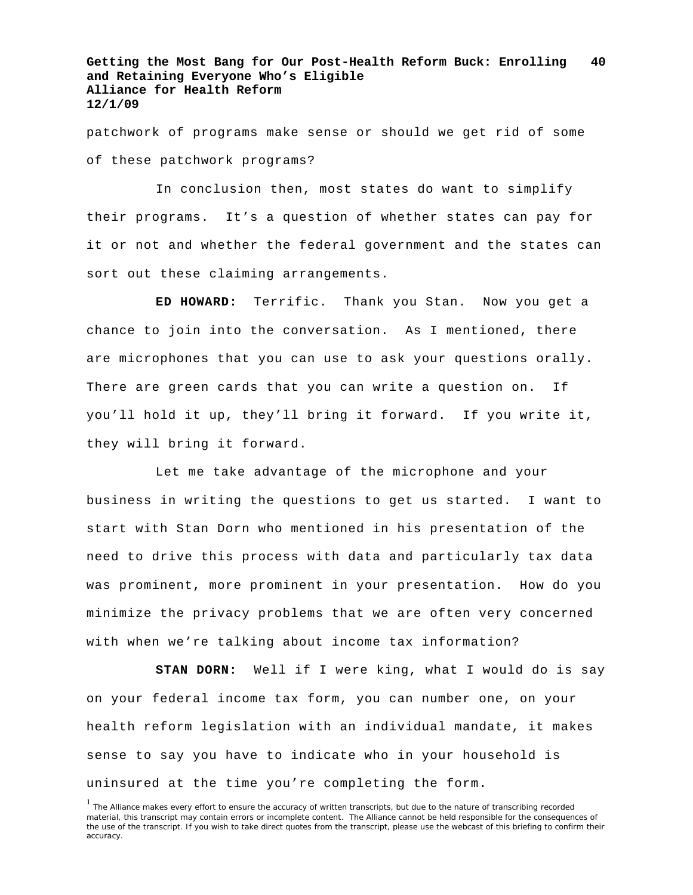patchwork of programs make sense or should we get rid of some of these patchwork programs?

In conclusion then, most states do want to simplify their programs. It's a question of whether states can pay for it or not and whether the federal government and the states can sort out these claiming arrangements.

**ED HOWARD:** Terrific. Thank you Stan. Now you get a chance to join into the conversation. As I mentioned, there are microphones that you can use to ask your questions orally. There are green cards that you can write a question on. If you'll hold it up, they'll bring it forward. If you write it, they will bring it forward.

Let me take advantage of the microphone and your business in writing the questions to get us started. I want to start with Stan Dorn who mentioned in his presentation of the need to drive this process with data and particularly tax data was prominent, more prominent in your presentation. How do you minimize the privacy problems that we are often very concerned with when we're talking about income tax information?

**STAN DORN:** Well if I were king, what I would do is say on your federal income tax form, you can number one, on your health reform legislation with an individual mandate, it makes sense to say you have to indicate who in your household is uninsured at the time you're completing the form.

[1] The Alliance makes every effort to ensure the accuracy of written transcripts, but due to the nature of transcribing recorded material, this transcript may contain errors or incomplete content. The Alliance cannot be held responsible for the consequences of the use of the transcript. If you wish to take direct quotes from the transcript, please use the webcast of this briefing to confirm their accuracy.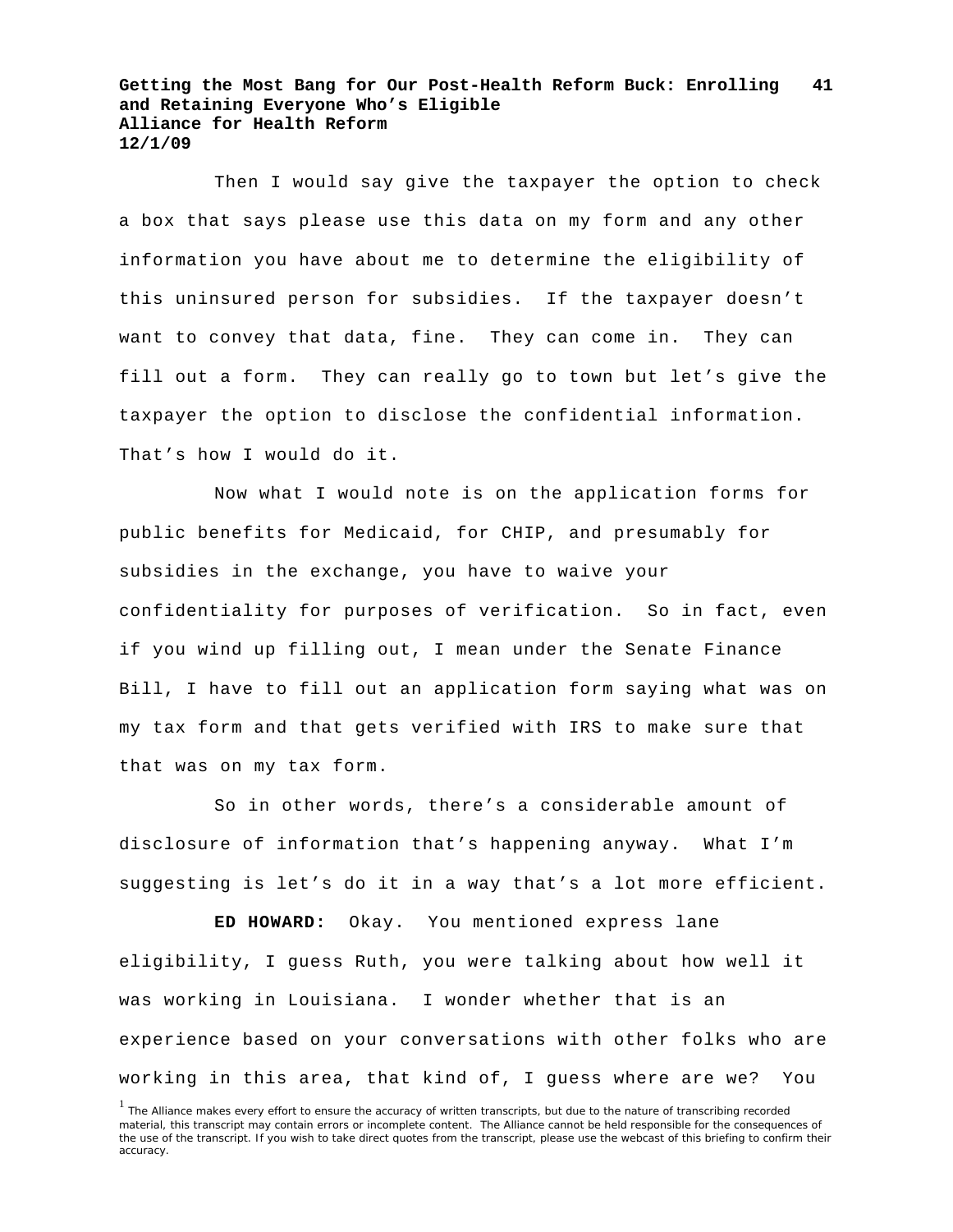Then I would say give the taxpayer the option to check a box that says please use this data on my form and any other information you have about me to determine the eligibility of this uninsured person for subsidies. If the taxpayer doesn't want to convey that data, fine. They can come in. They can fill out a form. They can really go to town but let's give the taxpayer the option to disclose the confidential information. That's how I would do it.

Now what I would note is on the application forms for public benefits for Medicaid, for CHIP, and presumably for subsidies in the exchange, you have to waive your confidentiality for purposes of verification. So in fact, even if you wind up filling out, I mean under the Senate Finance Bill, I have to fill out an application form saying what was on my tax form and that gets verified with IRS to make sure that that was on my tax form.

So in other words, there's a considerable amount of disclosure of information that's happening anyway. What I'm suggesting is let's do it in a way that's a lot more efficient.

**ED HOWARD:** Okay. You mentioned express lane eligibility, I guess Ruth, you were talking about how well it was working in Louisiana. I wonder whether that is an experience based on your conversations with other folks who are working in this area, that kind of, I guess where are we? You

[1] The Alliance makes every effort to ensure the accuracy of written transcripts, but due to the nature of transcribing recorded material, this transcript may contain errors or incomplete content. The Alliance cannot be held responsible for the consequences of the use of the transcript. If you wish to take direct quotes from the transcript, please use the webcast of this briefing to confirm their accuracy.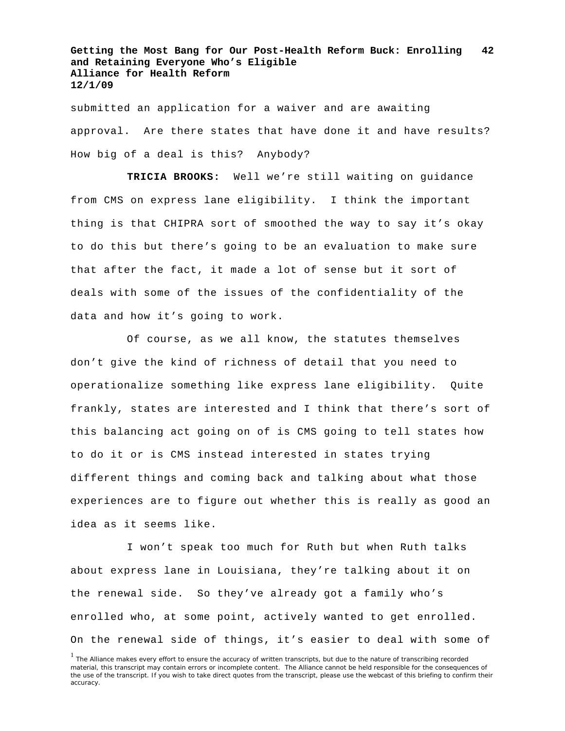submitted an application for a waiver and are awaiting approval. Are there states that have done it and have results? How big of a deal is this? Anybody?

**TRICIA BROOKS:** Well we're still waiting on guidance from CMS on express lane eligibility. I think the important thing is that CHIPRA sort of smoothed the way to say it's okay to do this but there's going to be an evaluation to make sure that after the fact, it made a lot of sense but it sort of deals with some of the issues of the confidentiality of the data and how it's going to work.

Of course, as we all know, the statutes themselves don't give the kind of richness of detail that you need to operationalize something like express lane eligibility. Quite frankly, states are interested and I think that there's sort of this balancing act going on of is CMS going to tell states how to do it or is CMS instead interested in states trying different things and coming back and talking about what those experiences are to figure out whether this is really as good an idea as it seems like.

I won't speak too much for Ruth but when Ruth talks about express lane in Louisiana, they're talking about it on the renewal side. So they've already got a family who's enrolled who, at some point, actively wanted to get enrolled. On the renewal side of things, it's easier to deal with some of

[1] The Alliance makes every effort to ensure the accuracy of written transcripts, but due to the nature of transcribing recorded material, this transcript may contain errors or incomplete content. The Alliance cannot be held responsible for the consequences of the use of the transcript. If you wish to take direct quotes from the transcript, please use the webcast of this briefing to confirm their accuracy.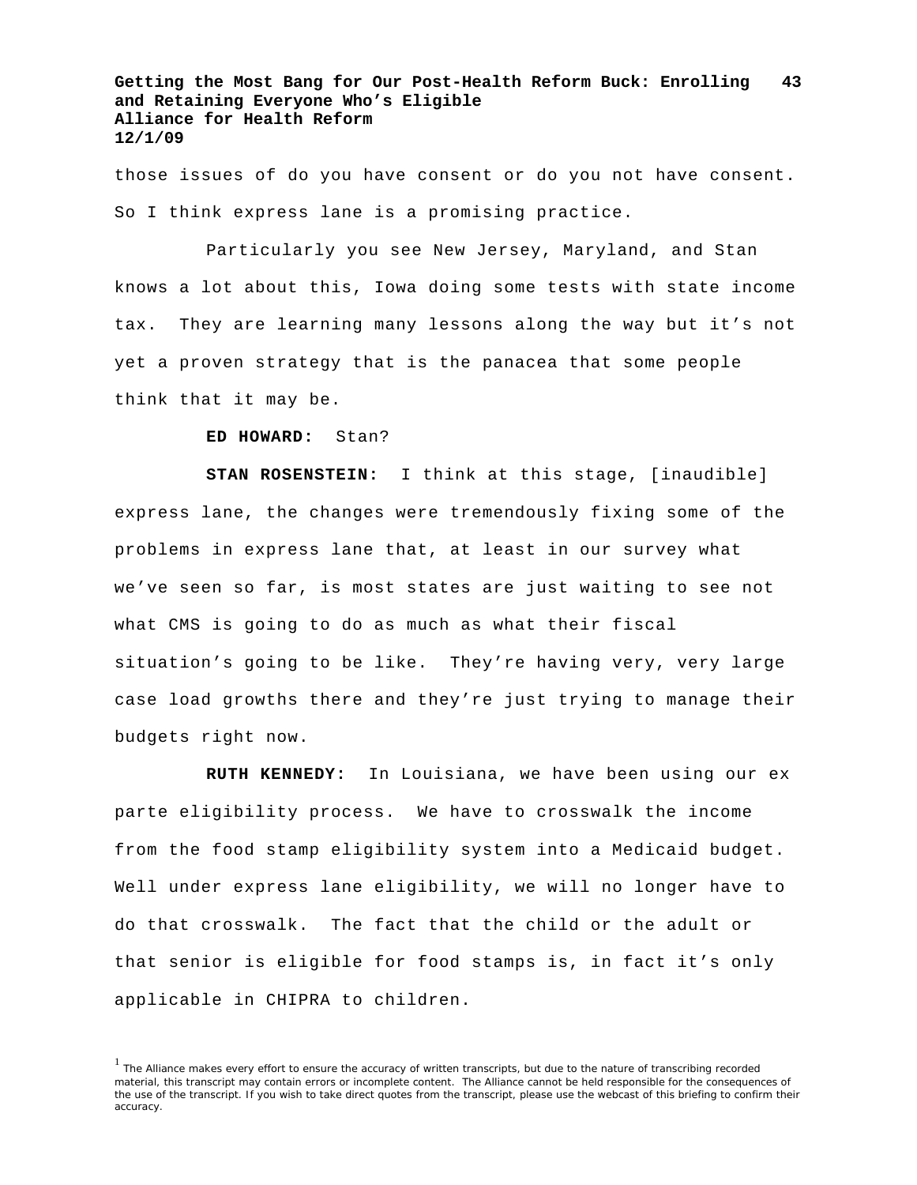those issues of do you have consent or do you not have consent. So I think express lane is a promising practice.

Particularly you see New Jersey, Maryland, and Stan knows a lot about this, Iowa doing some tests with state income tax. They are learning many lessons along the way but it's not yet a proven strategy that is the panacea that some people think that it may be.

**ED HOWARD:** Stan?

**STAN ROSENSTEIN:** I think at this stage, [inaudible] express lane, the changes were tremendously fixing some of the problems in express lane that, at least in our survey what we've seen so far, is most states are just waiting to see not what CMS is going to do as much as what their fiscal situation's going to be like. They're having very, very large case load growths there and they're just trying to manage their budgets right now.

**RUTH KENNEDY:** In Louisiana, we have been using our ex parte eligibility process. We have to crosswalk the income from the food stamp eligibility system into a Medicaid budget. Well under express lane eligibility, we will no longer have to do that crosswalk. The fact that the child or the adult or that senior is eligible for food stamps is, in fact it's only applicable in CHIPRA to children.

[1] The Alliance makes every effort to ensure the accuracy of written transcripts, but due to the nature of transcribing recorded material, this transcript may contain errors or incomplete content. The Alliance cannot be held responsible for the consequences of the use of the transcript. If you wish to take direct quotes from the transcript, please use the webcast of this briefing to confirm their accuracy.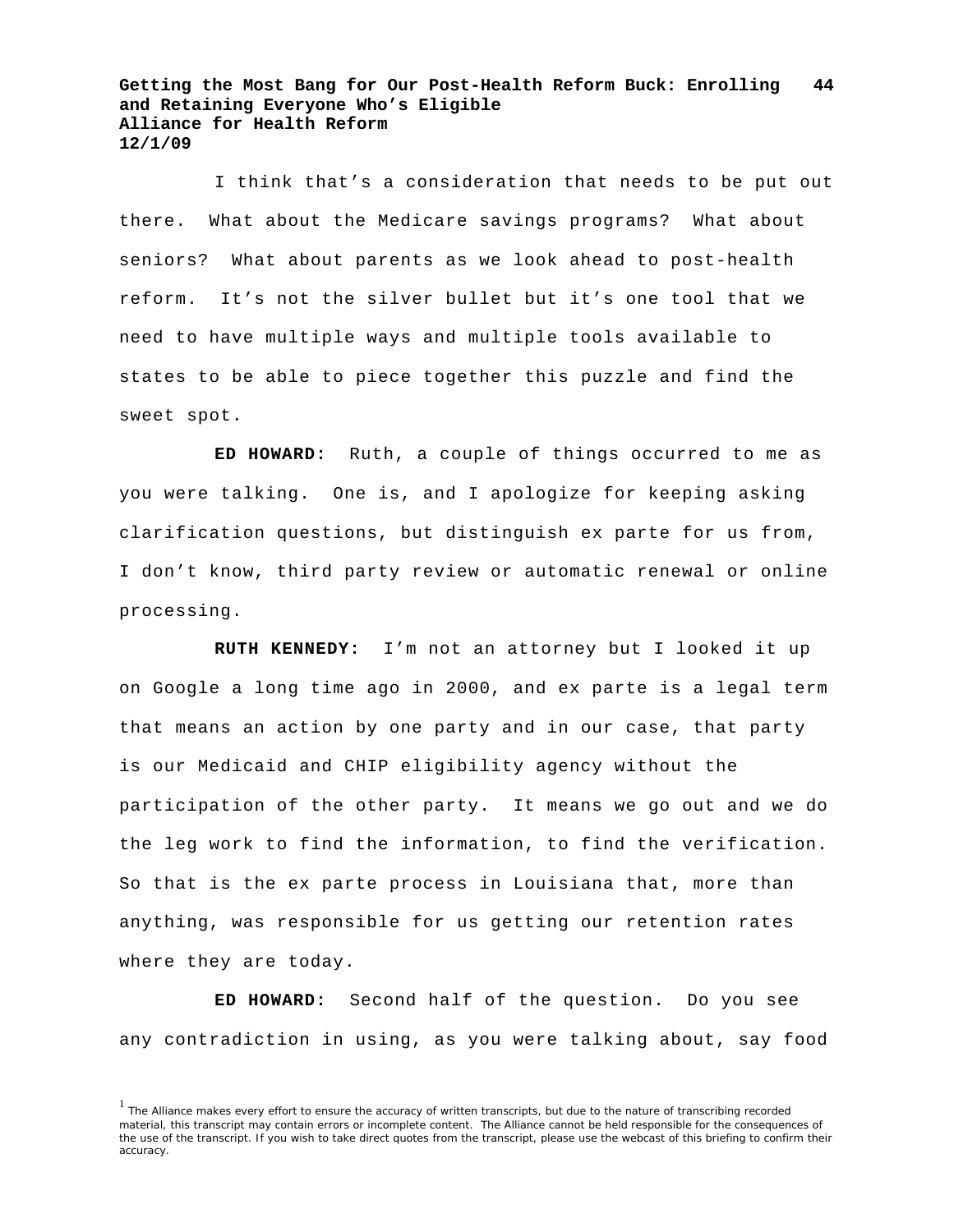I think that's a consideration that needs to be put out there. What about the Medicare savings programs? What about seniors? What about parents as we look ahead to post-health reform. It's not the silver bullet but it's one tool that we need to have multiple ways and multiple tools available to states to be able to piece together this puzzle and find the sweet spot.

**ED HOWARD:** Ruth, a couple of things occurred to me as you were talking. One is, and I apologize for keeping asking clarification questions, but distinguish ex parte for us from, I don't know, third party review or automatic renewal or online processing.

**RUTH KENNEDY:** I'm not an attorney but I looked it up on Google a long time ago in 2000, and ex parte is a legal term that means an action by one party and in our case, that party is our Medicaid and CHIP eligibility agency without the participation of the other party. It means we go out and we do the leg work to find the information, to find the verification. So that is the ex parte process in Louisiana that, more than anything, was responsible for us getting our retention rates where they are today.

**ED HOWARD:** Second half of the question. Do you see any contradiction in using, as you were talking about, say food

[1] The Alliance makes every effort to ensure the accuracy of written transcripts, but due to the nature of transcribing recorded material, this transcript may contain errors or incomplete content. The Alliance cannot be held responsible for the consequences of the use of the transcript. If you wish to take direct quotes from the transcript, please use the webcast of this briefing to confirm their accuracy.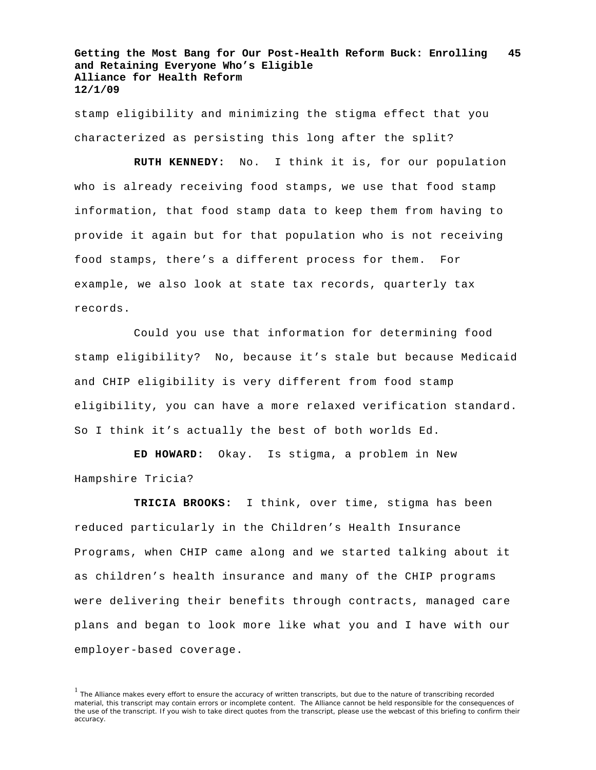stamp eligibility and minimizing the stigma effect that you characterized as persisting this long after the split?

**RUTH KENNEDY:** No. I think it is, for our population who is already receiving food stamps, we use that food stamp information, that food stamp data to keep them from having to provide it again but for that population who is not receiving food stamps, there's a different process for them. For example, we also look at state tax records, quarterly tax records.

Could you use that information for determining food stamp eligibility? No, because it's stale but because Medicaid and CHIP eligibility is very different from food stamp eligibility, you can have a more relaxed verification standard. So I think it's actually the best of both worlds Ed.

**ED HOWARD:** Okay. Is stigma, a problem in New Hampshire Tricia?

**TRICIA BROOKS:** I think, over time, stigma has been reduced particularly in the Children's Health Insurance Programs, when CHIP came along and we started talking about it as children's health insurance and many of the CHIP programs were delivering their benefits through contracts, managed care plans and began to look more like what you and I have with our employer-based coverage.

[1] The Alliance makes every effort to ensure the accuracy of written transcripts, but due to the nature of transcribing recorded material, this transcript may contain errors or incomplete content. The Alliance cannot be held responsible for the consequences of the use of the transcript. If you wish to take direct quotes from the transcript, please use the webcast of this briefing to confirm their accuracy.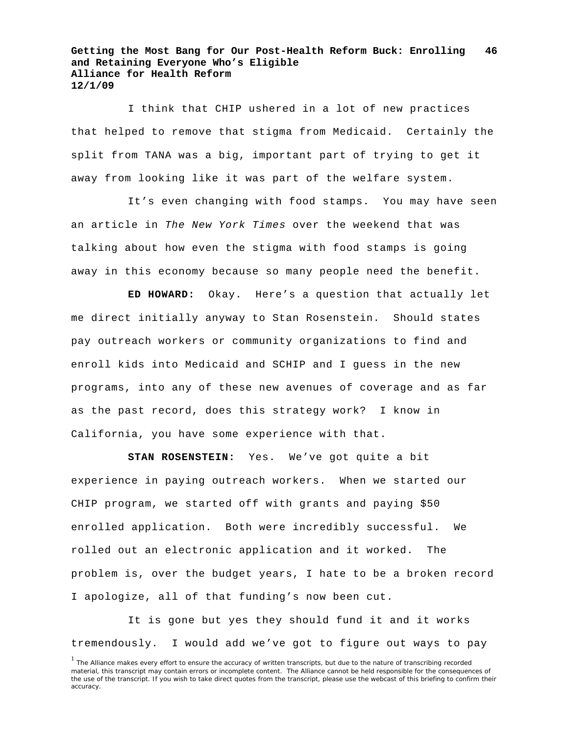I think that CHIP ushered in a lot of new practices that helped to remove that stigma from Medicaid. Certainly the split from TANA was a big, important part of trying to get it away from looking like it was part of the welfare system.

It's even changing with food stamps. You may have seen an article in *The New York Times* over the weekend that was talking about how even the stigma with food stamps is going away in this economy because so many people need the benefit.

**ED HOWARD:** Okay. Here's a question that actually let me direct initially anyway to Stan Rosenstein. Should states pay outreach workers or community organizations to find and enroll kids into Medicaid and SCHIP and I guess in the new programs, into any of these new avenues of coverage and as far as the past record, does this strategy work? I know in California, you have some experience with that.

**STAN ROSENSTEIN:** Yes. We've got quite a bit experience in paying outreach workers. When we started our CHIP program, we started off with grants and paying $50 enrolled application. Both were incredibly successful. We rolled out an electronic application and it worked. The problem is, over the budget years, I hate to be a broken record I apologize, all of that funding's now been cut.

It is gone but yes they should fund it and it works tremendously. I would add we've got to figure out ways to pay

[1] The Alliance makes every effort to ensure the accuracy of written transcripts, but due to the nature of transcribing recorded material, this transcript may contain errors or incomplete content. The Alliance cannot be held responsible for the consequences of the use of the transcript. If you wish to take direct quotes from the transcript, please use the webcast of this briefing to confirm their accuracy.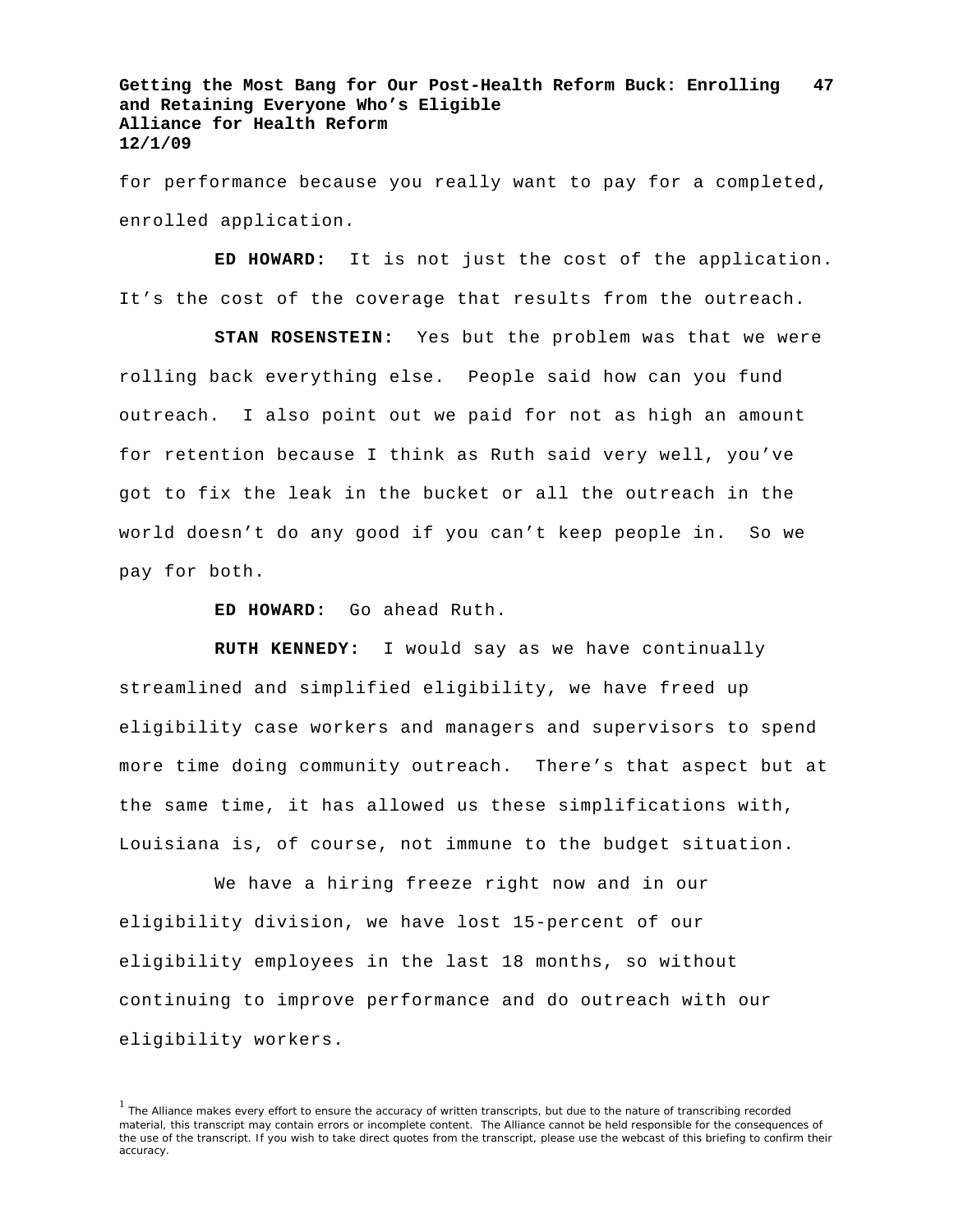for performance because you really want to pay for a completed, enrolled application.

**ED HOWARD:** It is not just the cost of the application. It's the cost of the coverage that results from the outreach.

**STAN ROSENSTEIN:** Yes but the problem was that we were rolling back everything else. People said how can you fund outreach. I also point out we paid for not as high an amount for retention because I think as Ruth said very well, you've got to fix the leak in the bucket or all the outreach in the world doesn't do any good if you can't keep people in. So we pay for both.

**ED HOWARD:** Go ahead Ruth.

**RUTH KENNEDY:** I would say as we have continually streamlined and simplified eligibility, we have freed up eligibility case workers and managers and supervisors to spend more time doing community outreach. There's that aspect but at the same time, it has allowed us these simplifications with, Louisiana is, of course, not immune to the budget situation.

We have a hiring freeze right now and in our eligibility division, we have lost 15-percent of our eligibility employees in the last 18 months, so without continuing to improve performance and do outreach with our eligibility workers.

[1] The Alliance makes every effort to ensure the accuracy of written transcripts, but due to the nature of transcribing recorded material, this transcript may contain errors or incomplete content. The Alliance cannot be held responsible for the consequences of the use of the transcript. If you wish to take direct quotes from the transcript, please use the webcast of this briefing to confirm their accuracy.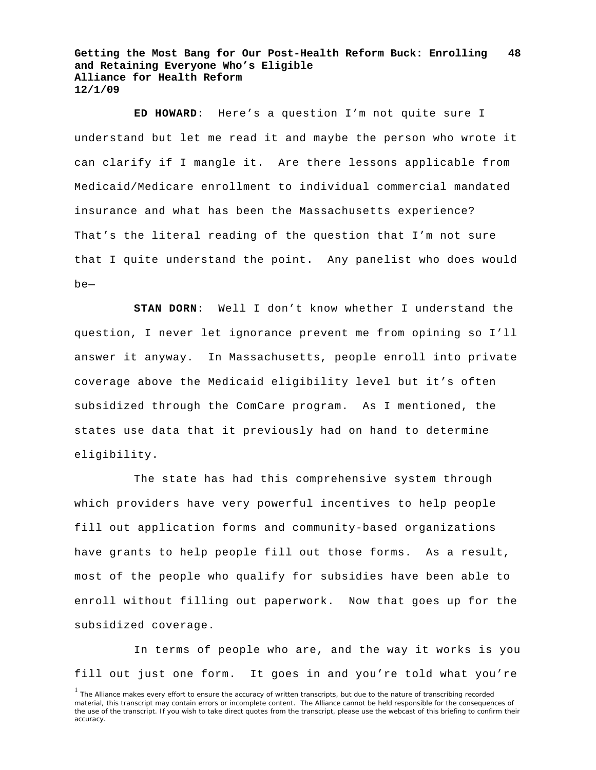**ED HOWARD:** Here's a question I'm not quite sure I understand but let me read it and maybe the person who wrote it can clarify if I mangle it. Are there lessons applicable from Medicaid/Medicare enrollment to individual commercial mandated insurance and what has been the Massachusetts experience? That's the literal reading of the question that I'm not sure that I quite understand the point. Any panelist who does would be—

**STAN DORN:** Well I don't know whether I understand the question, I never let ignorance prevent me from opining so I'll answer it anyway. In Massachusetts, people enroll into private coverage above the Medicaid eligibility level but it's often subsidized through the ComCare program. As I mentioned, the states use data that it previously had on hand to determine eligibility.

The state has had this comprehensive system through which providers have very powerful incentives to help people fill out application forms and community-based organizations have grants to help people fill out those forms. As a result, most of the people who qualify for subsidies have been able to enroll without filling out paperwork. Now that goes up for the subsidized coverage.

In terms of people who are, and the way it works is you fill out just one form. It goes in and you're told what you're

[1] The Alliance makes every effort to ensure the accuracy of written transcripts, but due to the nature of transcribing recorded material, this transcript may contain errors or incomplete content. The Alliance cannot be held responsible for the consequences of the use of the transcript. If you wish to take direct quotes from the transcript, please use the webcast of this briefing to confirm their accuracy.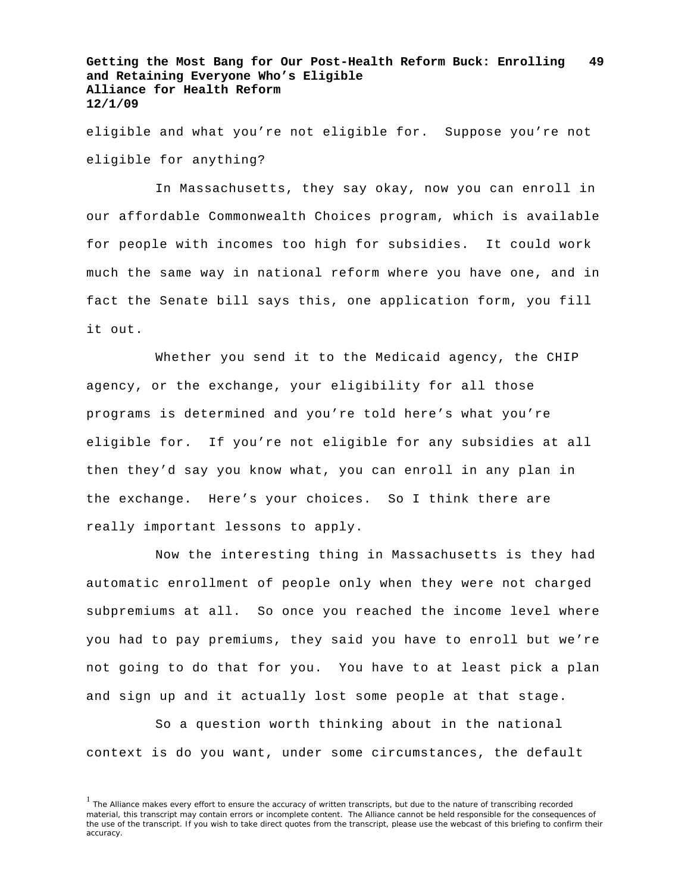eligible and what you're not eligible for. Suppose you're not eligible for anything?

In Massachusetts, they say okay, now you can enroll in our affordable Commonwealth Choices program, which is available for people with incomes too high for subsidies. It could work much the same way in national reform where you have one, and in fact the Senate bill says this, one application form, you fill it out.

Whether you send it to the Medicaid agency, the CHIP agency, or the exchange, your eligibility for all those programs is determined and you're told here's what you're eligible for. If you're not eligible for any subsidies at all then they'd say you know what, you can enroll in any plan in the exchange. Here's your choices. So I think there are really important lessons to apply.

Now the interesting thing in Massachusetts is they had automatic enrollment of people only when they were not charged subpremiums at all. So once you reached the income level where you had to pay premiums, they said you have to enroll but we're not going to do that for you. You have to at least pick a plan and sign up and it actually lost some people at that stage.

So a question worth thinking about in the national context is do you want, under some circumstances, the default

[1] The Alliance makes every effort to ensure the accuracy of written transcripts, but due to the nature of transcribing recorded material, this transcript may contain errors or incomplete content. The Alliance cannot be held responsible for the consequences of the use of the transcript. If you wish to take direct quotes from the transcript, please use the webcast of this briefing to confirm their accuracy.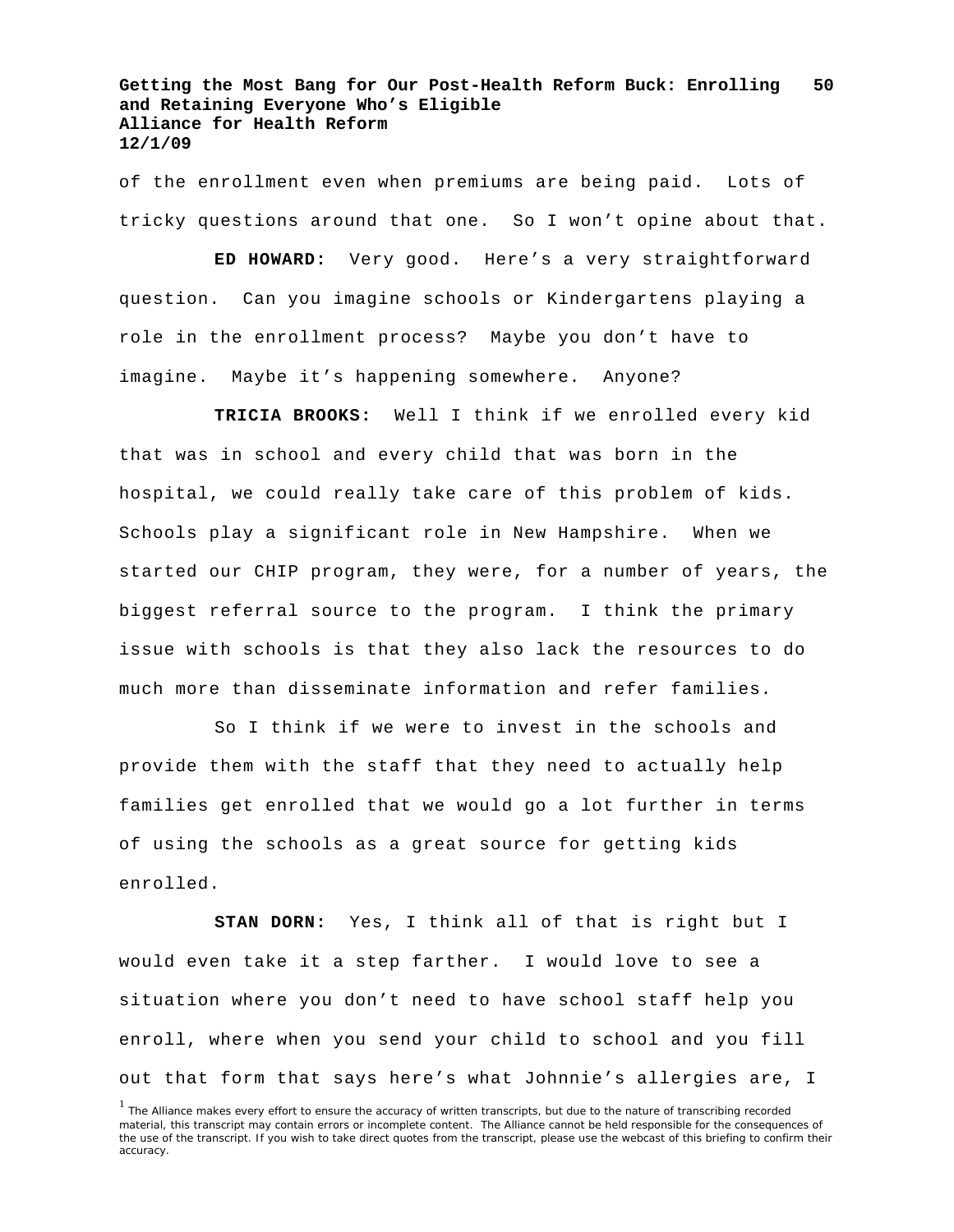of the enrollment even when premiums are being paid. Lots of tricky questions around that one. So I won't opine about that.

**ED HOWARD:** Very good. Here's a very straightforward question. Can you imagine schools or Kindergartens playing a role in the enrollment process? Maybe you don't have to imagine. Maybe it's happening somewhere. Anyone?

**TRICIA BROOKS:** Well I think if we enrolled every kid that was in school and every child that was born in the hospital, we could really take care of this problem of kids. Schools play a significant role in New Hampshire. When we started our CHIP program, they were, for a number of years, the biggest referral source to the program. I think the primary issue with schools is that they also lack the resources to do much more than disseminate information and refer families.

So I think if we were to invest in the schools and provide them with the staff that they need to actually help families get enrolled that we would go a lot further in terms of using the schools as a great source for getting kids enrolled.

**STAN DORN:** Yes, I think all of that is right but I would even take it a step farther. I would love to see a situation where you don't need to have school staff help you enroll, where when you send your child to school and you fill out that form that says here's what Johnnie's allergies are, I

[1] The Alliance makes every effort to ensure the accuracy of written transcripts, but due to the nature of transcribing recorded material, this transcript may contain errors or incomplete content. The Alliance cannot be held responsible for the consequences of the use of the transcript. If you wish to take direct quotes from the transcript, please use the webcast of this briefing to confirm their accuracy.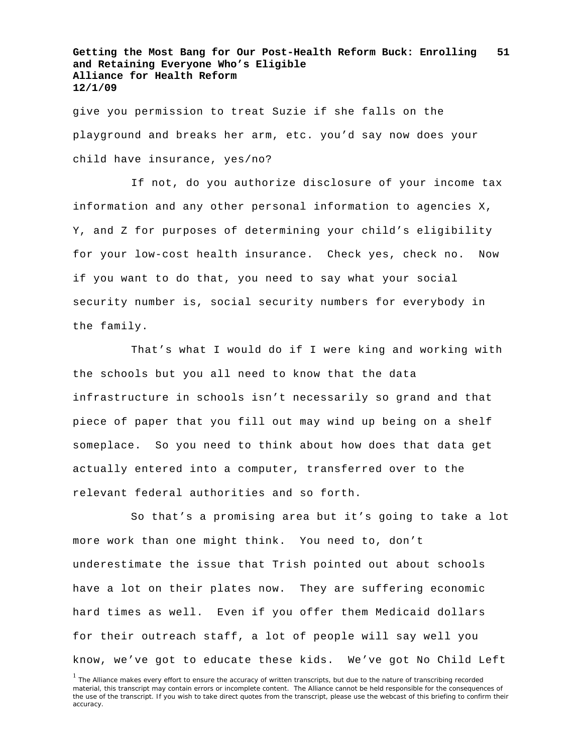give you permission to treat Suzie if she falls on the playground and breaks her arm, etc. you'd say now does your child have insurance, yes/no?

If not, do you authorize disclosure of your income tax information and any other personal information to agencies X, Y, and Z for purposes of determining your child's eligibility for your low-cost health insurance. Check yes, check no. Now if you want to do that, you need to say what your social security number is, social security numbers for everybody in the family.

That's what I would do if I were king and working with the schools but you all need to know that the data infrastructure in schools isn't necessarily so grand and that piece of paper that you fill out may wind up being on a shelf someplace. So you need to think about how does that data get actually entered into a computer, transferred over to the relevant federal authorities and so forth.

So that's a promising area but it's going to take a lot more work than one might think. You need to, don't underestimate the issue that Trish pointed out about schools have a lot on their plates now. They are suffering economic hard times as well. Even if you offer them Medicaid dollars for their outreach staff, a lot of people will say well you know, we've got to educate these kids. We've got No Child Left

[1] The Alliance makes every effort to ensure the accuracy of written transcripts, but due to the nature of transcribing recorded material, this transcript may contain errors or incomplete content. The Alliance cannot be held responsible for the consequences of the use of the transcript. If you wish to take direct quotes from the transcript, please use the webcast of this briefing to confirm their accuracy.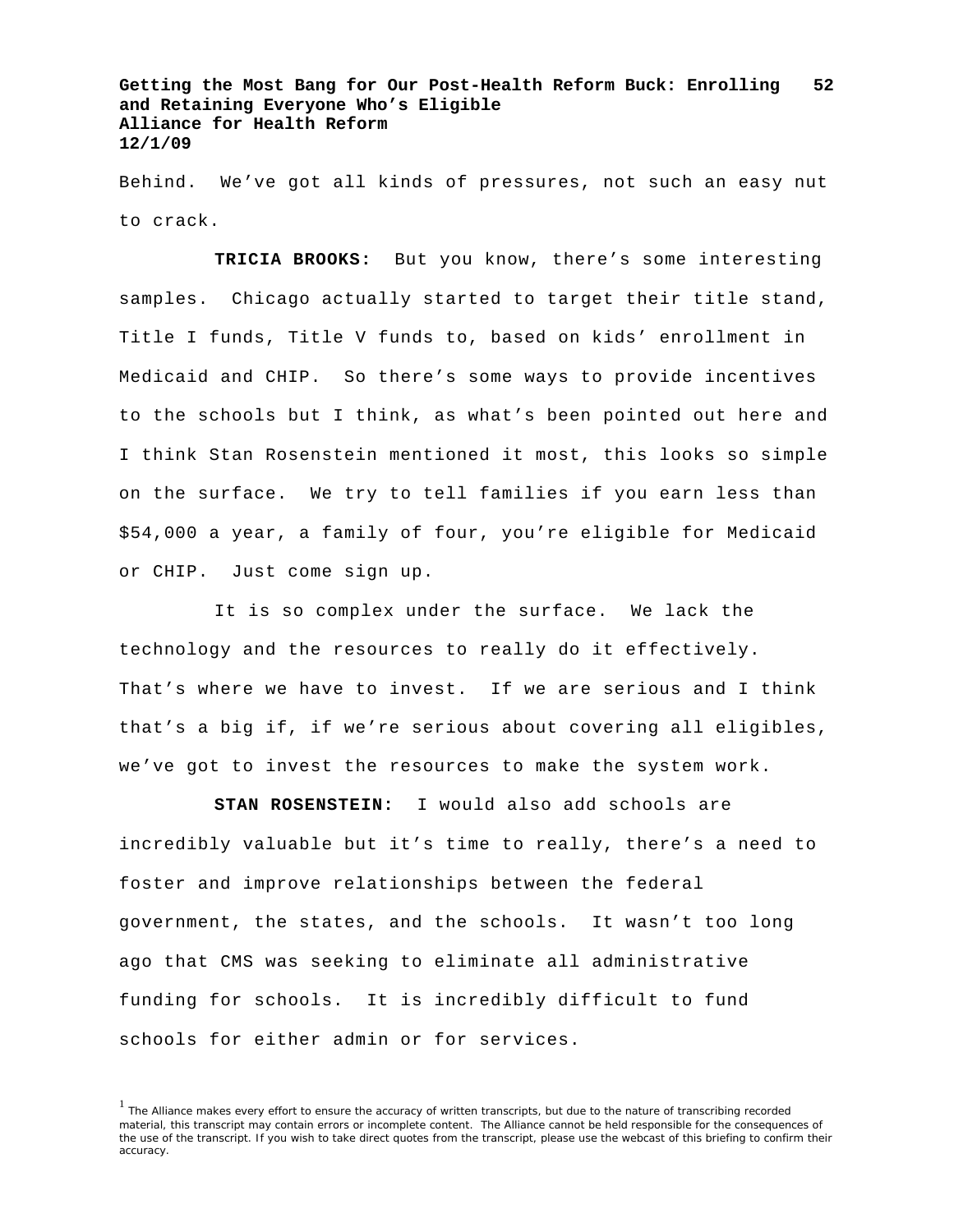Behind. We've got all kinds of pressures, not such an easy nut to crack.

**TRICIA BROOKS:** But you know, there's some interesting samples. Chicago actually started to target their title stand, Title I funds, Title V funds to, based on kids' enrollment in Medicaid and CHIP. So there's some ways to provide incentives to the schools but I think, as what's been pointed out here and I think Stan Rosenstein mentioned it most, this looks so simple on the surface. We try to tell families if you earn less than $54,000 a year, a family of four, you're eligible for Medicaid or CHIP. Just come sign up.

It is so complex under the surface. We lack the technology and the resources to really do it effectively. That's where we have to invest. If we are serious and I think that's a big if, if we're serious about covering all eligibles, we've got to invest the resources to make the system work.

**STAN ROSENSTEIN:** I would also add schools are incredibly valuable but it's time to really, there's a need to foster and improve relationships between the federal government, the states, and the schools. It wasn't too long ago that CMS was seeking to eliminate all administrative funding for schools. It is incredibly difficult to fund schools for either admin or for services.

[1] The Alliance makes every effort to ensure the accuracy of written transcripts, but due to the nature of transcribing recorded material, this transcript may contain errors or incomplete content. The Alliance cannot be held responsible for the consequences of the use of the transcript. If you wish to take direct quotes from the transcript, please use the webcast of this briefing to confirm their accuracy.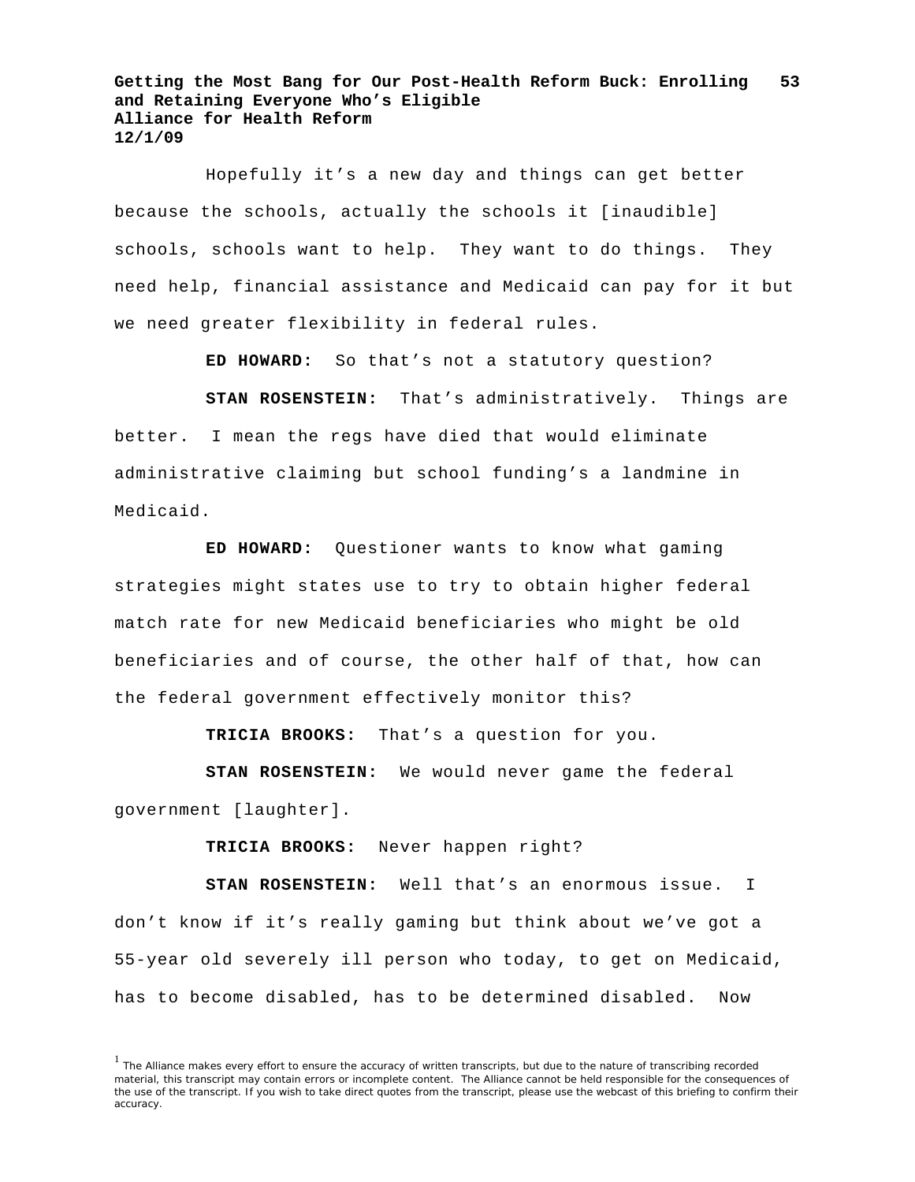Hopefully it's a new day and things can get better because the schools, actually the schools it [inaudible] schools, schools want to help. They want to do things. They need help, financial assistance and Medicaid can pay for it but we need greater flexibility in federal rules.

**ED HOWARD:** So that's not a statutory question?

**STAN ROSENSTEIN:** That's administratively. Things are better. I mean the regs have died that would eliminate administrative claiming but school funding's a landmine in Medicaid.

**ED HOWARD:** Questioner wants to know what gaming strategies might states use to try to obtain higher federal match rate for new Medicaid beneficiaries who might be old beneficiaries and of course, the other half of that, how can the federal government effectively monitor this?

**TRICIA BROOKS:** That's a question for you.

**STAN ROSENSTEIN:** We would never game the federal government [laughter].

**TRICIA BROOKS:** Never happen right?

**STAN ROSENSTEIN:** Well that's an enormous issue. I don't know if it's really gaming but think about we've got a 55-year old severely ill person who today, to get on Medicaid, has to become disabled, has to be determined disabled. Now

[1] The Alliance makes every effort to ensure the accuracy of written transcripts, but due to the nature of transcribing recorded material, this transcript may contain errors or incomplete content. The Alliance cannot be held responsible for the consequences of the use of the transcript. If you wish to take direct quotes from the transcript, please use the webcast of this briefing to confirm their accuracy.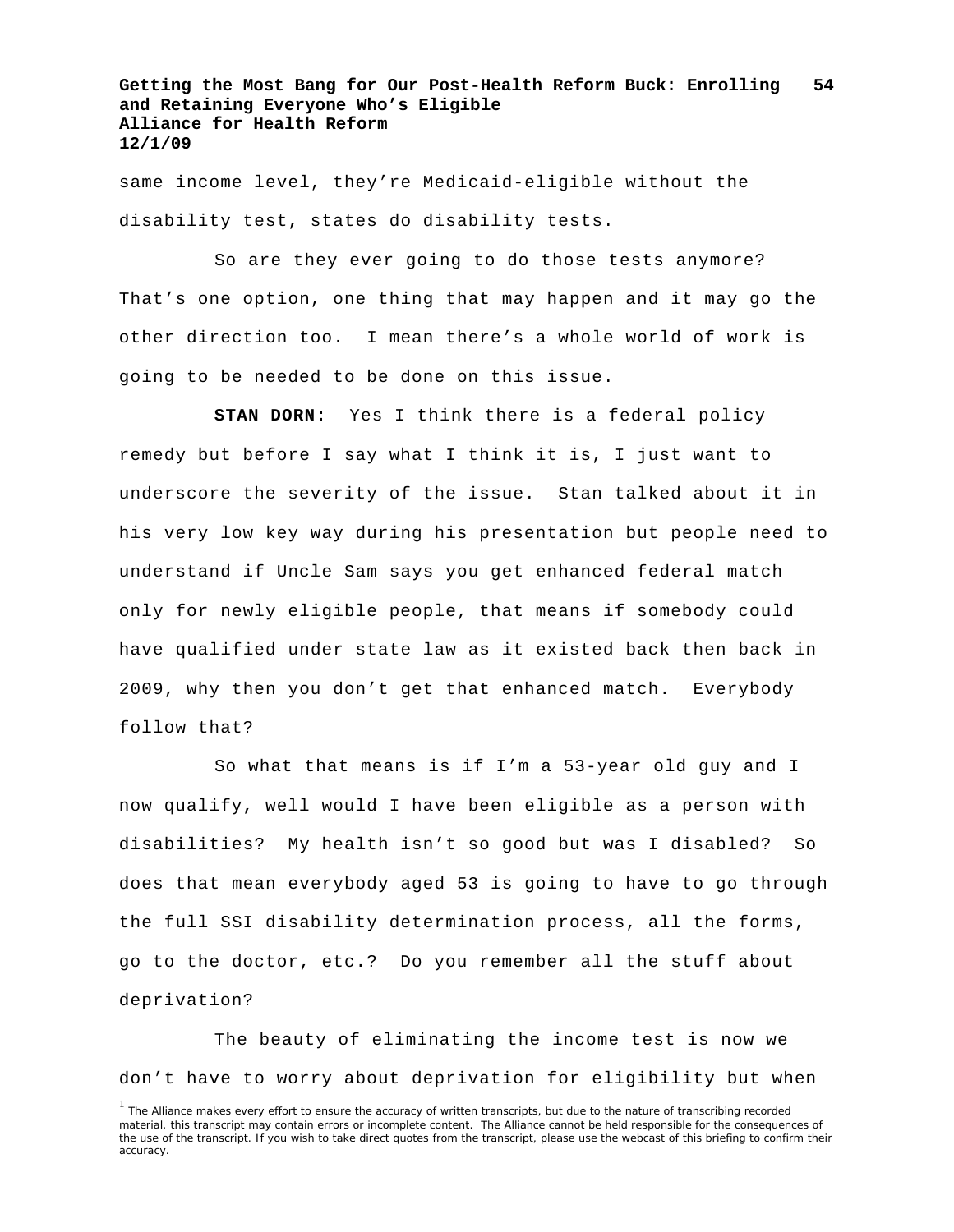same income level, they're Medicaid-eligible without the disability test, states do disability tests.

So are they ever going to do those tests anymore? That's one option, one thing that may happen and it may go the other direction too. I mean there's a whole world of work is going to be needed to be done on this issue.

**STAN DORN**: Yes I think there is a federal policy remedy but before I say what I think it is, I just want to underscore the severity of the issue. Stan talked about it in his very low key way during his presentation but people need to understand if Uncle Sam says you get enhanced federal match only for newly eligible people, that means if somebody could have qualified under state law as it existed back then back in 2009, why then you don't get that enhanced match. Everybody follow that?

So what that means is if I'm a 53-year old guy and I now qualify, well would I have been eligible as a person with disabilities? My health isn't so good but was I disabled? So does that mean everybody aged 53 is going to have to go through the full SSI disability determination process, all the forms, go to the doctor, etc.? Do you remember all the stuff about deprivation?

The beauty of eliminating the income test is now we don't have to worry about deprivation for eligibility but when

[1] The Alliance makes every effort to ensure the accuracy of written transcripts, but due to the nature of transcribing recorded material, this transcript may contain errors or incomplete content. The Alliance cannot be held responsible for the consequences of the use of the transcript. If you wish to take direct quotes from the transcript, please use the webcast of this briefing to confirm their accuracy.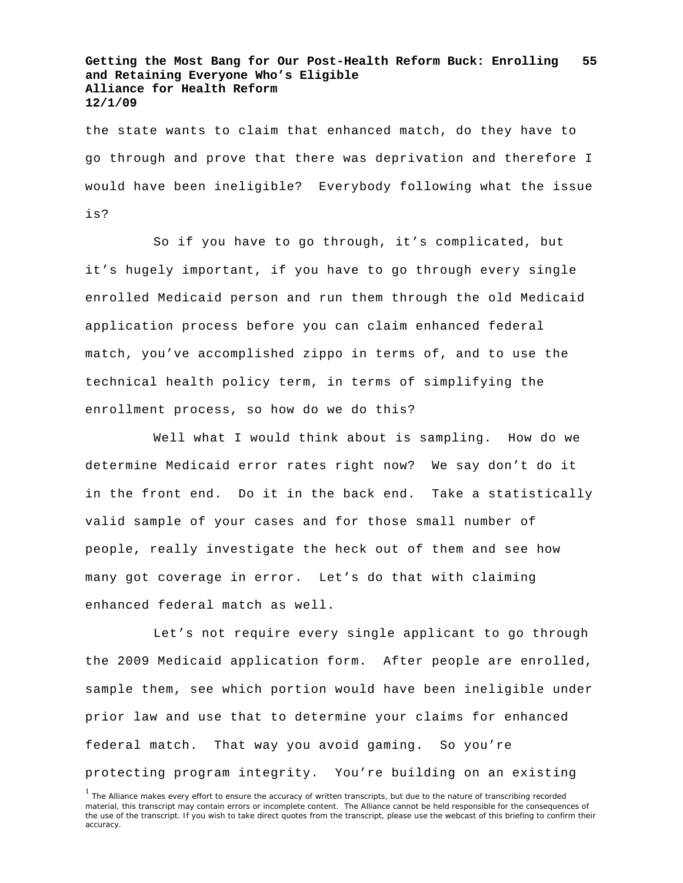the state wants to claim that enhanced match, do they have to go through and prove that there was deprivation and therefore I would have been ineligible? Everybody following what the issue is?

So if you have to go through, it's complicated, but it's hugely important, if you have to go through every single enrolled Medicaid person and run them through the old Medicaid application process before you can claim enhanced federal match, you've accomplished zippo in terms of, and to use the technical health policy term, in terms of simplifying the enrollment process, so how do we do this?

Well what I would think about is sampling. How do we determine Medicaid error rates right now? We say don't do it in the front end. Do it in the back end. Take a statistically valid sample of your cases and for those small number of people, really investigate the heck out of them and see how many got coverage in error. Let's do that with claiming enhanced federal match as well.

Let's not require every single applicant to go through the 2009 Medicaid application form. After people are enrolled, sample them, see which portion would have been ineligible under prior law and use that to determine your claims for enhanced federal match. That way you avoid gaming. So you're protecting program integrity. You're building on an existing

[1] The Alliance makes every effort to ensure the accuracy of written transcripts, but due to the nature of transcribing recorded material, this transcript may contain errors or incomplete content. The Alliance cannot be held responsible for the consequences of the use of the transcript. If you wish to take direct quotes from the transcript, please use the webcast of this briefing to confirm their accuracy.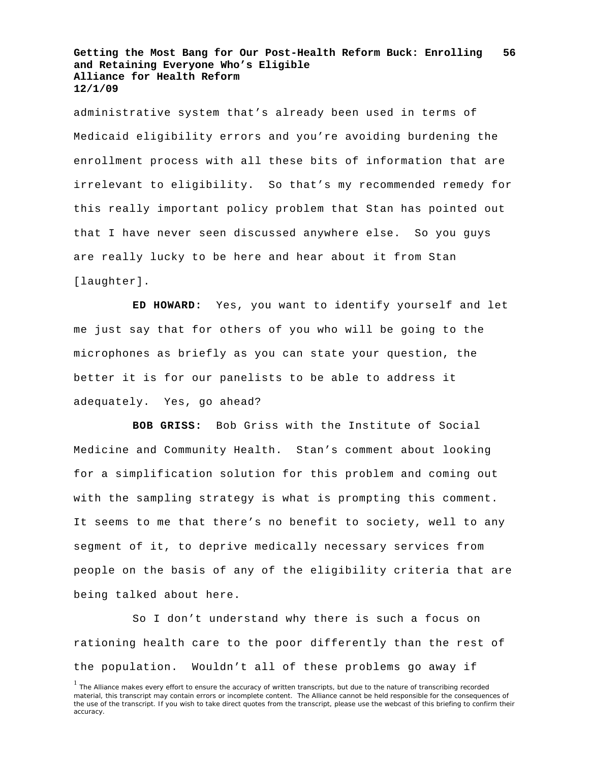administrative system that's already been used in terms of Medicaid eligibility errors and you're avoiding burdening the enrollment process with all these bits of information that are irrelevant to eligibility. So that's my recommended remedy for this really important policy problem that Stan has pointed out that I have never seen discussed anywhere else. So you guys are really lucky to be here and hear about it from Stan [laughter].

**ED HOWARD:** Yes, you want to identify yourself and let me just say that for others of you who will be going to the microphones as briefly as you can state your question, the better it is for our panelists to be able to address it adequately. Yes, go ahead?

**BOB GRISS:** Bob Griss with the Institute of Social Medicine and Community Health. Stan's comment about looking for a simplification solution for this problem and coming out with the sampling strategy is what is prompting this comment. It seems to me that there's no benefit to society, well to any segment of it, to deprive medically necessary services from people on the basis of any of the eligibility criteria that are being talked about here.

So I don't understand why there is such a focus on rationing health care to the poor differently than the rest of the population. Wouldn't all of these problems go away if

[1] The Alliance makes every effort to ensure the accuracy of written transcripts, but due to the nature of transcribing recorded material, this transcript may contain errors or incomplete content. The Alliance cannot be held responsible for the consequences of the use of the transcript. If you wish to take direct quotes from the transcript, please use the webcast of this briefing to confirm their accuracy.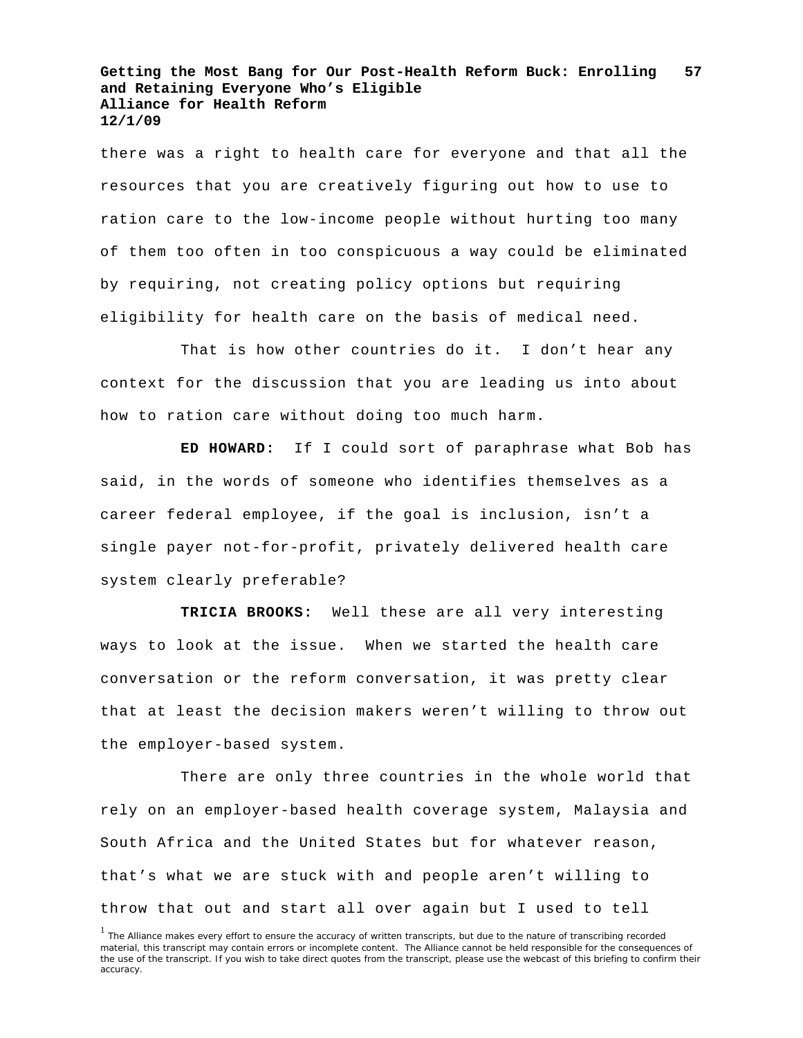there was a right to health care for everyone and that all the resources that you are creatively figuring out how to use to ration care to the low-income people without hurting too many of them too often in too conspicuous a way could be eliminated by requiring, not creating policy options but requiring eligibility for health care on the basis of medical need.

That is how other countries do it. I don't hear any context for the discussion that you are leading us into about how to ration care without doing too much harm.

**ED HOWARD:** If I could sort of paraphrase what Bob has said, in the words of someone who identifies themselves as a career federal employee, if the goal is inclusion, isn't a single payer not-for-profit, privately delivered health care system clearly preferable?

**TRICIA BROOKS:** Well these are all very interesting ways to look at the issue. When we started the health care conversation or the reform conversation, it was pretty clear that at least the decision makers weren't willing to throw out the employer-based system.

There are only three countries in the whole world that rely on an employer-based health coverage system, Malaysia and South Africa and the United States but for whatever reason, that's what we are stuck with and people aren't willing to throw that out and start all over again but I used to tell

[1] The Alliance makes every effort to ensure the accuracy of written transcripts, but due to the nature of transcribing recorded material, this transcript may contain errors or incomplete content. The Alliance cannot be held responsible for the consequences of the use of the transcript. If you wish to take direct quotes from the transcript, please use the webcast of this briefing to confirm their accuracy.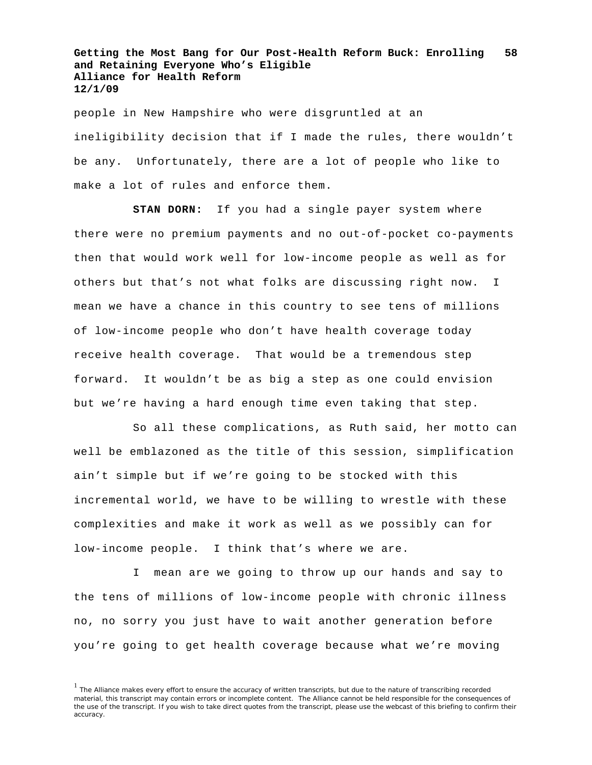people in New Hampshire who were disgruntled at an ineligibility decision that if I made the rules, there wouldn't be any. Unfortunately, there are a lot of people who like to make a lot of rules and enforce them.

**STAN DORN:** If you had a single payer system where there were no premium payments and no out-of-pocket co-payments then that would work well for low-income people as well as for others but that's not what folks are discussing right now. I mean we have a chance in this country to see tens of millions of low-income people who don't have health coverage today receive health coverage. That would be a tremendous step forward. It wouldn't be as big a step as one could envision but we're having a hard enough time even taking that step.

So all these complications, as Ruth said, her motto can well be emblazoned as the title of this session, simplification ain't simple but if we're going to be stocked with this incremental world, we have to be willing to wrestle with these complexities and make it work as well as we possibly can for low-income people. I think that's where we are.

I mean are we going to throw up our hands and say to the tens of millions of low-income people with chronic illness no, no sorry you just have to wait another generation before you're going to get health coverage because what we're moving

[1] The Alliance makes every effort to ensure the accuracy of written transcripts, but due to the nature of transcribing recorded material, this transcript may contain errors or incomplete content. The Alliance cannot be held responsible for the consequences of the use of the transcript. If you wish to take direct quotes from the transcript, please use the webcast of this briefing to confirm their accuracy.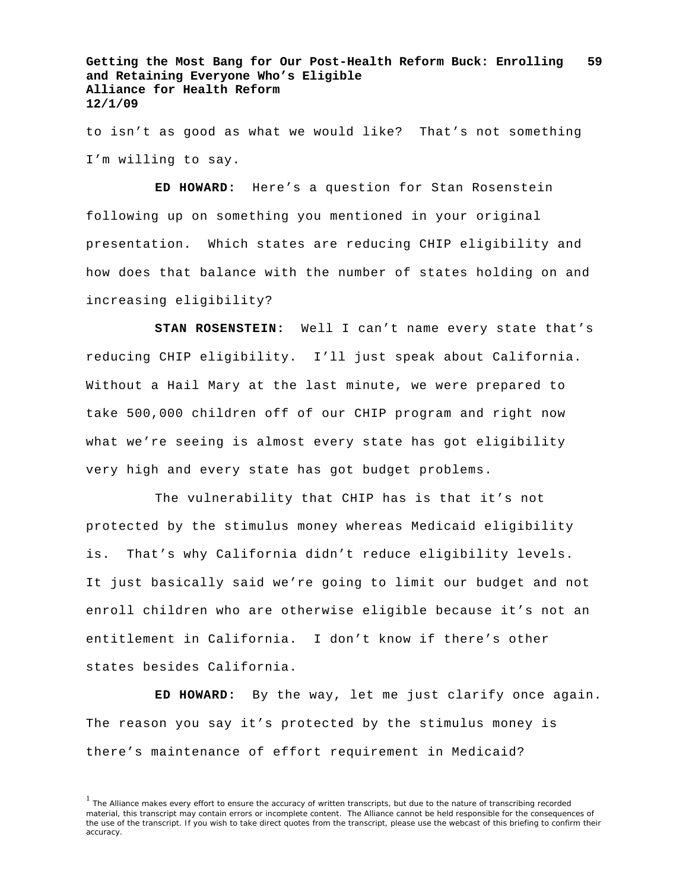to isn't as good as what we would like? That's not something I'm willing to say.

**ED HOWARD:** Here's a question for Stan Rosenstein following up on something you mentioned in your original presentation. Which states are reducing CHIP eligibility and how does that balance with the number of states holding on and increasing eligibility?

**STAN ROSENSTEIN:** Well I can't name every state that's reducing CHIP eligibility. I'll just speak about California. Without a Hail Mary at the last minute, we were prepared to take 500,000 children off of our CHIP program and right now what we're seeing is almost every state has got eligibility very high and every state has got budget problems.

The vulnerability that CHIP has is that it's not protected by the stimulus money whereas Medicaid eligibility is. That's why California didn't reduce eligibility levels. It just basically said we're going to limit our budget and not enroll children who are otherwise eligible because it's not an entitlement in California. I don't know if there's other states besides California.

**ED HOWARD:** By the way, let me just clarify once again. The reason you say it's protected by the stimulus money is there's maintenance of effort requirement in Medicaid?

[1] The Alliance makes every effort to ensure the accuracy of written transcripts, but due to the nature of transcribing recorded material, this transcript may contain errors or incomplete content. The Alliance cannot be held responsible for the consequences of the use of the transcript. If you wish to take direct quotes from the transcript, please use the webcast of this briefing to confirm their accuracy.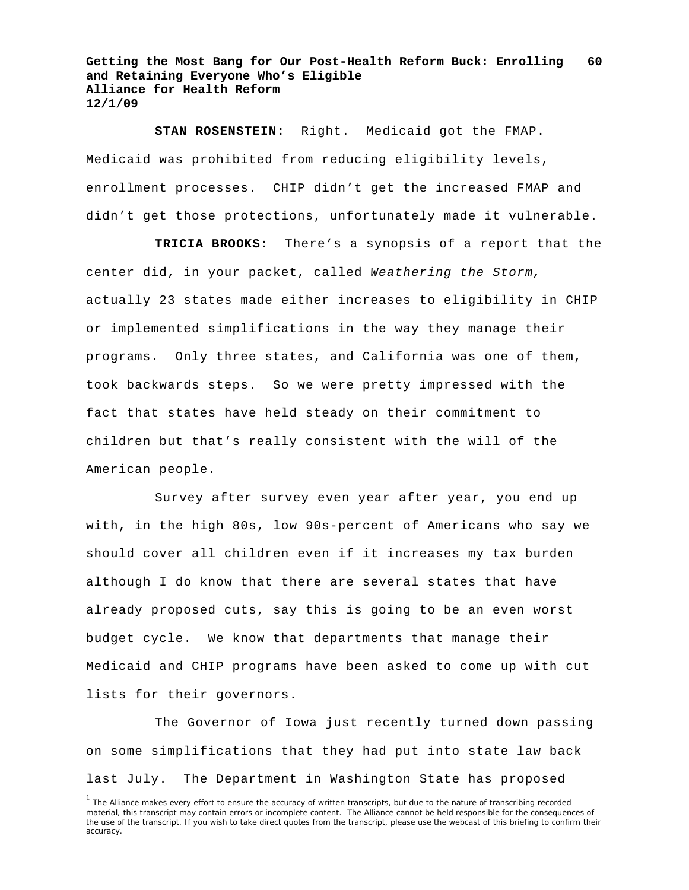**STAN ROSENSTEIN:** Right. Medicaid got the FMAP. Medicaid was prohibited from reducing eligibility levels, enrollment processes. CHIP didn't get the increased FMAP and didn't get those protections, unfortunately made it vulnerable.

**TRICIA BROOKS:** There's a synopsis of a report that the center did, in your packet, called *Weathering the Storm,* actually 23 states made either increases to eligibility in CHIP or implemented simplifications in the way they manage their programs. Only three states, and California was one of them, took backwards steps. So we were pretty impressed with the fact that states have held steady on their commitment to children but that's really consistent with the will of the American people.

Survey after survey even year after year, you end up with, in the high 80s, low 90s-percent of Americans who say we should cover all children even if it increases my tax burden although I do know that there are several states that have already proposed cuts, say this is going to be an even worst budget cycle. We know that departments that manage their Medicaid and CHIP programs have been asked to come up with cut lists for their governors.

The Governor of Iowa just recently turned down passing on some simplifications that they had put into state law back last July. The Department in Washington State has proposed

[1] The Alliance makes every effort to ensure the accuracy of written transcripts, but due to the nature of transcribing recorded material, this transcript may contain errors or incomplete content. The Alliance cannot be held responsible for the consequences of the use of the transcript. If you wish to take direct quotes from the transcript, please use the webcast of this briefing to confirm their accuracy.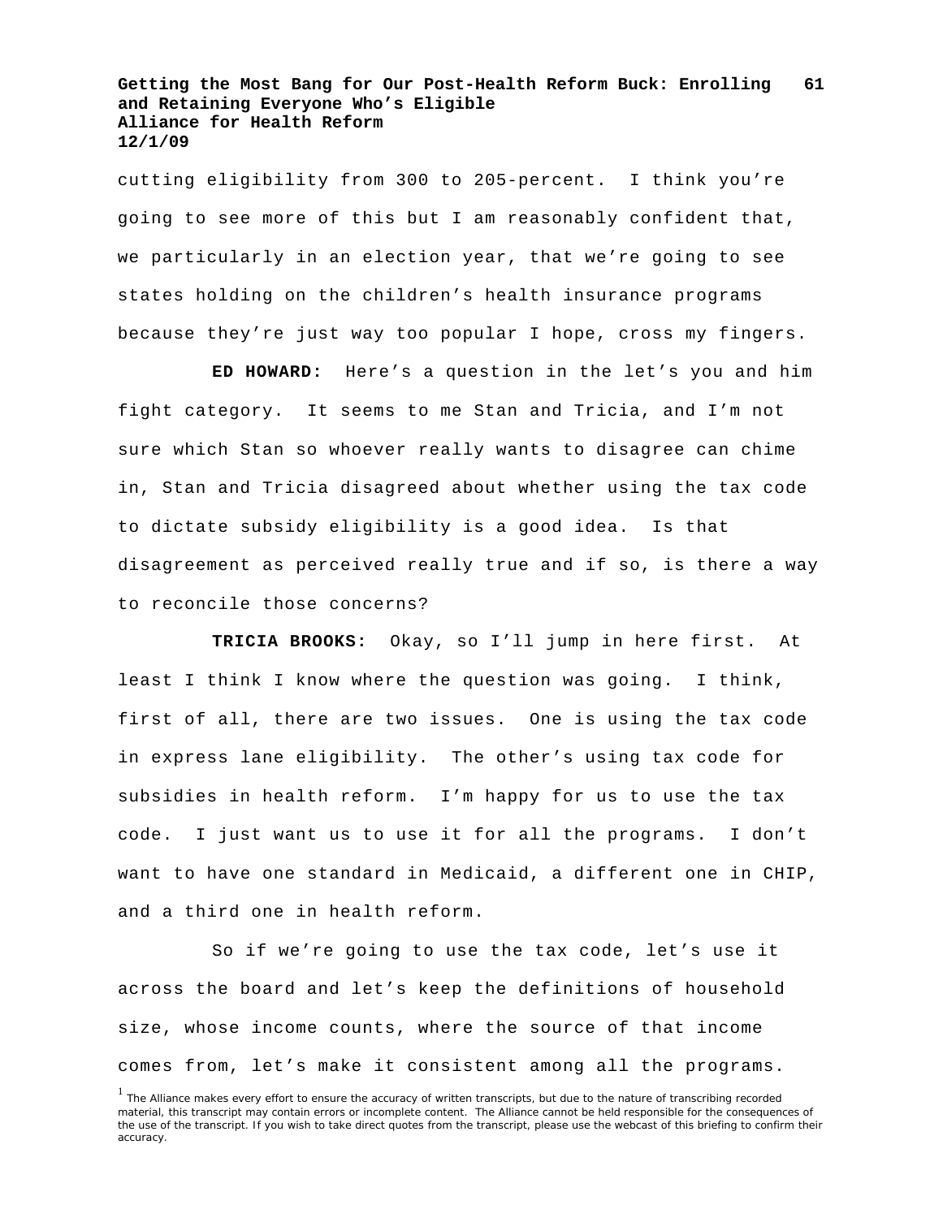cutting eligibility from 300 to 205-percent. I think you're going to see more of this but I am reasonably confident that, we particularly in an election year, that we're going to see states holding on the children's health insurance programs because they're just way too popular I hope, cross my fingers.

**ED HOWARD:** Here's a question in the let's you and him fight category. It seems to me Stan and Tricia, and I'm not sure which Stan so whoever really wants to disagree can chime in, Stan and Tricia disagreed about whether using the tax code to dictate subsidy eligibility is a good idea. Is that disagreement as perceived really true and if so, is there a way to reconcile those concerns?

**TRICIA BROOKS:** Okay, so I'll jump in here first. At least I think I know where the question was going. I think, first of all, there are two issues. One is using the tax code in express lane eligibility. The other's using tax code for subsidies in health reform. I'm happy for us to use the tax code. I just want us to use it for all the programs. I don't want to have one standard in Medicaid, a different one in CHIP, and a third one in health reform.

So if we're going to use the tax code, let's use it across the board and let's keep the definitions of household size, whose income counts, where the source of that income comes from, let's make it consistent among all the programs.

[1] The Alliance makes every effort to ensure the accuracy of written transcripts, but due to the nature of transcribing recorded material, this transcript may contain errors or incomplete content. The Alliance cannot be held responsible for the consequences of the use of the transcript. If you wish to take direct quotes from the transcript, please use the webcast of this briefing to confirm their accuracy.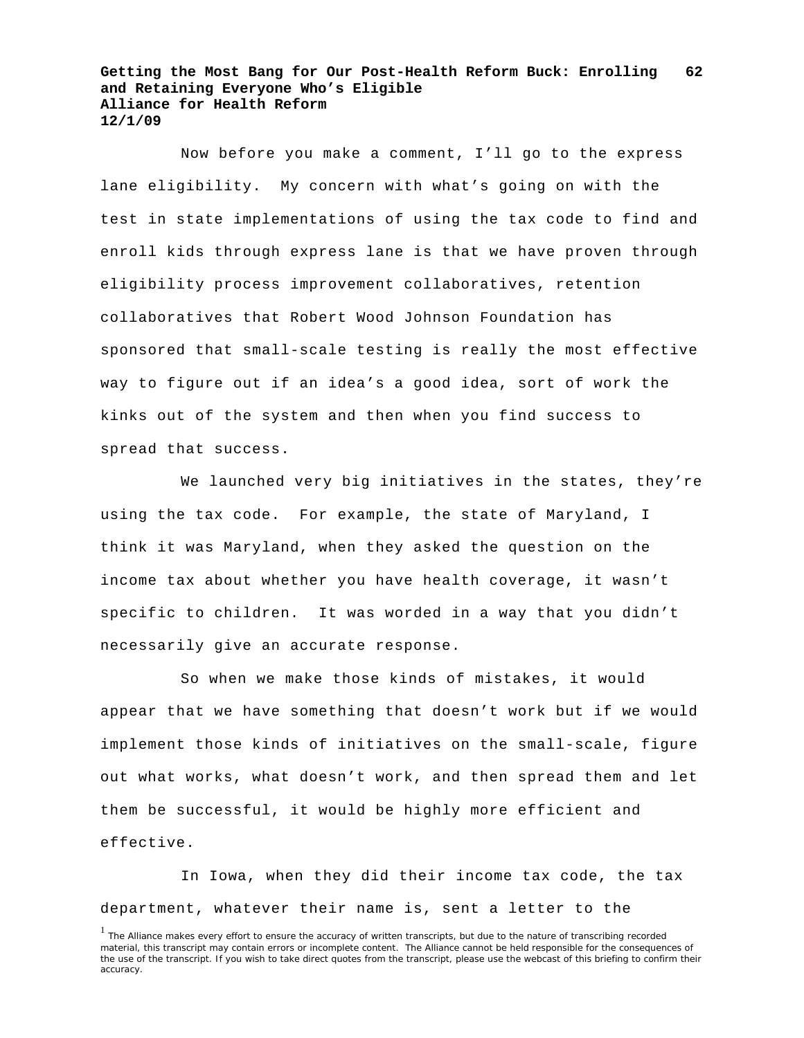Now before you make a comment, I'll go to the express lane eligibility. My concern with what's going on with the test in state implementations of using the tax code to find and enroll kids through express lane is that we have proven through eligibility process improvement collaboratives, retention collaboratives that Robert Wood Johnson Foundation has sponsored that small-scale testing is really the most effective way to figure out if an idea's a good idea, sort of work the kinks out of the system and then when you find success to spread that success.

We launched very big initiatives in the states, they're using the tax code. For example, the state of Maryland, I think it was Maryland, when they asked the question on the income tax about whether you have health coverage, it wasn't specific to children. It was worded in a way that you didn't necessarily give an accurate response.

So when we make those kinds of mistakes, it would appear that we have something that doesn't work but if we would implement those kinds of initiatives on the small-scale, figure out what works, what doesn't work, and then spread them and let them be successful, it would be highly more efficient and effective.

In Iowa, when they did their income tax code, the tax department, whatever their name is, sent a letter to the

[1] The Alliance makes every effort to ensure the accuracy of written transcripts, but due to the nature of transcribing recorded material, this transcript may contain errors or incomplete content. The Alliance cannot be held responsible for the consequences of the use of the transcript. If you wish to take direct quotes from the transcript, please use the webcast of this briefing to confirm their accuracy.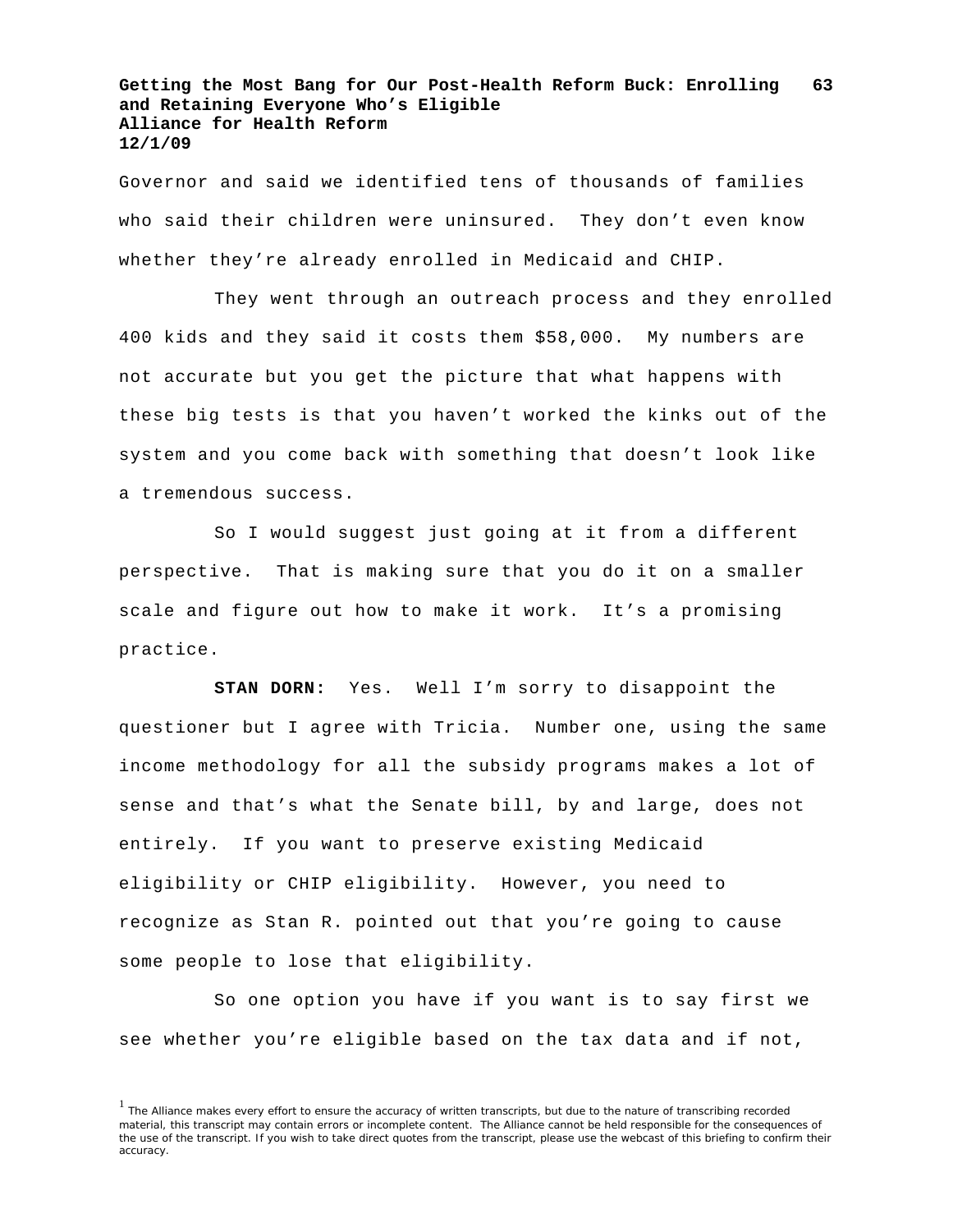Governor and said we identified tens of thousands of families who said their children were uninsured. They don't even know whether they're already enrolled in Medicaid and CHIP.

They went through an outreach process and they enrolled 400 kids and they said it costs them $58,000. My numbers are not accurate but you get the picture that what happens with these big tests is that you haven't worked the kinks out of the system and you come back with something that doesn't look like a tremendous success.

So I would suggest just going at it from a different perspective. That is making sure that you do it on a smaller scale and figure out how to make it work. It's a promising practice.

**STAN DORN:** Yes. Well I'm sorry to disappoint the questioner but I agree with Tricia. Number one, using the same income methodology for all the subsidy programs makes a lot of sense and that's what the Senate bill, by and large, does not entirely. If you want to preserve existing Medicaid eligibility or CHIP eligibility. However, you need to recognize as Stan R. pointed out that you're going to cause some people to lose that eligibility.

So one option you have if you want is to say first we see whether you're eligible based on the tax data and if not,

[1] The Alliance makes every effort to ensure the accuracy of written transcripts, but due to the nature of transcribing recorded material, this transcript may contain errors or incomplete content. The Alliance cannot be held responsible for the consequences of the use of the transcript. If you wish to take direct quotes from the transcript, please use the webcast of this briefing to confirm their accuracy.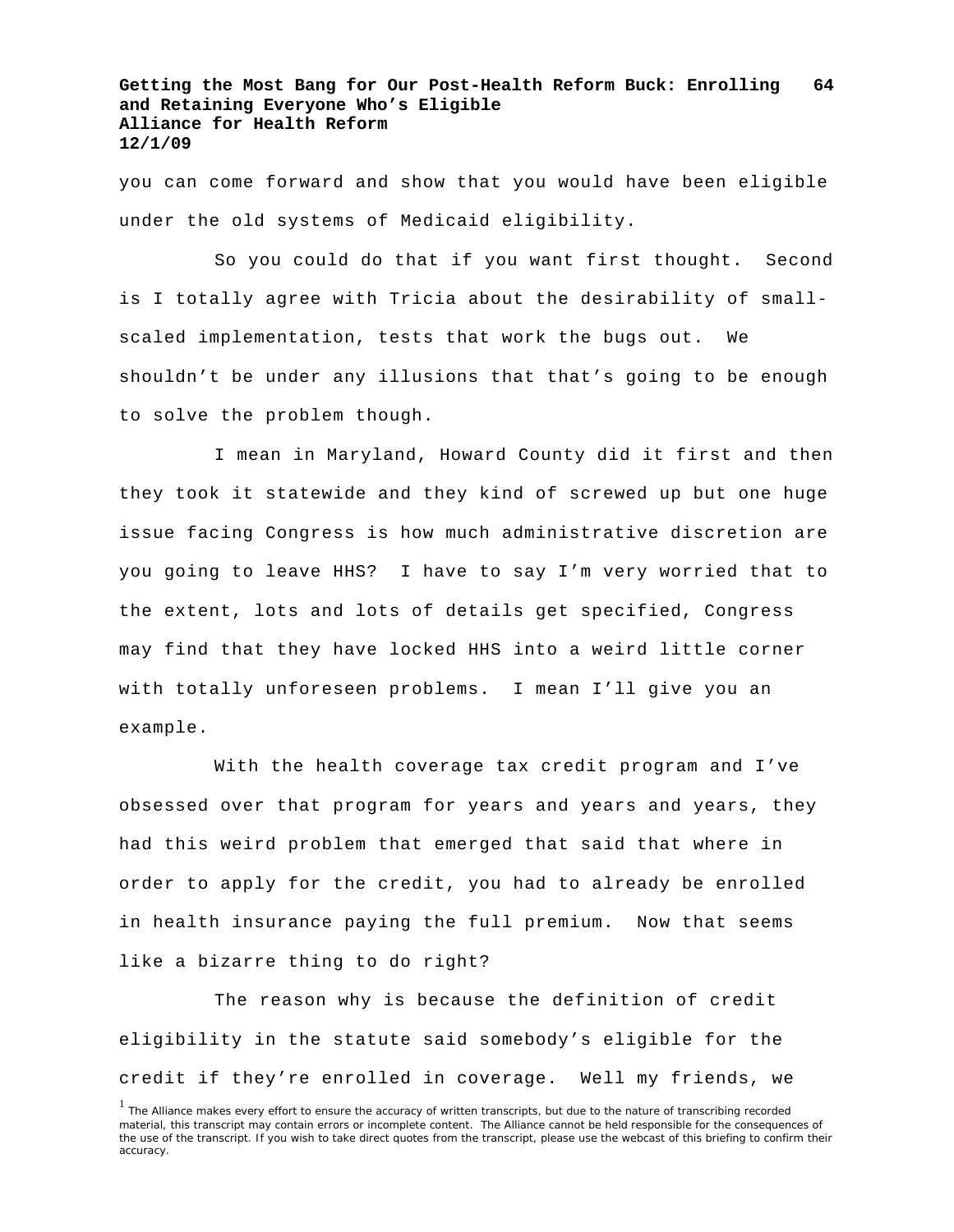you can come forward and show that you would have been eligible under the old systems of Medicaid eligibility.

So you could do that if you want first thought. Second is I totally agree with Tricia about the desirability of small-scaled implementation, tests that work the bugs out. We shouldn't be under any illusions that that's going to be enough to solve the problem though.

I mean in Maryland, Howard County did it first and then they took it statewide and they kind of screwed up but one huge issue facing Congress is how much administrative discretion are you going to leave HHS? I have to say I'm very worried that to the extent, lots and lots of details get specified, Congress may find that they have locked HHS into a weird little corner with totally unforeseen problems. I mean I'll give you an example.

With the health coverage tax credit program and I've obsessed over that program for years and years and years, they had this weird problem that emerged that said that where in order to apply for the credit, you had to already be enrolled in health insurance paying the full premium. Now that seems like a bizarre thing to do right?

The reason why is because the definition of credit eligibility in the statute said somebody's eligible for the credit if they're enrolled in coverage. Well my friends, we

[1] The Alliance makes every effort to ensure the accuracy of written transcripts, but due to the nature of transcribing recorded material, this transcript may contain errors or incomplete content. The Alliance cannot be held responsible for the consequences of the use of the transcript. If you wish to take direct quotes from the transcript, please use the webcast of this briefing to confirm their accuracy.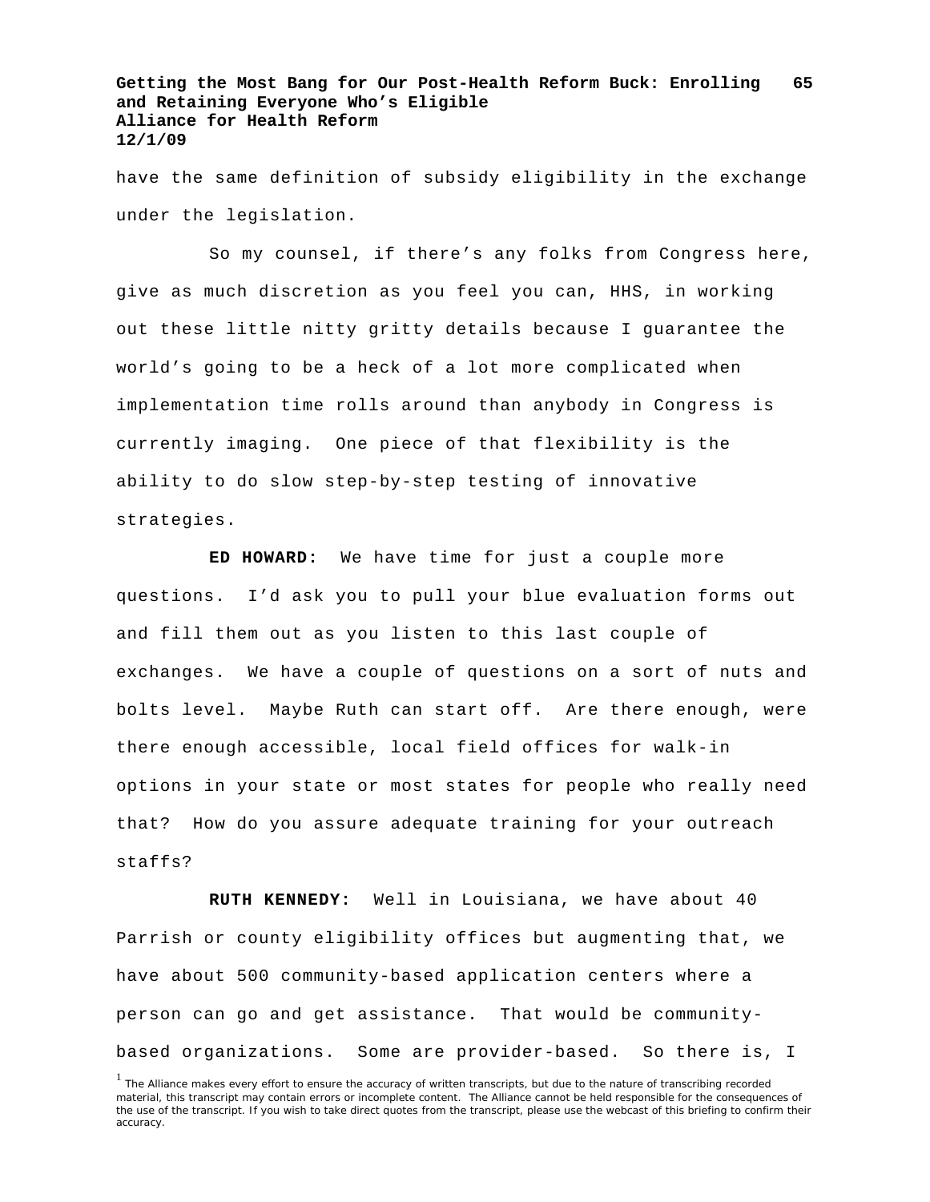have the same definition of subsidy eligibility in the exchange under the legislation.

So my counsel, if there's any folks from Congress here, give as much discretion as you feel you can, HHS, in working out these little nitty gritty details because I guarantee the world's going to be a heck of a lot more complicated when implementation time rolls around than anybody in Congress is currently imaging. One piece of that flexibility is the ability to do slow step-by-step testing of innovative strategies.

**ED HOWARD:** We have time for just a couple more questions. I'd ask you to pull your blue evaluation forms out and fill them out as you listen to this last couple of exchanges. We have a couple of questions on a sort of nuts and bolts level. Maybe Ruth can start off. Are there enough, were there enough accessible, local field offices for walk-in options in your state or most states for people who really need that? How do you assure adequate training for your outreach staffs?

**RUTH KENNEDY:** Well in Louisiana, we have about 40 Parrish or county eligibility offices but augmenting that, we have about 500 community-based application centers where a person can go and get assistance. That would be community-based organizations. Some are provider-based. So there is, I

[1] The Alliance makes every effort to ensure the accuracy of written transcripts, but due to the nature of transcribing recorded material, this transcript may contain errors or incomplete content. The Alliance cannot be held responsible for the consequences of the use of the transcript. If you wish to take direct quotes from the transcript, please use the webcast of this briefing to confirm their accuracy.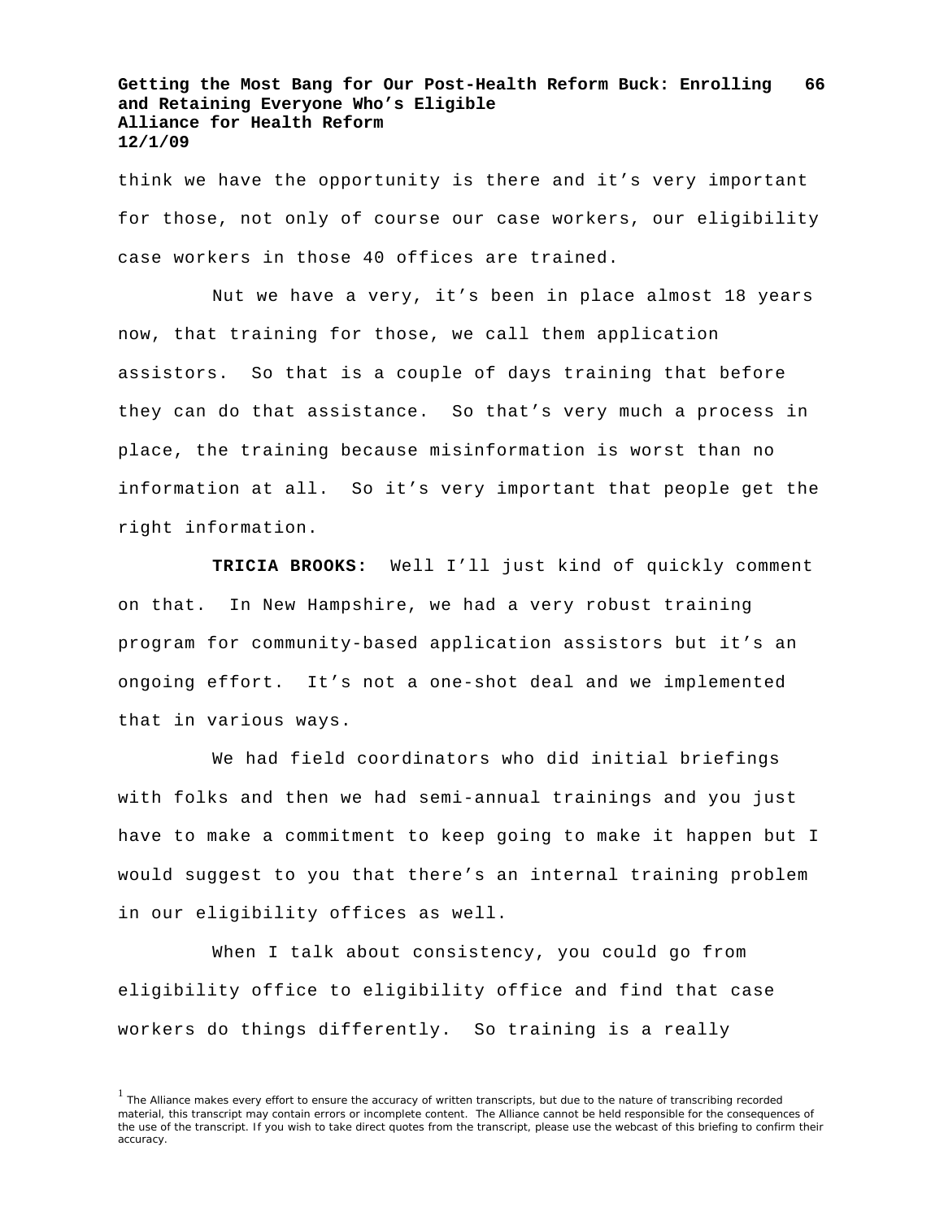think we have the opportunity is there and it's very important for those, not only of course our case workers, our eligibility case workers in those 40 offices are trained.

Nut we have a very, it's been in place almost 18 years now, that training for those, we call them application assistors. So that is a couple of days training that before they can do that assistance. So that's very much a process in place, the training because misinformation is worst than no information at all. So it's very important that people get the right information.

**TRICIA BROOKS:** Well I'll just kind of quickly comment on that. In New Hampshire, we had a very robust training program for community-based application assistors but it's an ongoing effort. It's not a one-shot deal and we implemented that in various ways.

We had field coordinators who did initial briefings with folks and then we had semi-annual trainings and you just have to make a commitment to keep going to make it happen but I would suggest to you that there's an internal training problem in our eligibility offices as well.

When I talk about consistency, you could go from eligibility office to eligibility office and find that case workers do things differently. So training is a really

[1] The Alliance makes every effort to ensure the accuracy of written transcripts, but due to the nature of transcribing recorded material, this transcript may contain errors or incomplete content. The Alliance cannot be held responsible for the consequences of the use of the transcript. If you wish to take direct quotes from the transcript, please use the webcast of this briefing to confirm their accuracy.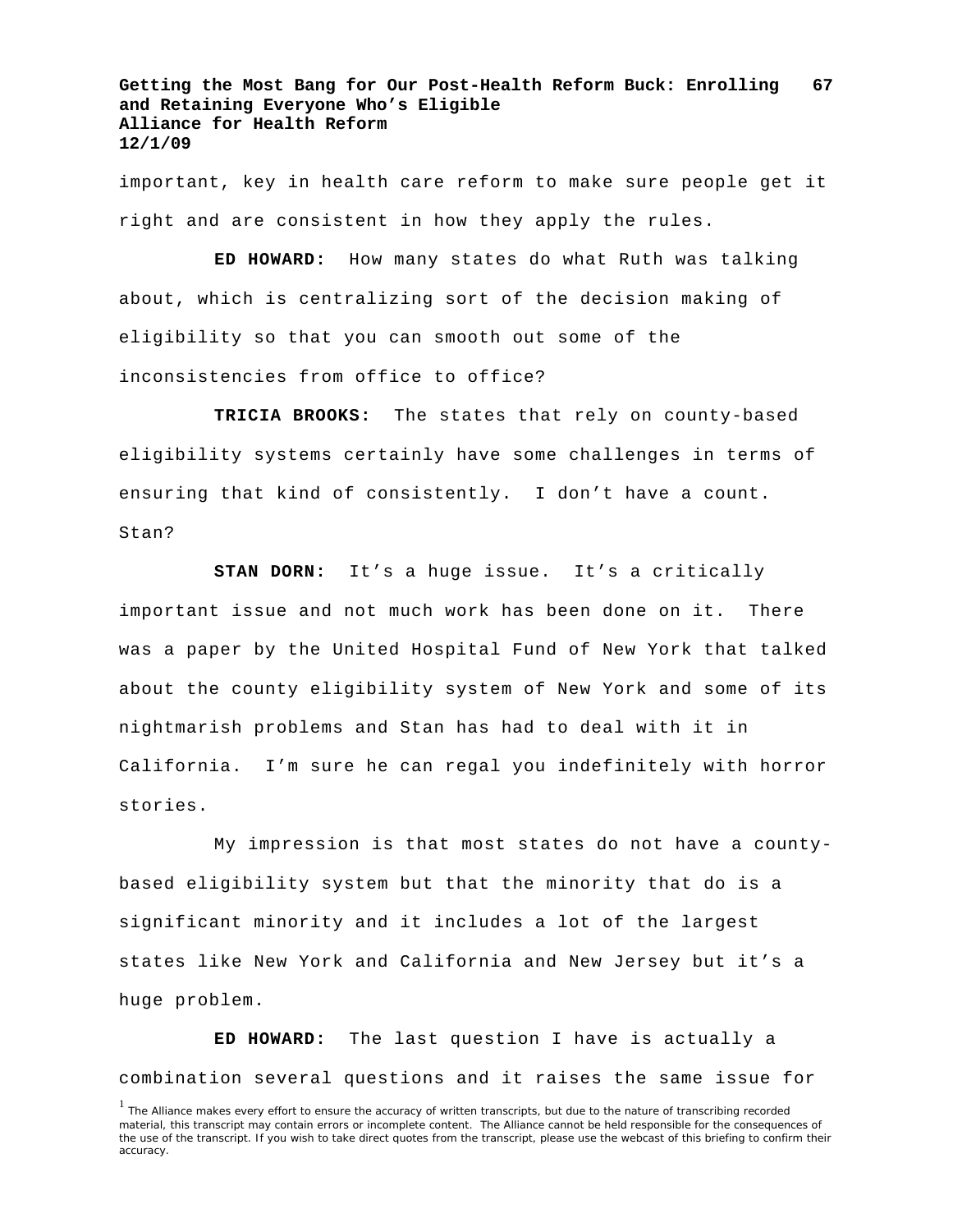important, key in health care reform to make sure people get it right and are consistent in how they apply the rules.

**ED HOWARD:** How many states do what Ruth was talking about, which is centralizing sort of the decision making of eligibility so that you can smooth out some of the inconsistencies from office to office?

**TRICIA BROOKS:** The states that rely on county-based eligibility systems certainly have some challenges in terms of ensuring that kind of consistently. I don't have a count. Stan?

**STAN DORN:** It's a huge issue. It's a critically important issue and not much work has been done on it. There was a paper by the United Hospital Fund of New York that talked about the county eligibility system of New York and some of its nightmarish problems and Stan has had to deal with it in California. I'm sure he can regal you indefinitely with horror stories.

My impression is that most states do not have a county-based eligibility system but that the minority that do is a significant minority and it includes a lot of the largest states like New York and California and New Jersey but it's a huge problem.

**ED HOWARD:** The last question I have is actually a combination several questions and it raises the same issue for

[1] The Alliance makes every effort to ensure the accuracy of written transcripts, but due to the nature of transcribing recorded material, this transcript may contain errors or incomplete content. The Alliance cannot be held responsible for the consequences of the use of the transcript. If you wish to take direct quotes from the transcript, please use the webcast of this briefing to confirm their accuracy.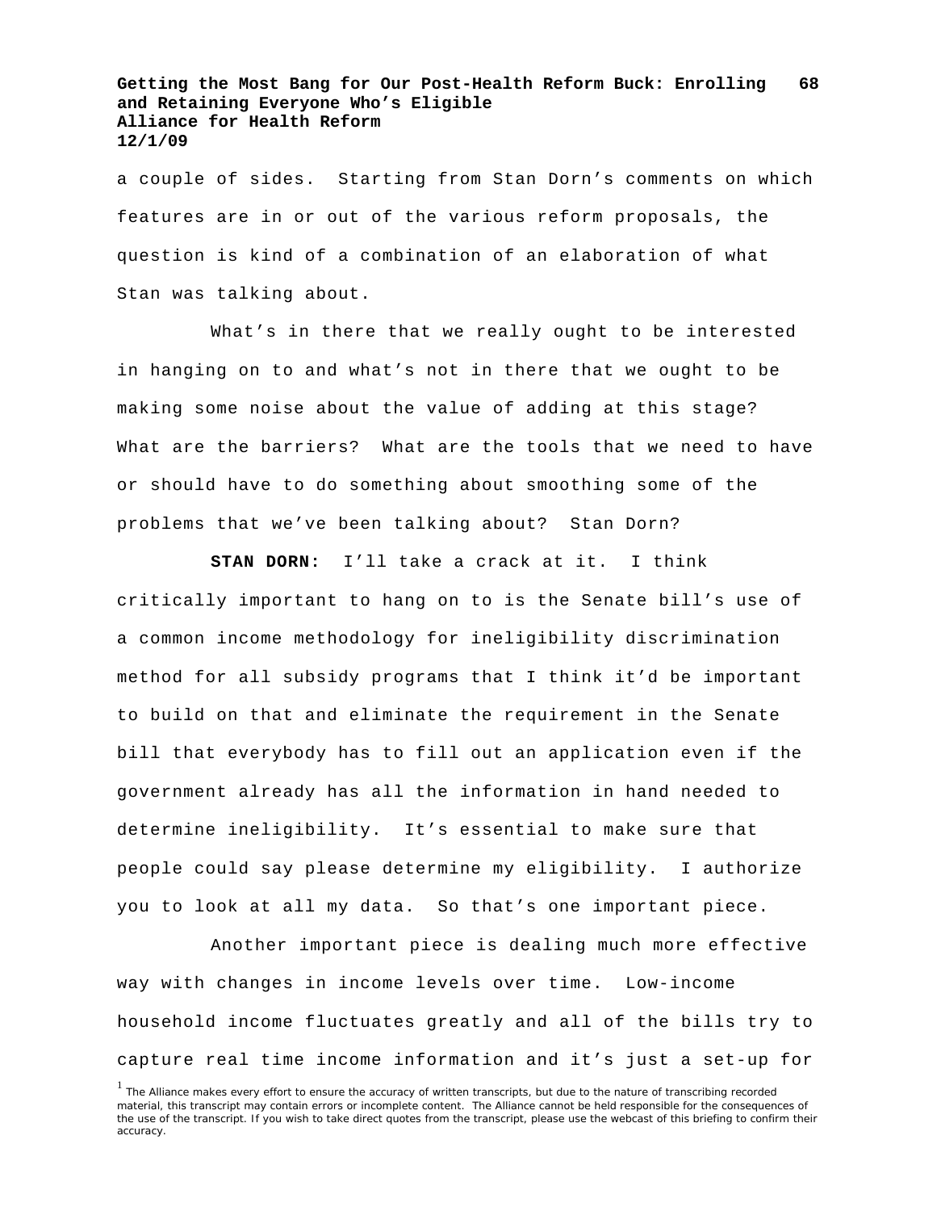a couple of sides. Starting from Stan Dorn's comments on which features are in or out of the various reform proposals, the question is kind of a combination of an elaboration of what Stan was talking about.

What's in there that we really ought to be interested in hanging on to and what's not in there that we ought to be making some noise about the value of adding at this stage? What are the barriers? What are the tools that we need to have or should have to do something about smoothing some of the problems that we've been talking about? Stan Dorn?

**STAN DORN:** I'll take a crack at it. I think critically important to hang on to is the Senate bill's use of a common income methodology for ineligibility discrimination method for all subsidy programs that I think it'd be important to build on that and eliminate the requirement in the Senate bill that everybody has to fill out an application even if the government already has all the information in hand needed to determine ineligibility. It's essential to make sure that people could say please determine my eligibility. I authorize you to look at all my data. So that's one important piece.

Another important piece is dealing much more effective way with changes in income levels over time. Low-income household income fluctuates greatly and all of the bills try to capture real time income information and it's just a set-up for

[1] The Alliance makes every effort to ensure the accuracy of written transcripts, but due to the nature of transcribing recorded material, this transcript may contain errors or incomplete content. The Alliance cannot be held responsible for the consequences of the use of the transcript. If you wish to take direct quotes from the transcript, please use the webcast of this briefing to confirm their accuracy.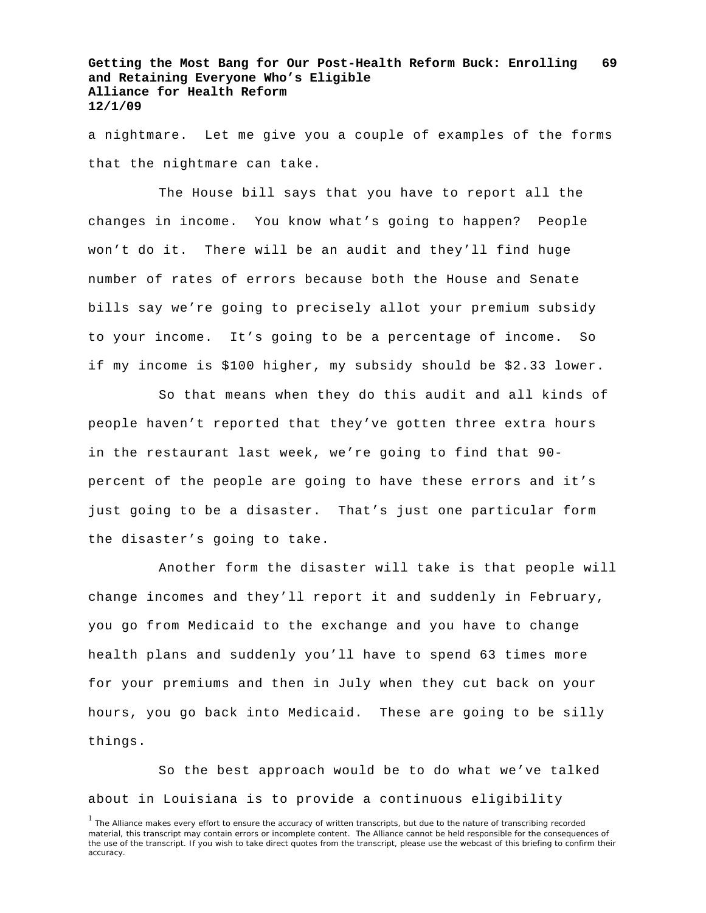a nightmare. Let me give you a couple of examples of the forms that the nightmare can take.

The House bill says that you have to report all the changes in income. You know what's going to happen? People won't do it. There will be an audit and they'll find huge number of rates of errors because both the House and Senate bills say we're going to precisely allot your premium subsidy to your income. It's going to be a percentage of income. So if my income is $100 higher, my subsidy should be $2.33 lower.

So that means when they do this audit and all kinds of people haven't reported that they've gotten three extra hours in the restaurant last week, we're going to find that 90-percent of the people are going to have these errors and it's just going to be a disaster. That's just one particular form the disaster's going to take.

Another form the disaster will take is that people will change incomes and they'll report it and suddenly in February, you go from Medicaid to the exchange and you have to change health plans and suddenly you'll have to spend 63 times more for your premiums and then in July when they cut back on your hours, you go back into Medicaid. These are going to be silly things.

So the best approach would be to do what we've talked about in Louisiana is to provide a continuous eligibility

[1] The Alliance makes every effort to ensure the accuracy of written transcripts, but due to the nature of transcribing recorded material, this transcript may contain errors or incomplete content. The Alliance cannot be held responsible for the consequences of the use of the transcript. If you wish to take direct quotes from the transcript, please use the webcast of this briefing to confirm their accuracy.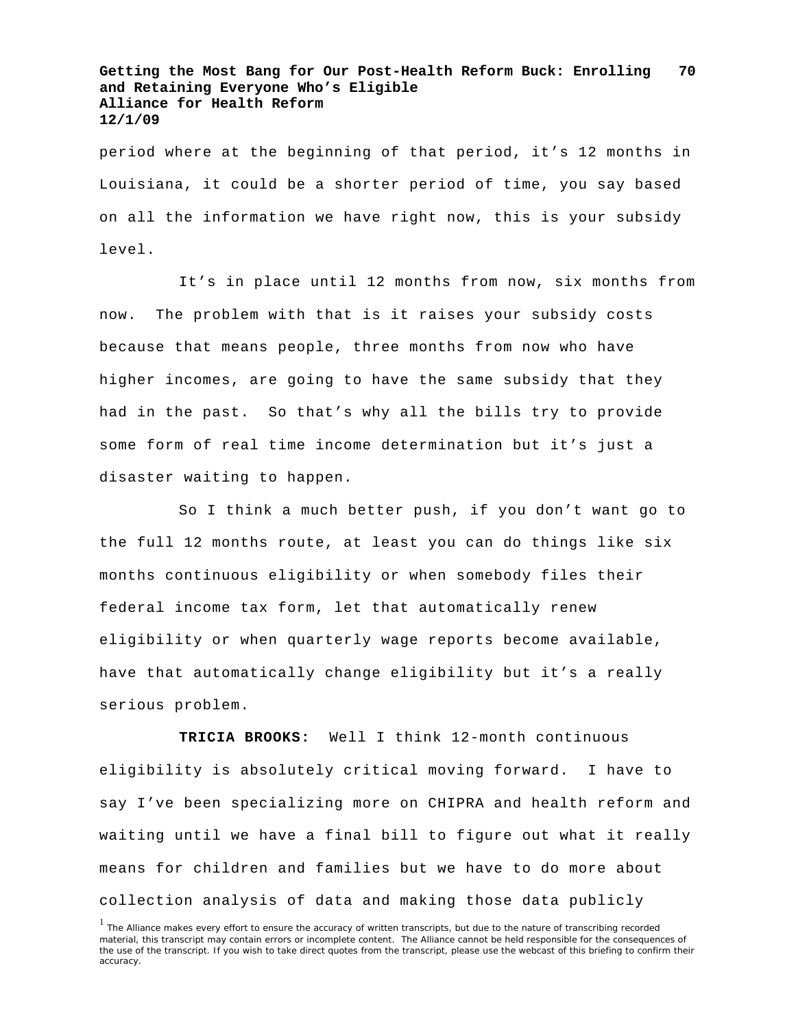period where at the beginning of that period, it's 12 months in Louisiana, it could be a shorter period of time, you say based on all the information we have right now, this is your subsidy level.

It's in place until 12 months from now, six months from now. The problem with that is it raises your subsidy costs because that means people, three months from now who have higher incomes, are going to have the same subsidy that they had in the past. So that's why all the bills try to provide some form of real time income determination but it's just a disaster waiting to happen.

So I think a much better push, if you don't want go to the full 12 months route, at least you can do things like six months continuous eligibility or when somebody files their federal income tax form, let that automatically renew eligibility or when quarterly wage reports become available, have that automatically change eligibility but it's a really serious problem.

**TRICIA BROOKS:** Well I think 12-month continuous eligibility is absolutely critical moving forward. I have to say I've been specializing more on CHIPRA and health reform and waiting until we have a final bill to figure out what it really means for children and families but we have to do more about collection analysis of data and making those data publicly

[1] The Alliance makes every effort to ensure the accuracy of written transcripts, but due to the nature of transcribing recorded material, this transcript may contain errors or incomplete content. The Alliance cannot be held responsible for the consequences of the use of the transcript. If you wish to take direct quotes from the transcript, please use the webcast of this briefing to confirm their accuracy.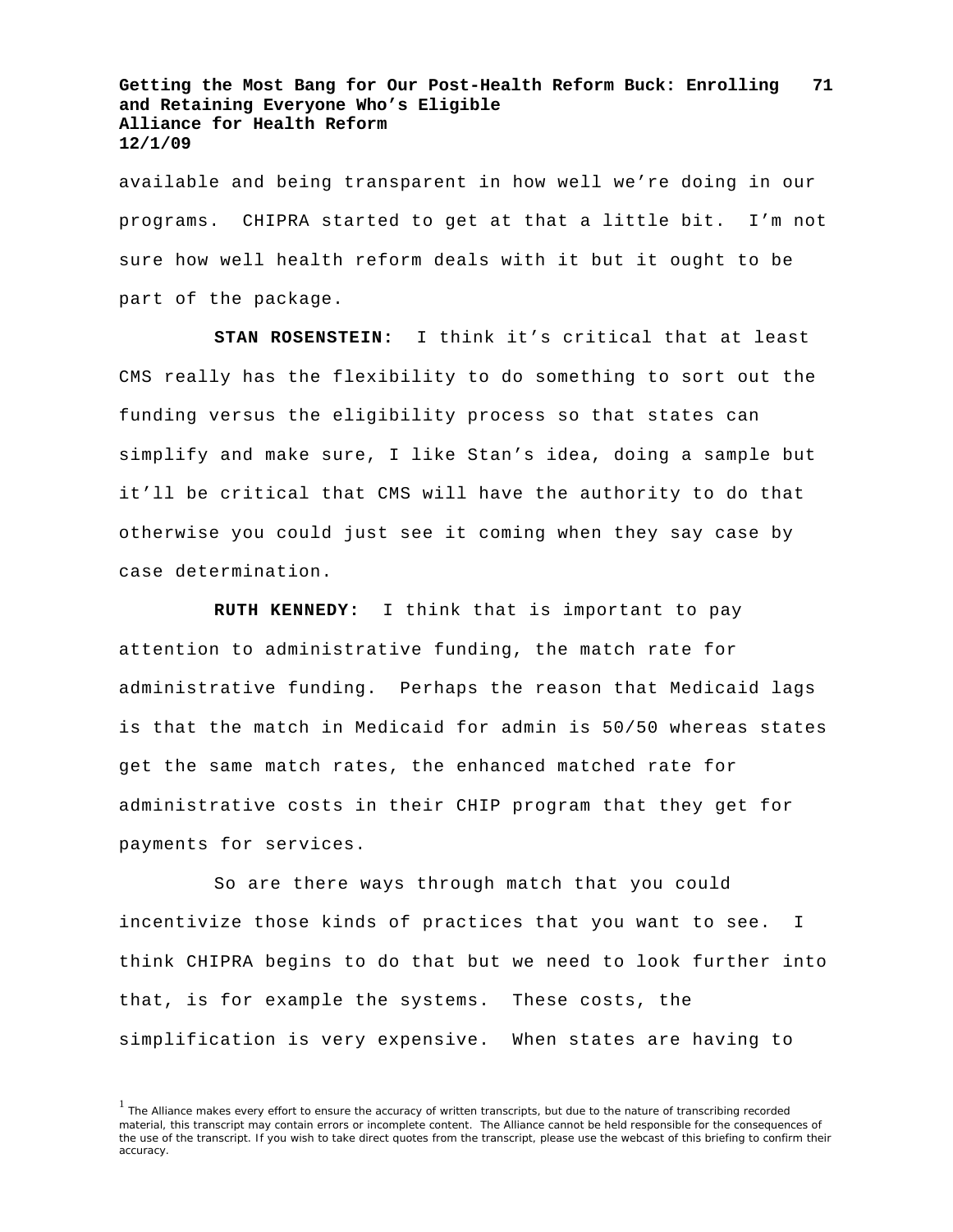available and being transparent in how well we're doing in our programs. CHIPRA started to get at that a little bit. I'm not sure how well health reform deals with it but it ought to be part of the package.

**STAN ROSENSTEIN:** I think it's critical that at least CMS really has the flexibility to do something to sort out the funding versus the eligibility process so that states can simplify and make sure, I like Stan's idea, doing a sample but it'll be critical that CMS will have the authority to do that otherwise you could just see it coming when they say case by case determination.

**RUTH KENNEDY:** I think that is important to pay attention to administrative funding, the match rate for administrative funding. Perhaps the reason that Medicaid lags is that the match in Medicaid for admin is 50/50 whereas states get the same match rates, the enhanced matched rate for administrative costs in their CHIP program that they get for payments for services.

So are there ways through match that you could incentivize those kinds of practices that you want to see. I think CHIPRA begins to do that but we need to look further into that, is for example the systems. These costs, the simplification is very expensive. When states are having to

[1] The Alliance makes every effort to ensure the accuracy of written transcripts, but due to the nature of transcribing recorded material, this transcript may contain errors or incomplete content. The Alliance cannot be held responsible for the consequences of the use of the transcript. If you wish to take direct quotes from the transcript, please use the webcast of this briefing to confirm their accuracy.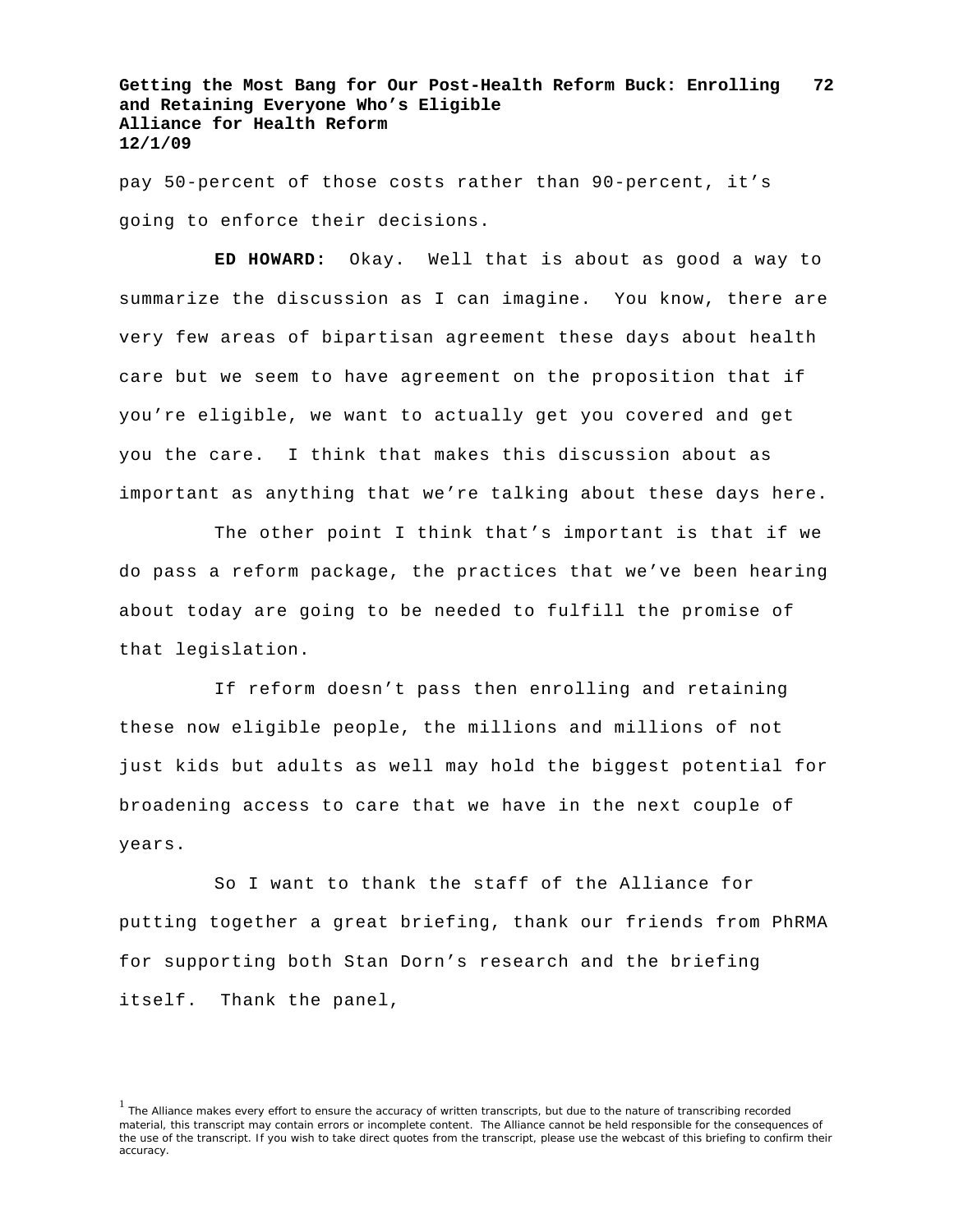pay 50-percent of those costs rather than 90-percent, it's going to enforce their decisions.

**ED HOWARD:** Okay. Well that is about as good a way to summarize the discussion as I can imagine. You know, there are very few areas of bipartisan agreement these days about health care but we seem to have agreement on the proposition that if you're eligible, we want to actually get you covered and get you the care. I think that makes this discussion about as important as anything that we're talking about these days here.

The other point I think that's important is that if we do pass a reform package, the practices that we've been hearing about today are going to be needed to fulfill the promise of that legislation.

If reform doesn't pass then enrolling and retaining these now eligible people, the millions and millions of not just kids but adults as well may hold the biggest potential for broadening access to care that we have in the next couple of years.

So I want to thank the staff of the Alliance for putting together a great briefing, thank our friends from PhRMA for supporting both Stan Dorn's research and the briefing itself. Thank the panel,

[1] The Alliance makes every effort to ensure the accuracy of written transcripts, but due to the nature of transcribing recorded material, this transcript may contain errors or incomplete content. The Alliance cannot be held responsible for the consequences of the use of the transcript. If you wish to take direct quotes from the transcript, please use the webcast of this briefing to confirm their accuracy.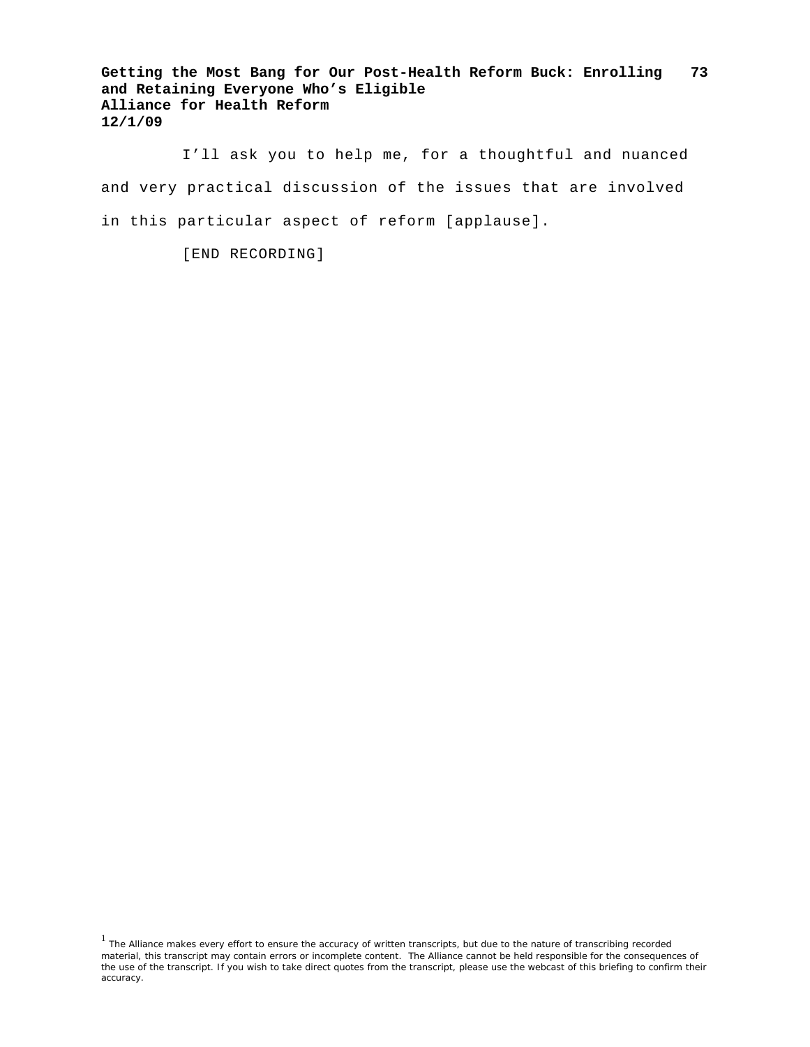I'll ask you to help me, for a thoughtful and nuanced and very practical discussion of the issues that are involved in this particular aspect of reform [applause].

[END RECORDING]

[1] The Alliance makes every effort to ensure the accuracy of written transcripts, but due to the nature of transcribing recorded material, this transcript may contain errors or incomplete content. The Alliance cannot be held responsible for the consequences of the use of the transcript. If you wish to take direct quotes from the transcript, please use the webcast of this briefing to confirm their accuracy.